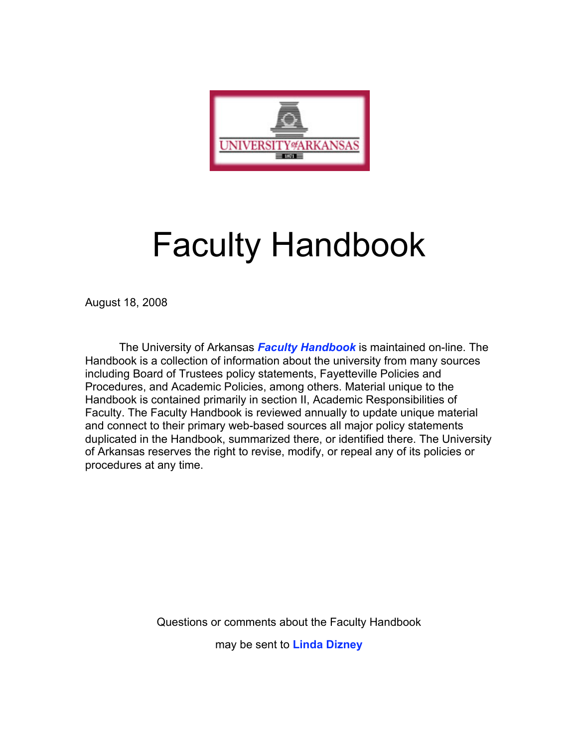# Faculty Handbook

August 18, 2008

The University of Arkansas ***Faculty Handbook*** is maintained on-line. The Handbook is a collection of information about the university from many sources including Board of Trustees policy statements, Fayetteville Policies and Procedures, and Academic Policies, among others. Material unique to the Handbook is contained primarily in section II, Academic Responsibilities of Faculty. The Faculty Handbook is reviewed annually to update unique material and connect to their primary web-based sources all major policy statements duplicated in the Handbook, summarized there, or identified there. The University of Arkansas reserves the right to revise, modify, or repeal any of its policies or procedures at any time.

Questions or comments about the Faculty Handbook

may be sent to **Linda Dizney**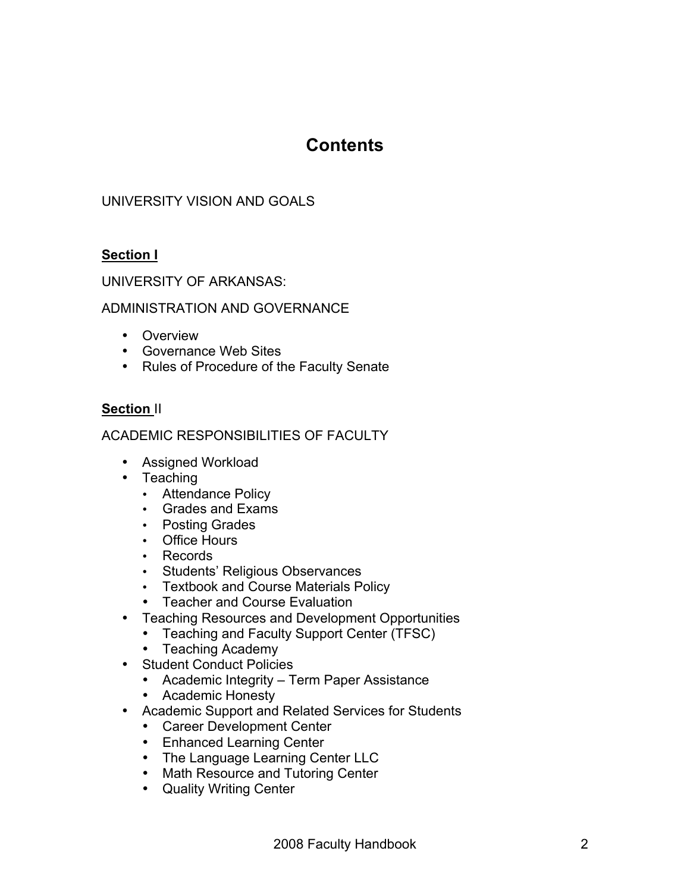# Contents

UNIVERSITY VISION AND GOALS

**Section I**

UNIVERSITY OF ARKANSAS:

ADMINISTRATION AND GOVERNANCE

- Overview
- Governance Web Sites
- Rules of Procedure of the Faculty Senate

**Section** II

ACADEMIC RESPONSIBILITIES OF FACULTY

- Assigned Workload
- Teaching
  - Attendance Policy
  - Grades and Exams
  - Posting Grades
  - Office Hours
  - Records
  - Students' Religious Observances
  - Textbook and Course Materials Policy
  - Teacher and Course Evaluation
- Teaching Resources and Development Opportunities
  - Teaching and Faculty Support Center (TFSC)
  - Teaching Academy
- Student Conduct Policies
  - Academic Integrity – Term Paper Assistance
  - Academic Honesty
- Academic Support and Related Services for Students
  - Career Development Center
  - Enhanced Learning Center
  - The Language Learning Center LLC
  - Math Resource and Tutoring Center
  - Quality Writing Center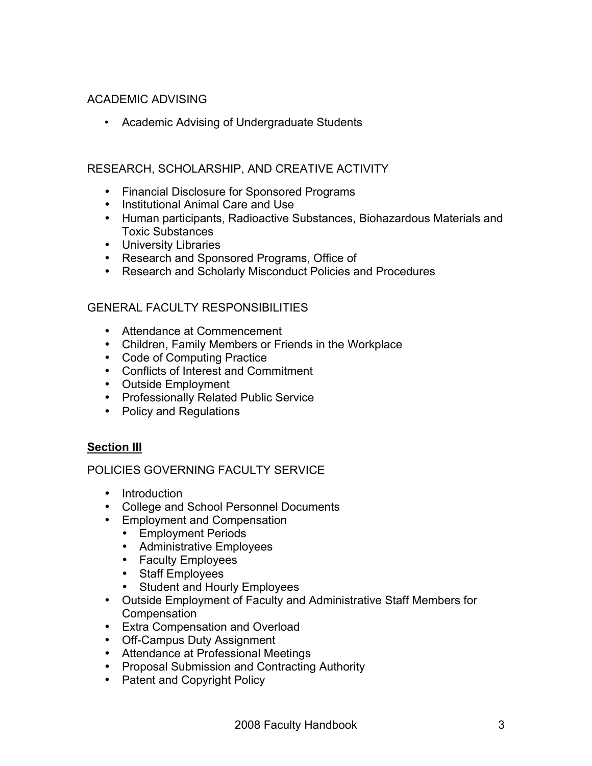ACADEMIC ADVISING

- Academic Advising of Undergraduate Students

RESEARCH, SCHOLARSHIP, AND CREATIVE ACTIVITY

- Financial Disclosure for Sponsored Programs
- Institutional Animal Care and Use
- Human participants, Radioactive Substances, Biohazardous Materials and Toxic Substances
- University Libraries
- Research and Sponsored Programs, Office of
- Research and Scholarly Misconduct Policies and Procedures

GENERAL FACULTY RESPONSIBILITIES

- Attendance at Commencement
- Children, Family Members or Friends in the Workplace
- Code of Computing Practice
- Conflicts of Interest and Commitment
- Outside Employment
- Professionally Related Public Service
- Policy and Regulations

**<u>Section III</u>**

POLICIES GOVERNING FACULTY SERVICE

- Introduction
- College and School Personnel Documents
- Employment and Compensation
  - Employment Periods
  - Administrative Employees
  - Faculty Employees
  - Staff Employees
  - Student and Hourly Employees
- Outside Employment of Faculty and Administrative Staff Members for Compensation
- Extra Compensation and Overload
- Off-Campus Duty Assignment
- Attendance at Professional Meetings
- Proposal Submission and Contracting Authority
- Patent and Copyright Policy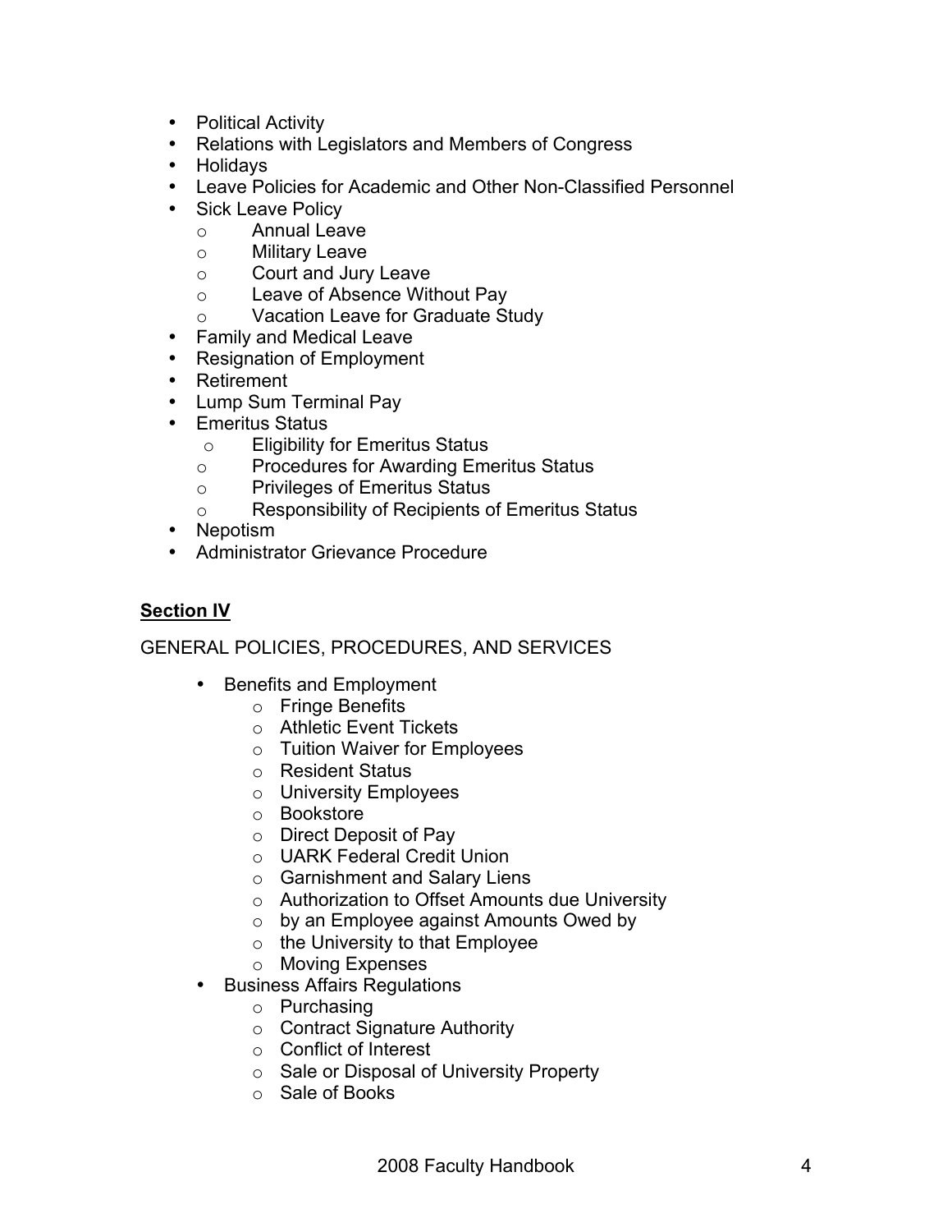- Political Activity
- Relations with Legislators and Members of Congress
- Holidays
- Leave Policies for Academic and Other Non-Classified Personnel
- Sick Leave Policy
  - Annual Leave
  - Military Leave
  - Court and Jury Leave
  - Leave of Absence Without Pay
  - Vacation Leave for Graduate Study
- Family and Medical Leave
- Resignation of Employment
- Retirement
- Lump Sum Terminal Pay
- Emeritus Status
  - Eligibility for Emeritus Status
  - Procedures for Awarding Emeritus Status
  - Privileges of Emeritus Status
  - Responsibility of Recipients of Emeritus Status
- Nepotism
- Administrator Grievance Procedure

**<u>Section IV</u>**

GENERAL POLICIES, PROCEDURES, AND SERVICES

- Benefits and Employment
  - Fringe Benefits
  - Athletic Event Tickets
  - Tuition Waiver for Employees
  - Resident Status
  - University Employees
  - Bookstore
  - Direct Deposit of Pay
  - UARK Federal Credit Union
  - Garnishment and Salary Liens
  - Authorization to Offset Amounts due University
  - by an Employee against Amounts Owed by
  - the University to that Employee
  - Moving Expenses
- Business Affairs Regulations
  - Purchasing
  - Contract Signature Authority
  - Conflict of Interest
  - Sale or Disposal of University Property
  - Sale of Books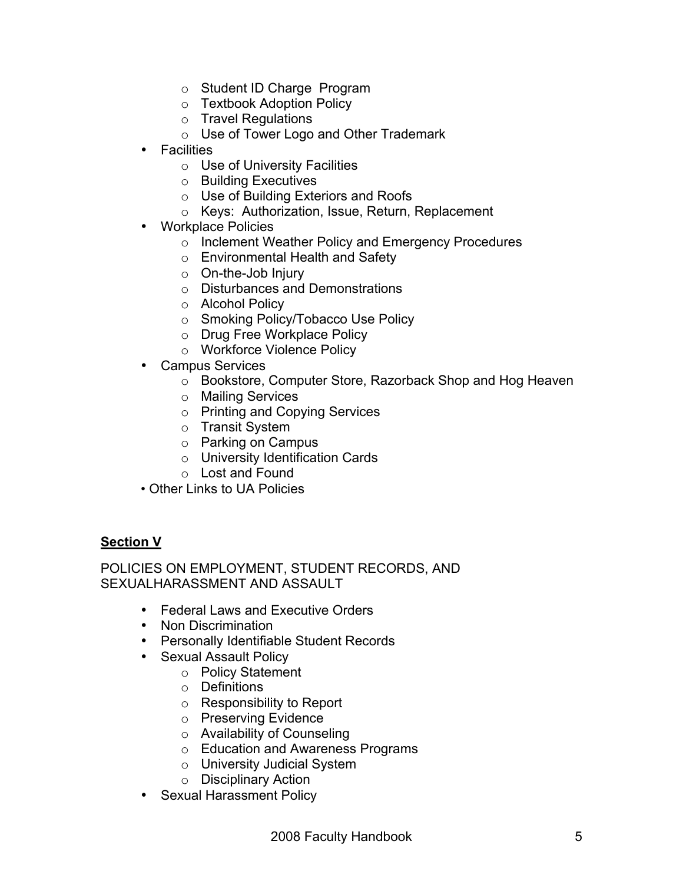- Student ID Charge Program
  - Textbook Adoption Policy
  - Travel Regulations
  - Use of Tower Logo and Other Trademark
- Facilities
  - Use of University Facilities
  - Building Executives
  - Use of Building Exteriors and Roofs
  - Keys: Authorization, Issue, Return, Replacement
- Workplace Policies
  - Inclement Weather Policy and Emergency Procedures
  - Environmental Health and Safety
  - On-the-Job Injury
  - Disturbances and Demonstrations
  - Alcohol Policy
  - Smoking Policy/Tobacco Use Policy
  - Drug Free Workplace Policy
  - Workforce Violence Policy
- Campus Services
  - Bookstore, Computer Store, Razorback Shop and Hog Heaven
  - Mailing Services
  - Printing and Copying Services
  - Transit System
  - Parking on Campus
  - University Identification Cards
  - Lost and Found
- Other Links to UA Policies

## **Section V**

POLICIES ON EMPLOYMENT, STUDENT RECORDS, AND SEXUALHARASSMENT AND ASSAULT

- Federal Laws and Executive Orders
- Non Discrimination
- Personally Identifiable Student Records
- Sexual Assault Policy
  - Policy Statement
  - Definitions
  - Responsibility to Report
  - Preserving Evidence
  - Availability of Counseling
  - Education and Awareness Programs
  - University Judicial System
  - Disciplinary Action
- Sexual Harassment Policy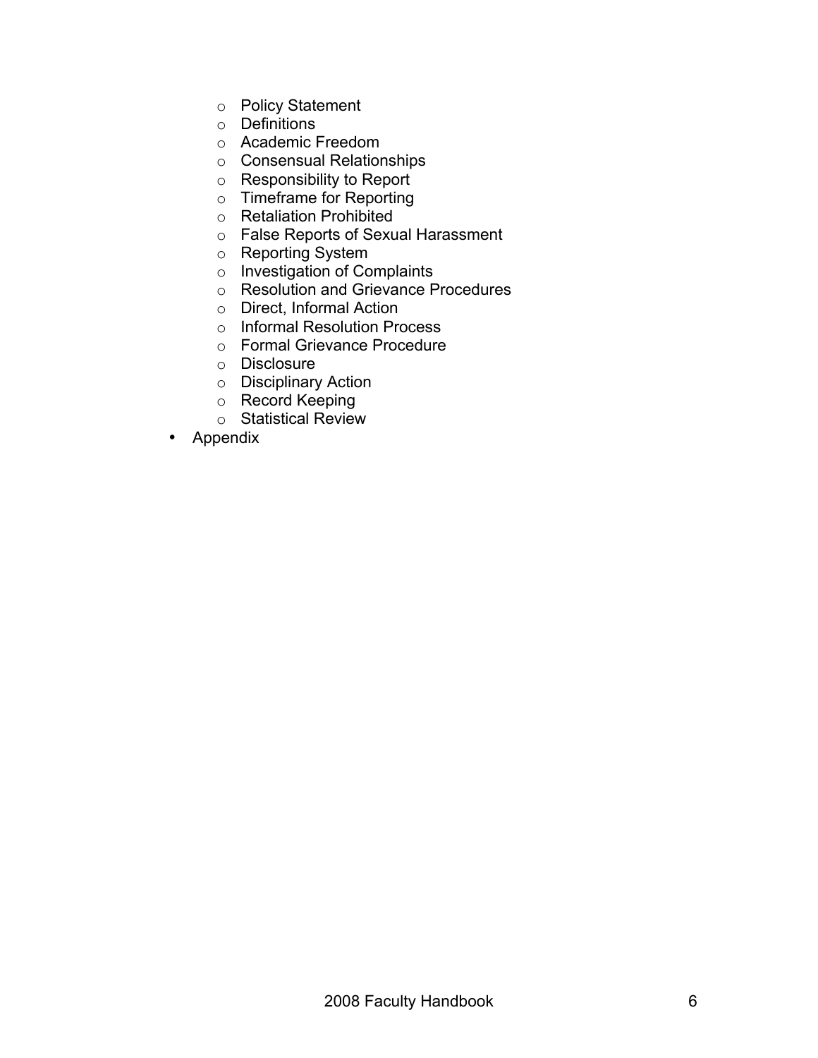- Policy Statement
  - Definitions
  - Academic Freedom
  - Consensual Relationships
  - Responsibility to Report
  - Timeframe for Reporting
  - Retaliation Prohibited
  - False Reports of Sexual Harassment
  - Reporting System
  - Investigation of Complaints
  - Resolution and Grievance Procedures
  - Direct, Informal Action
  - Informal Resolution Process
  - Formal Grievance Procedure
  - Disclosure
  - Disciplinary Action
  - Record Keeping
  - Statistical Review
- Appendix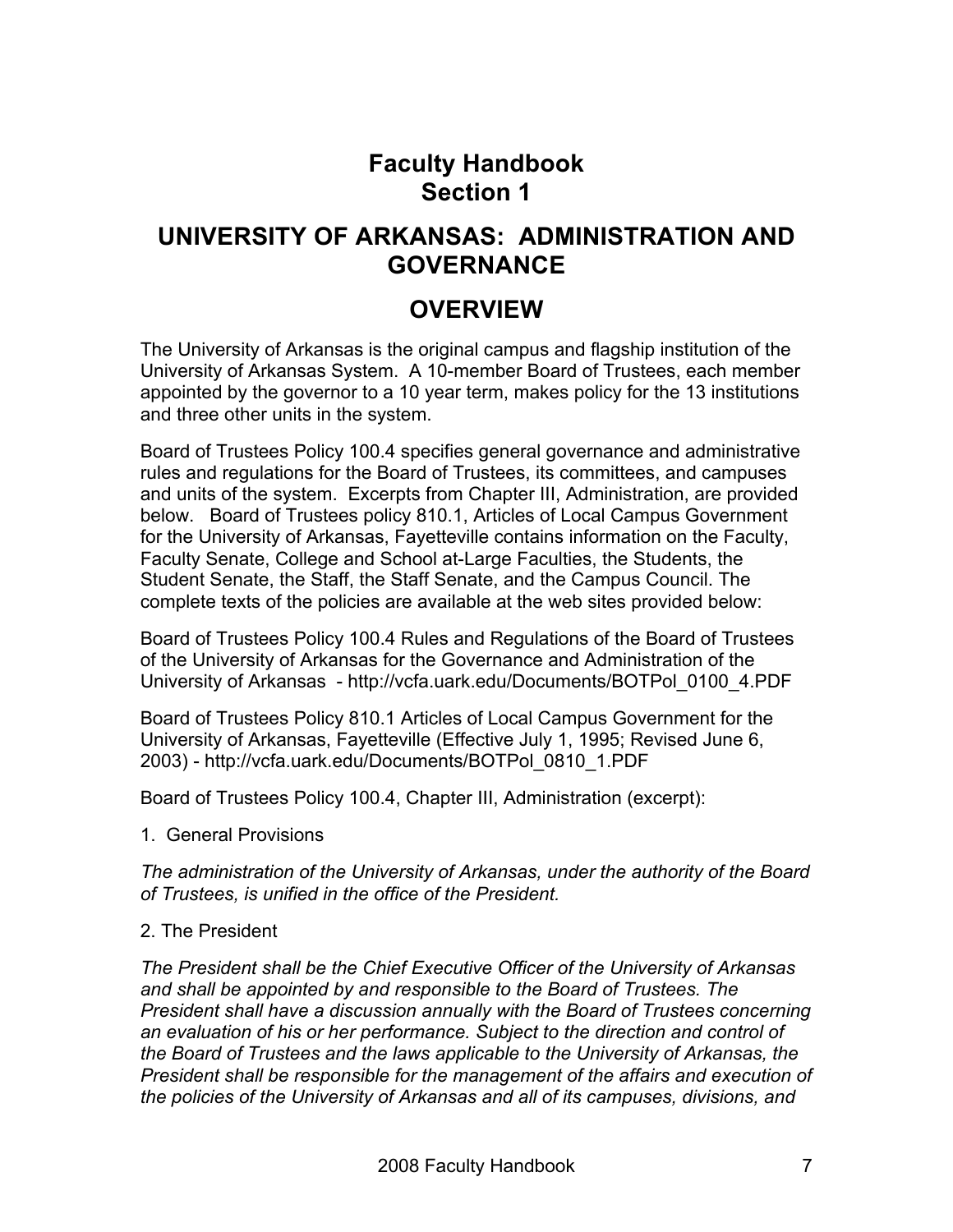# Faculty Handbook
# Section 1

## UNIVERSITY OF ARKANSAS: ADMINISTRATION AND GOVERNANCE

## OVERVIEW

The University of Arkansas is the original campus and flagship institution of the University of Arkansas System. A 10-member Board of Trustees, each member appointed by the governor to a 10 year term, makes policy for the 13 institutions and three other units in the system.

Board of Trustees Policy 100.4 specifies general governance and administrative rules and regulations for the Board of Trustees, its committees, and campuses and units of the system. Excerpts from Chapter III, Administration, are provided below. Board of Trustees policy 810.1, Articles of Local Campus Government for the University of Arkansas, Fayetteville contains information on the Faculty, Faculty Senate, College and School at-Large Faculties, the Students, the Student Senate, the Staff, the Staff Senate, and the Campus Council. The complete texts of the policies are available at the web sites provided below:

Board of Trustees Policy 100.4 Rules and Regulations of the Board of Trustees of the University of Arkansas for the Governance and Administration of the University of Arkansas - http://vcfa.uark.edu/Documents/BOTPol_0100_4.PDF

Board of Trustees Policy 810.1 Articles of Local Campus Government for the University of Arkansas, Fayetteville (Effective July 1, 1995; Revised June 6, 2003) - http://vcfa.uark.edu/Documents/BOTPol_0810_1.PDF

Board of Trustees Policy 100.4, Chapter III, Administration (excerpt):

1. General Provisions

*The administration of the University of Arkansas, under the authority of the Board of Trustees, is unified in the office of the President.*

2. The President

*The President shall be the Chief Executive Officer of the University of Arkansas and shall be appointed by and responsible to the Board of Trustees. The President shall have a discussion annually with the Board of Trustees concerning an evaluation of his or her performance. Subject to the direction and control of the Board of Trustees and the laws applicable to the University of Arkansas, the President shall be responsible for the management of the affairs and execution of the policies of the University of Arkansas and all of its campuses, divisions, and*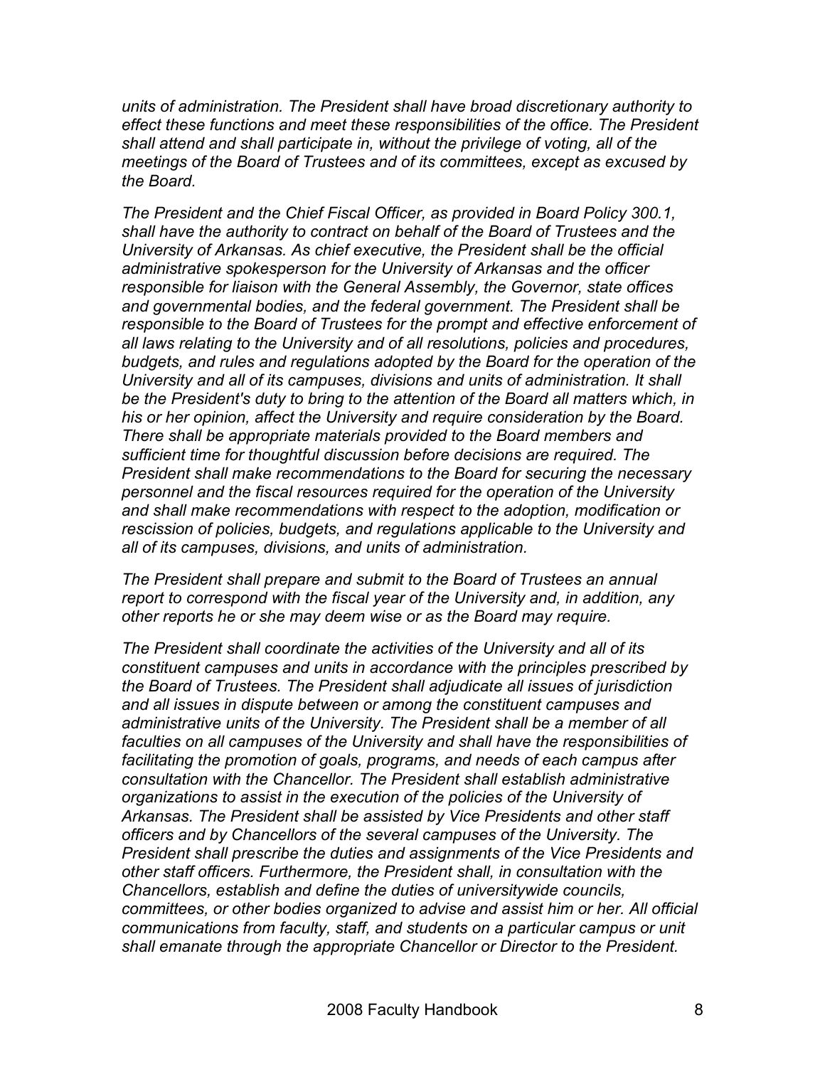*units of administration. The President shall have broad discretionary authority to effect these functions and meet these responsibilities of the office. The President shall attend and shall participate in, without the privilege of voting, all of the meetings of the Board of Trustees and of its committees, except as excused by the Board.*

*The President and the Chief Fiscal Officer, as provided in Board Policy 300.1, shall have the authority to contract on behalf of the Board of Trustees and the University of Arkansas. As chief executive, the President shall be the official administrative spokesperson for the University of Arkansas and the officer responsible for liaison with the General Assembly, the Governor, state offices and governmental bodies, and the federal government. The President shall be responsible to the Board of Trustees for the prompt and effective enforcement of all laws relating to the University and of all resolutions, policies and procedures, budgets, and rules and regulations adopted by the Board for the operation of the University and all of its campuses, divisions and units of administration. It shall be the President's duty to bring to the attention of the Board all matters which, in his or her opinion, affect the University and require consideration by the Board. There shall be appropriate materials provided to the Board members and sufficient time for thoughtful discussion before decisions are required. The President shall make recommendations to the Board for securing the necessary personnel and the fiscal resources required for the operation of the University and shall make recommendations with respect to the adoption, modification or rescission of policies, budgets, and regulations applicable to the University and all of its campuses, divisions, and units of administration.*

*The President shall prepare and submit to the Board of Trustees an annual report to correspond with the fiscal year of the University and, in addition, any other reports he or she may deem wise or as the Board may require.*

*The President shall coordinate the activities of the University and all of its constituent campuses and units in accordance with the principles prescribed by the Board of Trustees. The President shall adjudicate all issues of jurisdiction and all issues in dispute between or among the constituent campuses and administrative units of the University. The President shall be a member of all faculties on all campuses of the University and shall have the responsibilities of facilitating the promotion of goals, programs, and needs of each campus after consultation with the Chancellor. The President shall establish administrative organizations to assist in the execution of the policies of the University of Arkansas. The President shall be assisted by Vice Presidents and other staff officers and by Chancellors of the several campuses of the University. The President shall prescribe the duties and assignments of the Vice Presidents and other staff officers. Furthermore, the President shall, in consultation with the Chancellors, establish and define the duties of universitywide councils, committees, or other bodies organized to advise and assist him or her. All official communications from faculty, staff, and students on a particular campus or unit shall emanate through the appropriate Chancellor or Director to the President.*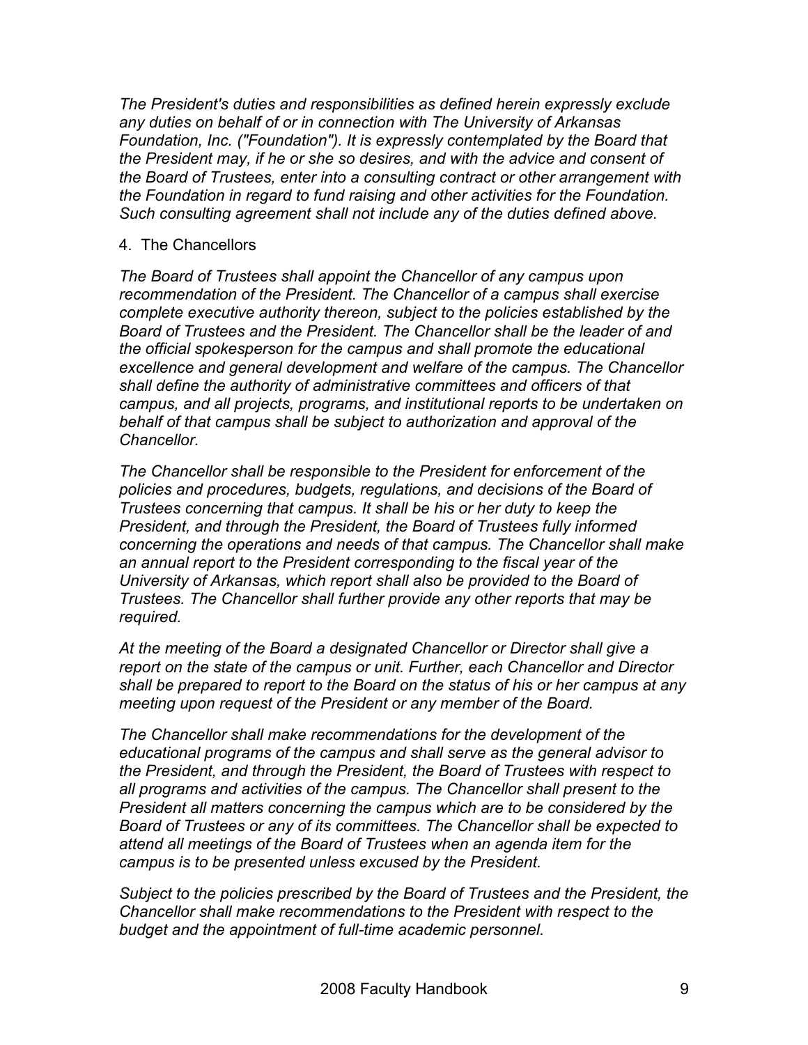*The President's duties and responsibilities as defined herein expressly exclude any duties on behalf of or in connection with The University of Arkansas Foundation, Inc. ("Foundation"). It is expressly contemplated by the Board that the President may, if he or she so desires, and with the advice and consent of the Board of Trustees, enter into a consulting contract or other arrangement with the Foundation in regard to fund raising and other activities for the Foundation. Such consulting agreement shall not include any of the duties defined above.*

4. The Chancellors

*The Board of Trustees shall appoint the Chancellor of any campus upon recommendation of the President. The Chancellor of a campus shall exercise complete executive authority thereon, subject to the policies established by the Board of Trustees and the President. The Chancellor shall be the leader of and the official spokesperson for the campus and shall promote the educational excellence and general development and welfare of the campus. The Chancellor shall define the authority of administrative committees and officers of that campus, and all projects, programs, and institutional reports to be undertaken on behalf of that campus shall be subject to authorization and approval of the Chancellor.*

*The Chancellor shall be responsible to the President for enforcement of the policies and procedures, budgets, regulations, and decisions of the Board of Trustees concerning that campus. It shall be his or her duty to keep the President, and through the President, the Board of Trustees fully informed concerning the operations and needs of that campus. The Chancellor shall make an annual report to the President corresponding to the fiscal year of the University of Arkansas, which report shall also be provided to the Board of Trustees. The Chancellor shall further provide any other reports that may be required.*

*At the meeting of the Board a designated Chancellor or Director shall give a report on the state of the campus or unit. Further, each Chancellor and Director shall be prepared to report to the Board on the status of his or her campus at any meeting upon request of the President or any member of the Board.*

*The Chancellor shall make recommendations for the development of the educational programs of the campus and shall serve as the general advisor to the President, and through the President, the Board of Trustees with respect to all programs and activities of the campus. The Chancellor shall present to the President all matters concerning the campus which are to be considered by the Board of Trustees or any of its committees. The Chancellor shall be expected to attend all meetings of the Board of Trustees when an agenda item for the campus is to be presented unless excused by the President.*

*Subject to the policies prescribed by the Board of Trustees and the President, the Chancellor shall make recommendations to the President with respect to the budget and the appointment of full-time academic personnel.*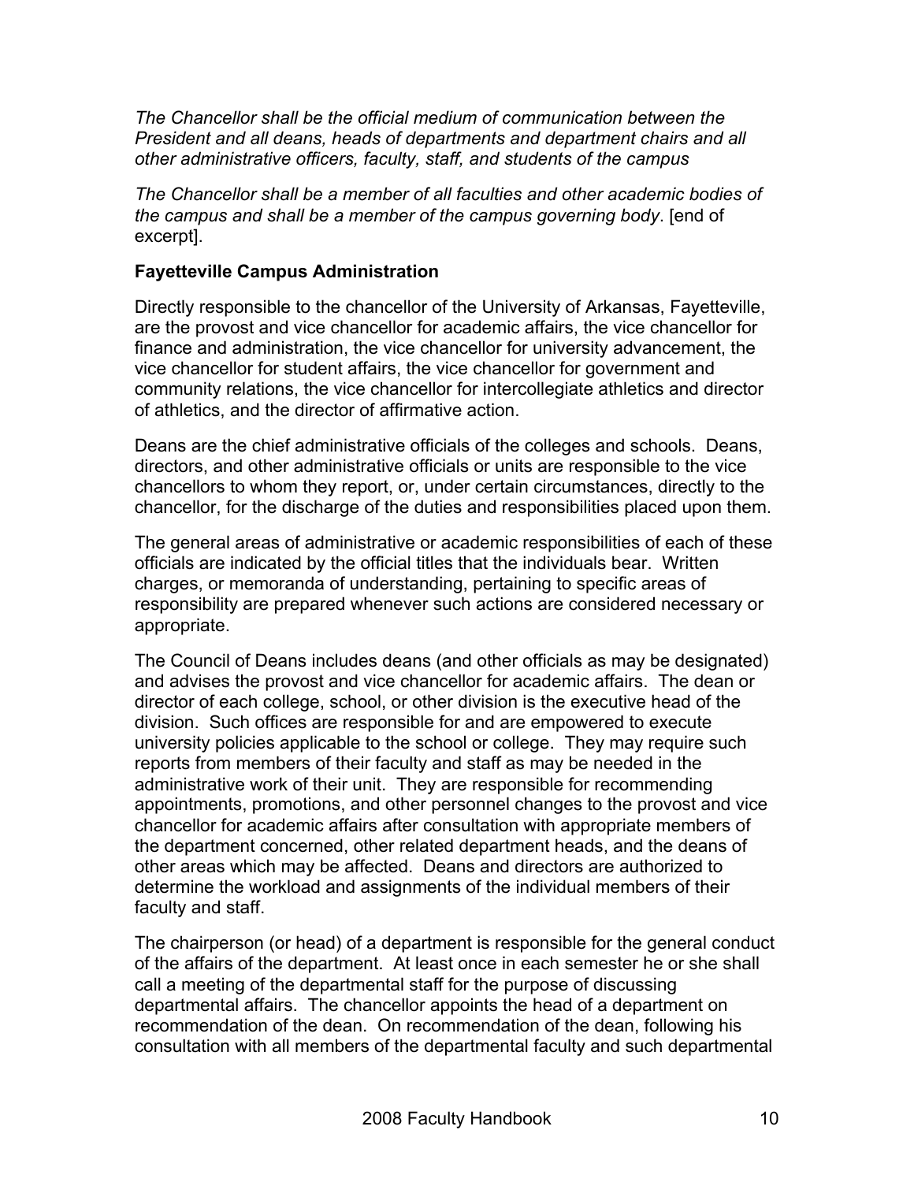*The Chancellor shall be the official medium of communication between the President and all deans, heads of departments and department chairs and all other administrative officers, faculty, staff, and students of the campus*

*The Chancellor shall be a member of all faculties and other academic bodies of the campus and shall be a member of the campus governing body*. [end of excerpt].

**Fayetteville Campus Administration**

Directly responsible to the chancellor of the University of Arkansas, Fayetteville, are the provost and vice chancellor for academic affairs, the vice chancellor for finance and administration, the vice chancellor for university advancement, the vice chancellor for student affairs, the vice chancellor for government and community relations, the vice chancellor for intercollegiate athletics and director of athletics, and the director of affirmative action.

Deans are the chief administrative officials of the colleges and schools. Deans, directors, and other administrative officials or units are responsible to the vice chancellors to whom they report, or, under certain circumstances, directly to the chancellor, for the discharge of the duties and responsibilities placed upon them.

The general areas of administrative or academic responsibilities of each of these officials are indicated by the official titles that the individuals bear. Written charges, or memoranda of understanding, pertaining to specific areas of responsibility are prepared whenever such actions are considered necessary or appropriate.

The Council of Deans includes deans (and other officials as may be designated) and advises the provost and vice chancellor for academic affairs. The dean or director of each college, school, or other division is the executive head of the division. Such offices are responsible for and are empowered to execute university policies applicable to the school or college. They may require such reports from members of their faculty and staff as may be needed in the administrative work of their unit. They are responsible for recommending appointments, promotions, and other personnel changes to the provost and vice chancellor for academic affairs after consultation with appropriate members of the department concerned, other related department heads, and the deans of other areas which may be affected. Deans and directors are authorized to determine the workload and assignments of the individual members of their faculty and staff.

The chairperson (or head) of a department is responsible for the general conduct of the affairs of the department. At least once in each semester he or she shall call a meeting of the departmental staff for the purpose of discussing departmental affairs. The chancellor appoints the head of a department on recommendation of the dean. On recommendation of the dean, following his consultation with all members of the departmental faculty and such departmental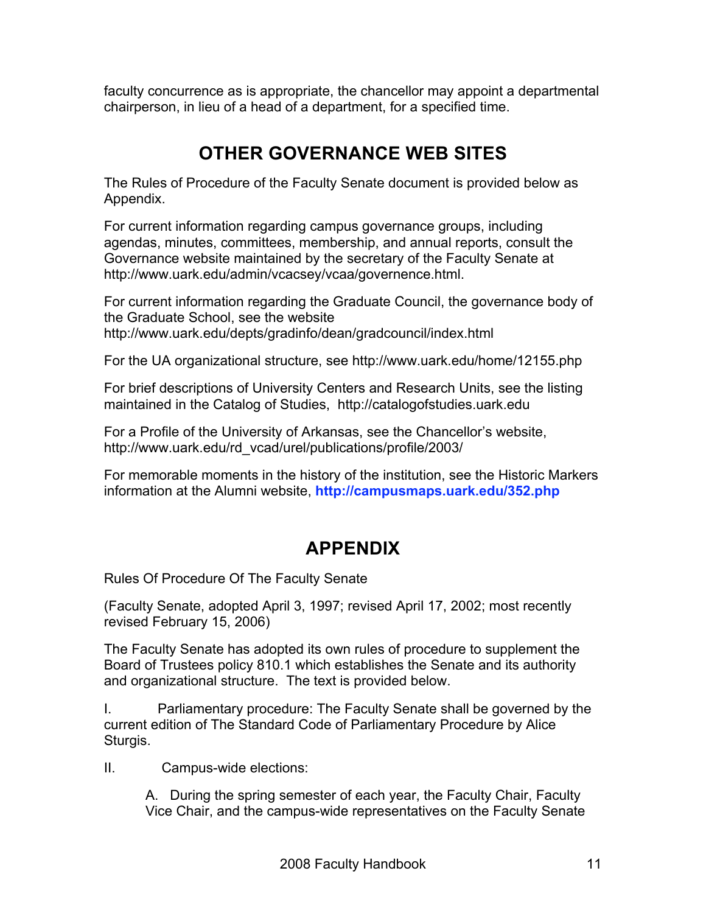faculty concurrence as is appropriate, the chancellor may appoint a departmental chairperson, in lieu of a head of a department, for a specified time.

## OTHER GOVERNANCE WEB SITES

The Rules of Procedure of the Faculty Senate document is provided below as Appendix.

For current information regarding campus governance groups, including agendas, minutes, committees, membership, and annual reports, consult the Governance website maintained by the secretary of the Faculty Senate at http://www.uark.edu/admin/vcacsey/vcaa/governence.html.

For current information regarding the Graduate Council, the governance body of the Graduate School, see the website http://www.uark.edu/depts/gradinfo/dean/gradcouncil/index.html

For the UA organizational structure, see http://www.uark.edu/home/12155.php

For brief descriptions of University Centers and Research Units, see the listing maintained in the Catalog of Studies, http://catalogofstudies.uark.edu

For a Profile of the University of Arkansas, see the Chancellor's website, http://www.uark.edu/rd_vcad/urel/publications/profile/2003/

For memorable moments in the history of the institution, see the Historic Markers information at the Alumni website, **http://campusmaps.uark.edu/352.php**

## APPENDIX

Rules Of Procedure Of The Faculty Senate

(Faculty Senate, adopted April 3, 1997; revised April 17, 2002; most recently revised February 15, 2006)

The Faculty Senate has adopted its own rules of procedure to supplement the Board of Trustees policy 810.1 which establishes the Senate and its authority and organizational structure. The text is provided below.

I. Parliamentary procedure: The Faculty Senate shall be governed by the current edition of The Standard Code of Parliamentary Procedure by Alice Sturgis.

II. Campus-wide elections:

A. During the spring semester of each year, the Faculty Chair, Faculty Vice Chair, and the campus-wide representatives on the Faculty Senate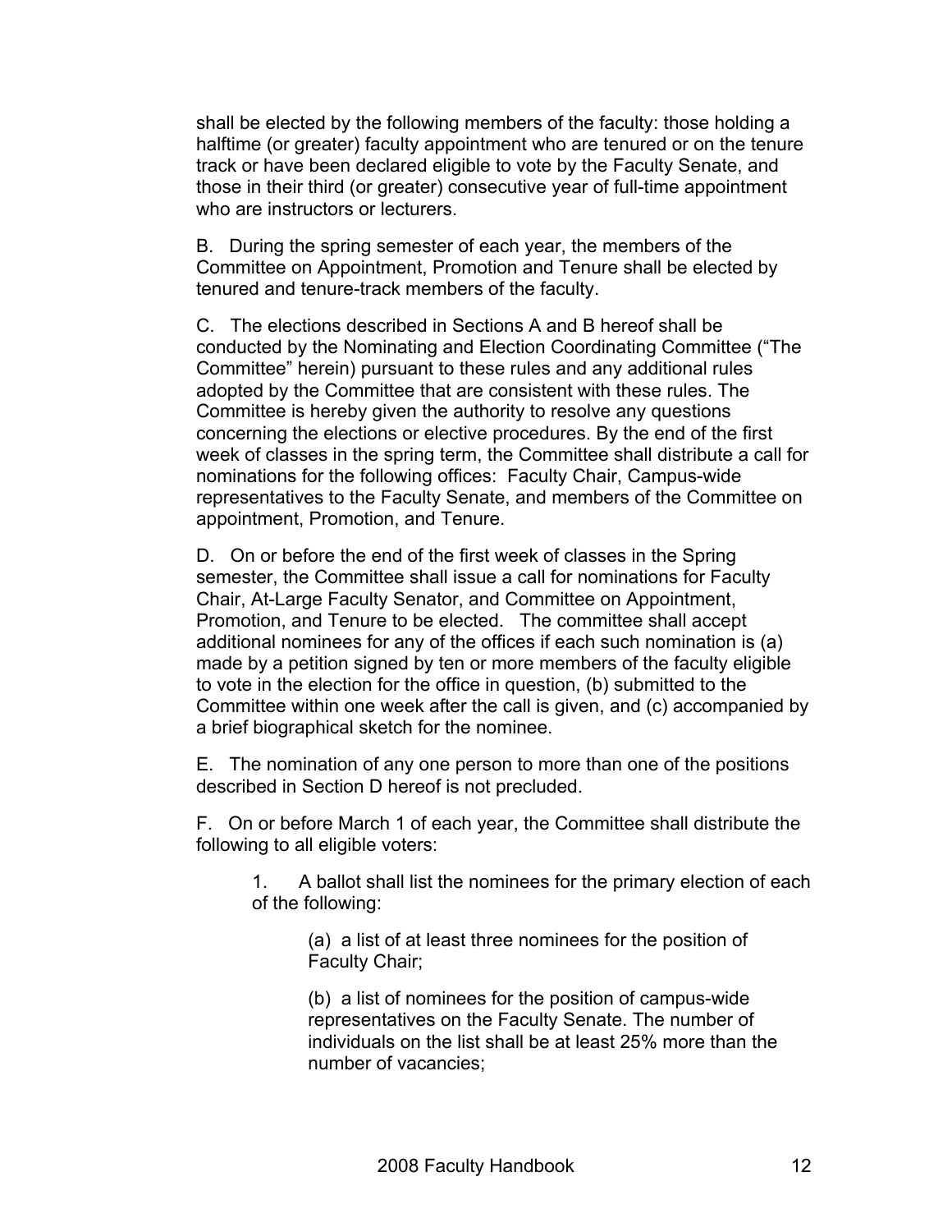shall be elected by the following members of the faculty: those holding a halftime (or greater) faculty appointment who are tenured or on the tenure track or have been declared eligible to vote by the Faculty Senate, and those in their third (or greater) consecutive year of full-time appointment who are instructors or lecturers.

B. During the spring semester of each year, the members of the Committee on Appointment, Promotion and Tenure shall be elected by tenured and tenure-track members of the faculty.

C. The elections described in Sections A and B hereof shall be conducted by the Nominating and Election Coordinating Committee ("The Committee" herein) pursuant to these rules and any additional rules adopted by the Committee that are consistent with these rules. The Committee is hereby given the authority to resolve any questions concerning the elections or elective procedures. By the end of the first week of classes in the spring term, the Committee shall distribute a call for nominations for the following offices: Faculty Chair, Campus-wide representatives to the Faculty Senate, and members of the Committee on appointment, Promotion, and Tenure.

D. On or before the end of the first week of classes in the Spring semester, the Committee shall issue a call for nominations for Faculty Chair, At-Large Faculty Senator, and Committee on Appointment, Promotion, and Tenure to be elected. The committee shall accept additional nominees for any of the offices if each such nomination is (a) made by a petition signed by ten or more members of the faculty eligible to vote in the election for the office in question, (b) submitted to the Committee within one week after the call is given, and (c) accompanied by a brief biographical sketch for the nominee.

E. The nomination of any one person to more than one of the positions described in Section D hereof is not precluded.

F. On or before March 1 of each year, the Committee shall distribute the following to all eligible voters:

1. A ballot shall list the nominees for the primary election of each of the following:

   (a) a list of at least three nominees for the position of Faculty Chair;

   (b) a list of nominees for the position of campus-wide representatives on the Faculty Senate. The number of individuals on the list shall be at least 25% more than the number of vacancies;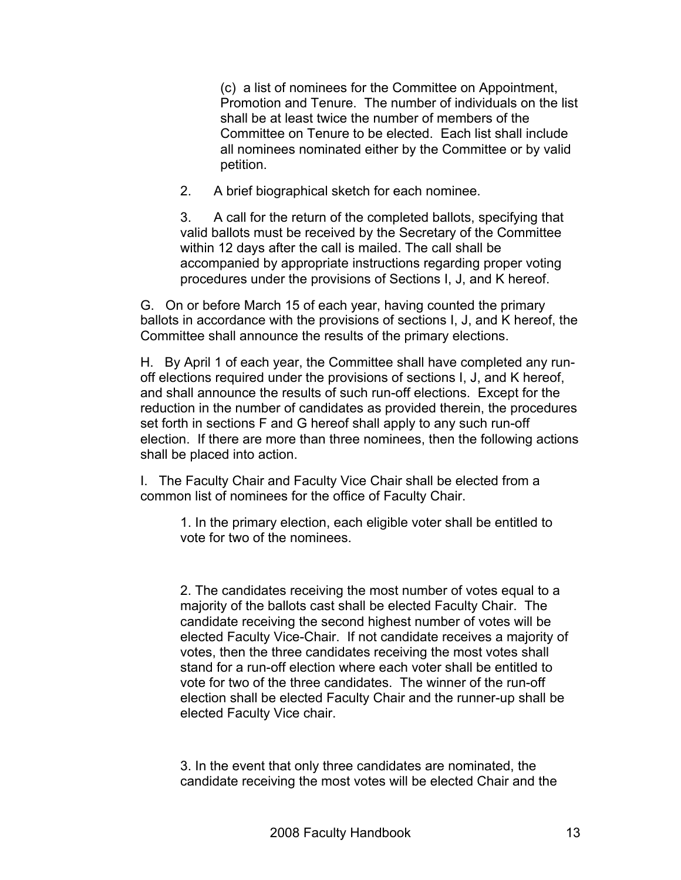(c) a list of nominees for the Committee on Appointment, Promotion and Tenure. The number of individuals on the list shall be at least twice the number of members of the Committee on Tenure to be elected. Each list shall include all nominees nominated either by the Committee or by valid petition.

2. A brief biographical sketch for each nominee.

3. A call for the return of the completed ballots, specifying that valid ballots must be received by the Secretary of the Committee within 12 days after the call is mailed. The call shall be accompanied by appropriate instructions regarding proper voting procedures under the provisions of Sections I, J, and K hereof.

G. On or before March 15 of each year, having counted the primary ballots in accordance with the provisions of sections I, J, and K hereof, the Committee shall announce the results of the primary elections.

H. By April 1 of each year, the Committee shall have completed any run-off elections required under the provisions of sections I, J, and K hereof, and shall announce the results of such run-off elections. Except for the reduction in the number of candidates as provided therein, the procedures set forth in sections F and G hereof shall apply to any such run-off election. If there are more than three nominees, then the following actions shall be placed into action.

I. The Faculty Chair and Faculty Vice Chair shall be elected from a common list of nominees for the office of Faculty Chair.

1. In the primary election, each eligible voter shall be entitled to vote for two of the nominees.

2. The candidates receiving the most number of votes equal to a majority of the ballots cast shall be elected Faculty Chair. The candidate receiving the second highest number of votes will be elected Faculty Vice-Chair. If not candidate receives a majority of votes, then the three candidates receiving the most votes shall stand for a run-off election where each voter shall be entitled to vote for two of the three candidates. The winner of the run-off election shall be elected Faculty Chair and the runner-up shall be elected Faculty Vice chair.

3. In the event that only three candidates are nominated, the candidate receiving the most votes will be elected Chair and the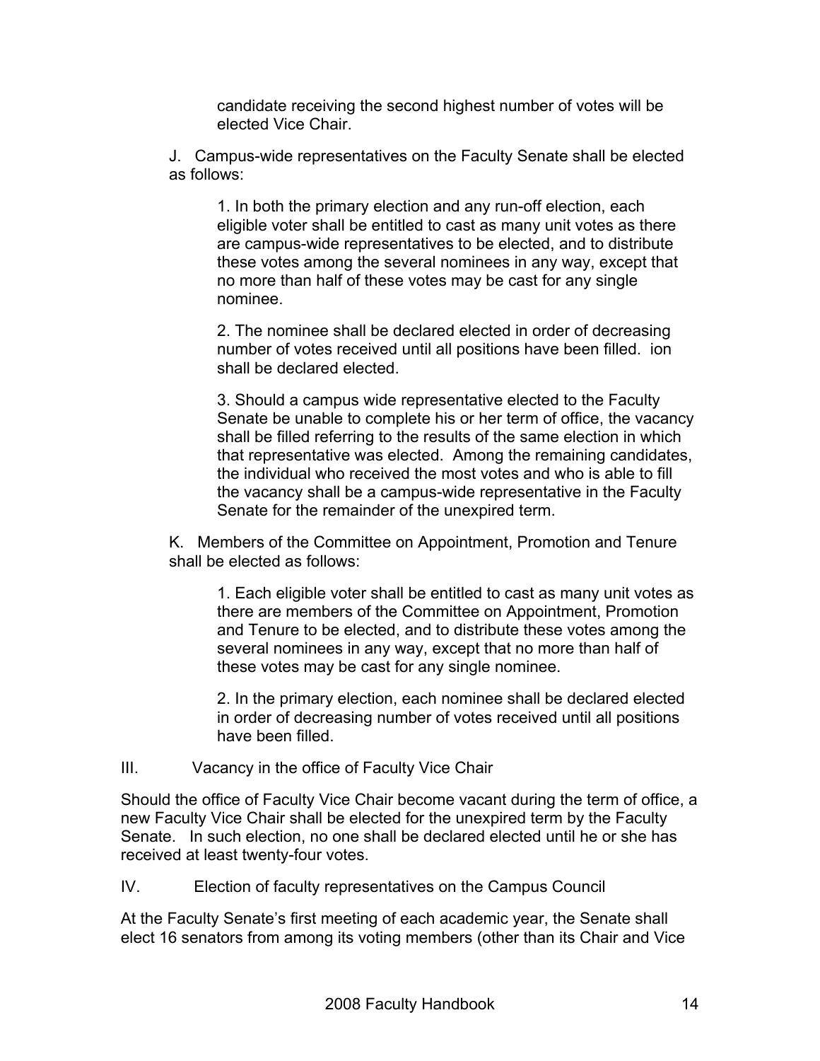candidate receiving the second highest number of votes will be elected Vice Chair.

J. Campus-wide representatives on the Faculty Senate shall be elected as follows:

1. In both the primary election and any run-off election, each eligible voter shall be entitled to cast as many unit votes as there are campus-wide representatives to be elected, and to distribute these votes among the several nominees in any way, except that no more than half of these votes may be cast for any single nominee.

2. The nominee shall be declared elected in order of decreasing number of votes received until all positions have been filled. ion shall be declared elected.

3. Should a campus wide representative elected to the Faculty Senate be unable to complete his or her term of office, the vacancy shall be filled referring to the results of the same election in which that representative was elected. Among the remaining candidates, the individual who received the most votes and who is able to fill the vacancy shall be a campus-wide representative in the Faculty Senate for the remainder of the unexpired term.

K. Members of the Committee on Appointment, Promotion and Tenure shall be elected as follows:

1. Each eligible voter shall be entitled to cast as many unit votes as there are members of the Committee on Appointment, Promotion and Tenure to be elected, and to distribute these votes among the several nominees in any way, except that no more than half of these votes may be cast for any single nominee.

2. In the primary election, each nominee shall be declared elected in order of decreasing number of votes received until all positions have been filled.

## III. Vacancy in the office of Faculty Vice Chair

Should the office of Faculty Vice Chair become vacant during the term of office, a new Faculty Vice Chair shall be elected for the unexpired term by the Faculty Senate. In such election, no one shall be declared elected until he or she has received at least twenty-four votes.

## IV. Election of faculty representatives on the Campus Council

At the Faculty Senate's first meeting of each academic year, the Senate shall elect 16 senators from among its voting members (other than its Chair and Vice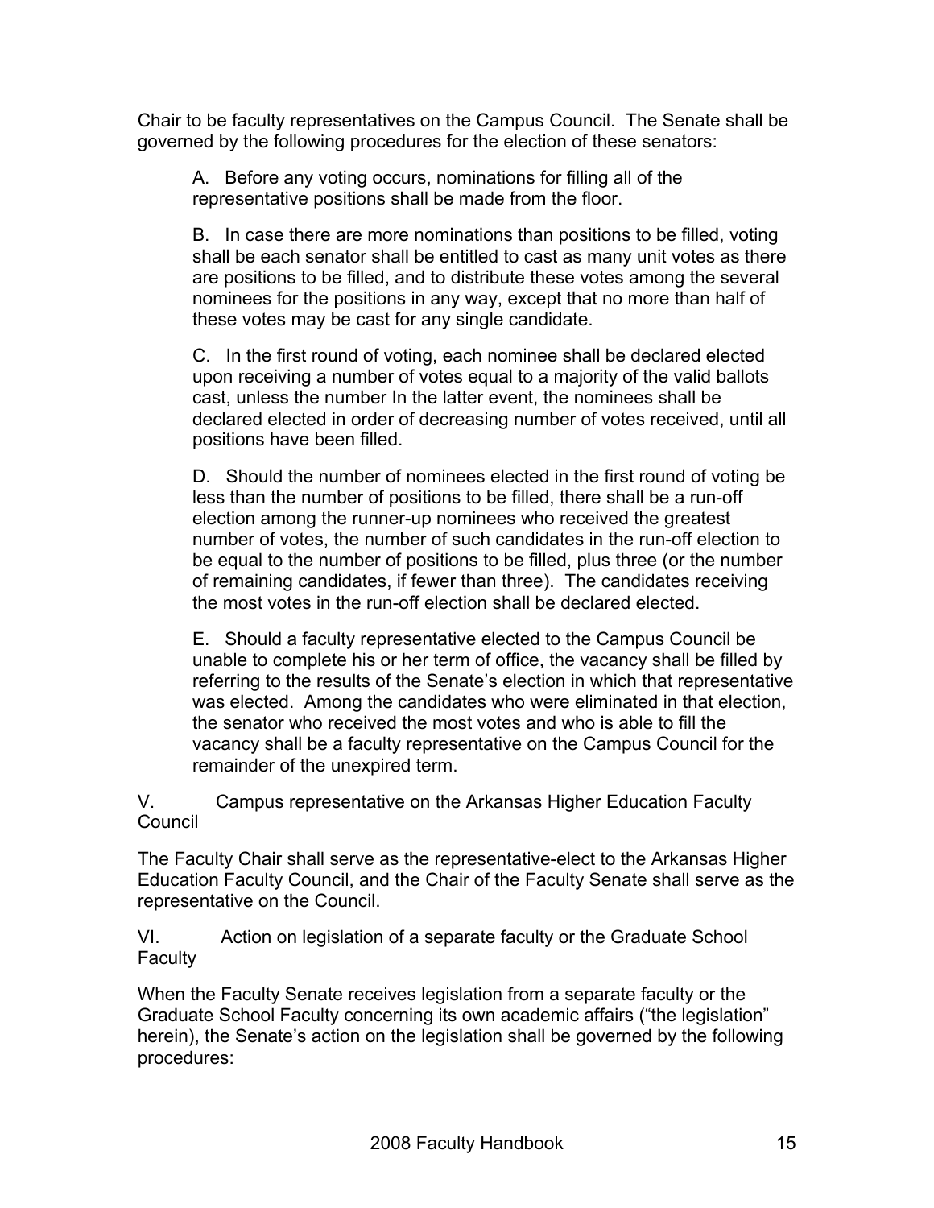Chair to be faculty representatives on the Campus Council. The Senate shall be governed by the following procedures for the election of these senators:

A. Before any voting occurs, nominations for filling all of the representative positions shall be made from the floor.

B. In case there are more nominations than positions to be filled, voting shall be each senator shall be entitled to cast as many unit votes as there are positions to be filled, and to distribute these votes among the several nominees for the positions in any way, except that no more than half of these votes may be cast for any single candidate.

C. In the first round of voting, each nominee shall be declared elected upon receiving a number of votes equal to a majority of the valid ballots cast, unless the number In the latter event, the nominees shall be declared elected in order of decreasing number of votes received, until all positions have been filled.

D. Should the number of nominees elected in the first round of voting be less than the number of positions to be filled, there shall be a run-off election among the runner-up nominees who received the greatest number of votes, the number of such candidates in the run-off election to be equal to the number of positions to be filled, plus three (or the number of remaining candidates, if fewer than three). The candidates receiving the most votes in the run-off election shall be declared elected.

E. Should a faculty representative elected to the Campus Council be unable to complete his or her term of office, the vacancy shall be filled by referring to the results of the Senate's election in which that representative was elected. Among the candidates who were eliminated in that election, the senator who received the most votes and who is able to fill the vacancy shall be a faculty representative on the Campus Council for the remainder of the unexpired term.

V. Campus representative on the Arkansas Higher Education Faculty Council

The Faculty Chair shall serve as the representative-elect to the Arkansas Higher Education Faculty Council, and the Chair of the Faculty Senate shall serve as the representative on the Council.

VI. Action on legislation of a separate faculty or the Graduate School Faculty

When the Faculty Senate receives legislation from a separate faculty or the Graduate School Faculty concerning its own academic affairs ("the legislation" herein), the Senate's action on the legislation shall be governed by the following procedures: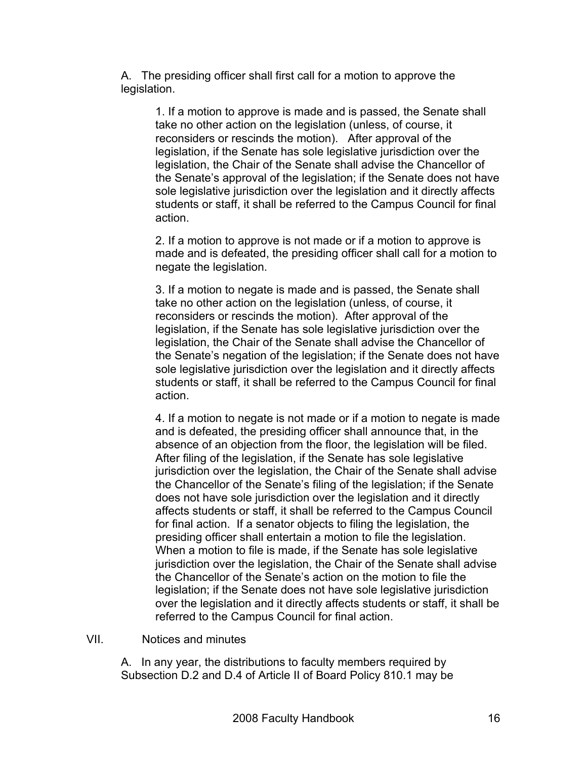A. The presiding officer shall first call for a motion to approve the legislation.

1. If a motion to approve is made and is passed, the Senate shall take no other action on the legislation (unless, of course, it reconsiders or rescinds the motion). After approval of the legislation, if the Senate has sole legislative jurisdiction over the legislation, the Chair of the Senate shall advise the Chancellor of the Senate's approval of the legislation; if the Senate does not have sole legislative jurisdiction over the legislation and it directly affects students or staff, it shall be referred to the Campus Council for final action.

2. If a motion to approve is not made or if a motion to approve is made and is defeated, the presiding officer shall call for a motion to negate the legislation.

3. If a motion to negate is made and is passed, the Senate shall take no other action on the legislation (unless, of course, it reconsiders or rescinds the motion). After approval of the legislation, if the Senate has sole legislative jurisdiction over the legislation, the Chair of the Senate shall advise the Chancellor of the Senate's negation of the legislation; if the Senate does not have sole legislative jurisdiction over the legislation and it directly affects students or staff, it shall be referred to the Campus Council for final action.

4. If a motion to negate is not made or if a motion to negate is made and is defeated, the presiding officer shall announce that, in the absence of an objection from the floor, the legislation will be filed. After filing of the legislation, if the Senate has sole legislative jurisdiction over the legislation, the Chair of the Senate shall advise the Chancellor of the Senate's filing of the legislation; if the Senate does not have sole jurisdiction over the legislation and it directly affects students or staff, it shall be referred to the Campus Council for final action. If a senator objects to filing the legislation, the presiding officer shall entertain a motion to file the legislation. When a motion to file is made, if the Senate has sole legislative jurisdiction over the legislation, the Chair of the Senate shall advise the Chancellor of the Senate's action on the motion to file the legislation; if the Senate does not have sole legislative jurisdiction over the legislation and it directly affects students or staff, it shall be referred to the Campus Council for final action.

## VII. Notices and minutes

A. In any year, the distributions to faculty members required by Subsection D.2 and D.4 of Article II of Board Policy 810.1 may be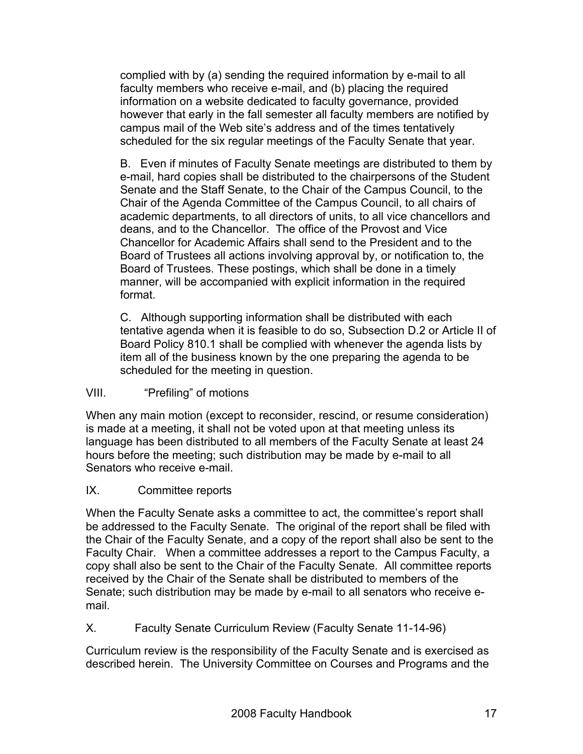complied with by (a) sending the required information by e-mail to all faculty members who receive e-mail, and (b) placing the required information on a website dedicated to faculty governance, provided however that early in the fall semester all faculty members are notified by campus mail of the Web site's address and of the times tentatively scheduled for the six regular meetings of the Faculty Senate that year.

B. Even if minutes of Faculty Senate meetings are distributed to them by e-mail, hard copies shall be distributed to the chairpersons of the Student Senate and the Staff Senate, to the Chair of the Campus Council, to the Chair of the Agenda Committee of the Campus Council, to all chairs of academic departments, to all directors of units, to all vice chancellors and deans, and to the Chancellor. The office of the Provost and Vice Chancellor for Academic Affairs shall send to the President and to the Board of Trustees all actions involving approval by, or notification to, the Board of Trustees. These postings, which shall be done in a timely manner, will be accompanied with explicit information in the required format.

C. Although supporting information shall be distributed with each tentative agenda when it is feasible to do so, Subsection D.2 or Article II of Board Policy 810.1 shall be complied with whenever the agenda lists by item all of the business known by the one preparing the agenda to be scheduled for the meeting in question.

## VIII. "Prefiling" of motions

When any main motion (except to reconsider, rescind, or resume consideration) is made at a meeting, it shall not be voted upon at that meeting unless its language has been distributed to all members of the Faculty Senate at least 24 hours before the meeting; such distribution may be made by e-mail to all Senators who receive e-mail.

## IX. Committee reports

When the Faculty Senate asks a committee to act, the committee's report shall be addressed to the Faculty Senate. The original of the report shall be filed with the Chair of the Faculty Senate, and a copy of the report shall also be sent to the Faculty Chair. When a committee addresses a report to the Campus Faculty, a copy shall also be sent to the Chair of the Faculty Senate. All committee reports received by the Chair of the Senate shall be distributed to members of the Senate; such distribution may be made by e-mail to all senators who receive e-mail.

## X. Faculty Senate Curriculum Review (Faculty Senate 11-14-96)

Curriculum review is the responsibility of the Faculty Senate and is exercised as described herein. The University Committee on Courses and Programs and the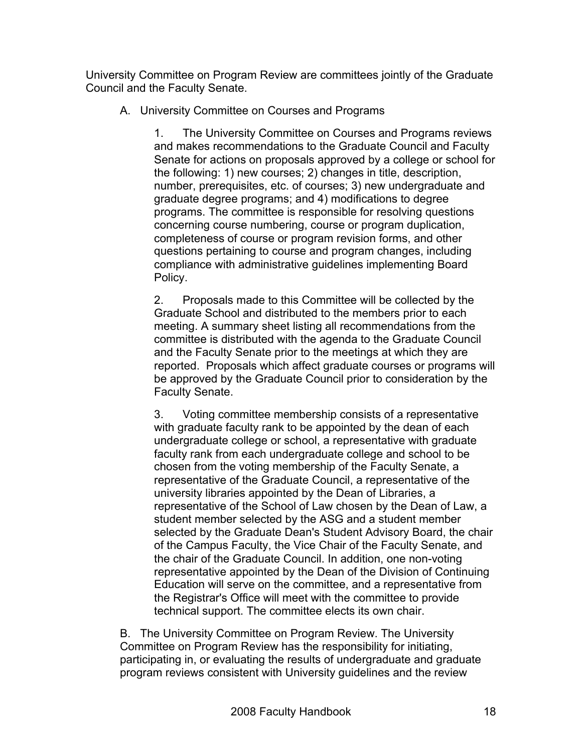University Committee on Program Review are committees jointly of the Graduate Council and the Faculty Senate.

A. University Committee on Courses and Programs

1. The University Committee on Courses and Programs reviews and makes recommendations to the Graduate Council and Faculty Senate for actions on proposals approved by a college or school for the following: 1) new courses; 2) changes in title, description, number, prerequisites, etc. of courses; 3) new undergraduate and graduate degree programs; and 4) modifications to degree programs. The committee is responsible for resolving questions concerning course numbering, course or program duplication, completeness of course or program revision forms, and other questions pertaining to course and program changes, including compliance with administrative guidelines implementing Board Policy.

2. Proposals made to this Committee will be collected by the Graduate School and distributed to the members prior to each meeting. A summary sheet listing all recommendations from the committee is distributed with the agenda to the Graduate Council and the Faculty Senate prior to the meetings at which they are reported. Proposals which affect graduate courses or programs will be approved by the Graduate Council prior to consideration by the Faculty Senate.

3. Voting committee membership consists of a representative with graduate faculty rank to be appointed by the dean of each undergraduate college or school, a representative with graduate faculty rank from each undergraduate college and school to be chosen from the voting membership of the Faculty Senate, a representative of the Graduate Council, a representative of the university libraries appointed by the Dean of Libraries, a representative of the School of Law chosen by the Dean of Law, a student member selected by the ASG and a student member selected by the Graduate Dean's Student Advisory Board, the chair of the Campus Faculty, the Vice Chair of the Faculty Senate, and the chair of the Graduate Council. In addition, one non-voting representative appointed by the Dean of the Division of Continuing Education will serve on the committee, and a representative from the Registrar's Office will meet with the committee to provide technical support. The committee elects its own chair.

B. The University Committee on Program Review. The University Committee on Program Review has the responsibility for initiating, participating in, or evaluating the results of undergraduate and graduate program reviews consistent with University guidelines and the review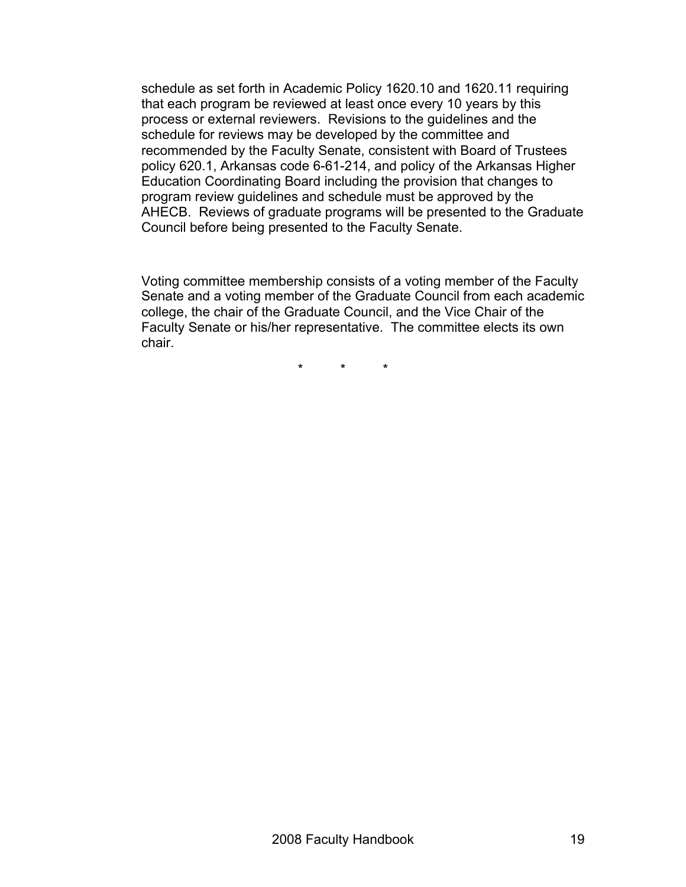schedule as set forth in Academic Policy 1620.10 and 1620.11 requiring that each program be reviewed at least once every 10 years by this process or external reviewers. Revisions to the guidelines and the schedule for reviews may be developed by the committee and recommended by the Faculty Senate, consistent with Board of Trustees policy 620.1, Arkansas code 6-61-214, and policy of the Arkansas Higher Education Coordinating Board including the provision that changes to program review guidelines and schedule must be approved by the AHECB. Reviews of graduate programs will be presented to the Graduate Council before being presented to the Faculty Senate.

Voting committee membership consists of a voting member of the Faculty Senate and a voting member of the Graduate Council from each academic college, the chair of the Graduate Council, and the Vice Chair of the Faculty Senate or his/her representative. The committee elects its own chair.

\* \* \*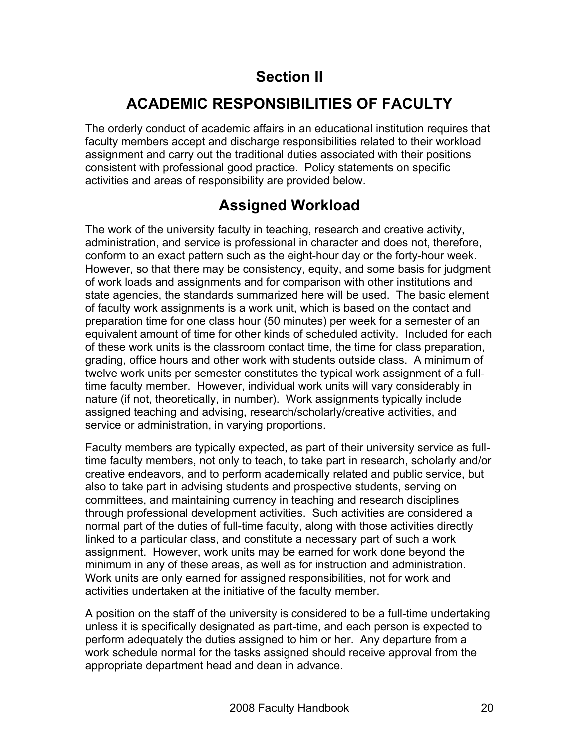# Section II

# ACADEMIC RESPONSIBILITIES OF FACULTY

The orderly conduct of academic affairs in an educational institution requires that faculty members accept and discharge responsibilities related to their workload assignment and carry out the traditional duties associated with their positions consistent with professional good practice. Policy statements on specific activities and areas of responsibility are provided below.

## Assigned Workload

The work of the university faculty in teaching, research and creative activity, administration, and service is professional in character and does not, therefore, conform to an exact pattern such as the eight-hour day or the forty-hour week. However, so that there may be consistency, equity, and some basis for judgment of work loads and assignments and for comparison with other institutions and state agencies, the standards summarized here will be used. The basic element of faculty work assignments is a work unit, which is based on the contact and preparation time for one class hour (50 minutes) per week for a semester of an equivalent amount of time for other kinds of scheduled activity. Included for each of these work units is the classroom contact time, the time for class preparation, grading, office hours and other work with students outside class. A minimum of twelve work units per semester constitutes the typical work assignment of a full-time faculty member. However, individual work units will vary considerably in nature (if not, theoretically, in number). Work assignments typically include assigned teaching and advising, research/scholarly/creative activities, and service or administration, in varying proportions.

Faculty members are typically expected, as part of their university service as full-time faculty members, not only to teach, to take part in research, scholarly and/or creative endeavors, and to perform academically related and public service, but also to take part in advising students and prospective students, serving on committees, and maintaining currency in teaching and research disciplines through professional development activities. Such activities are considered a normal part of the duties of full-time faculty, along with those activities directly linked to a particular class, and constitute a necessary part of such a work assignment. However, work units may be earned for work done beyond the minimum in any of these areas, as well as for instruction and administration. Work units are only earned for assigned responsibilities, not for work and activities undertaken at the initiative of the faculty member.

A position on the staff of the university is considered to be a full-time undertaking unless it is specifically designated as part-time, and each person is expected to perform adequately the duties assigned to him or her. Any departure from a work schedule normal for the tasks assigned should receive approval from the appropriate department head and dean in advance.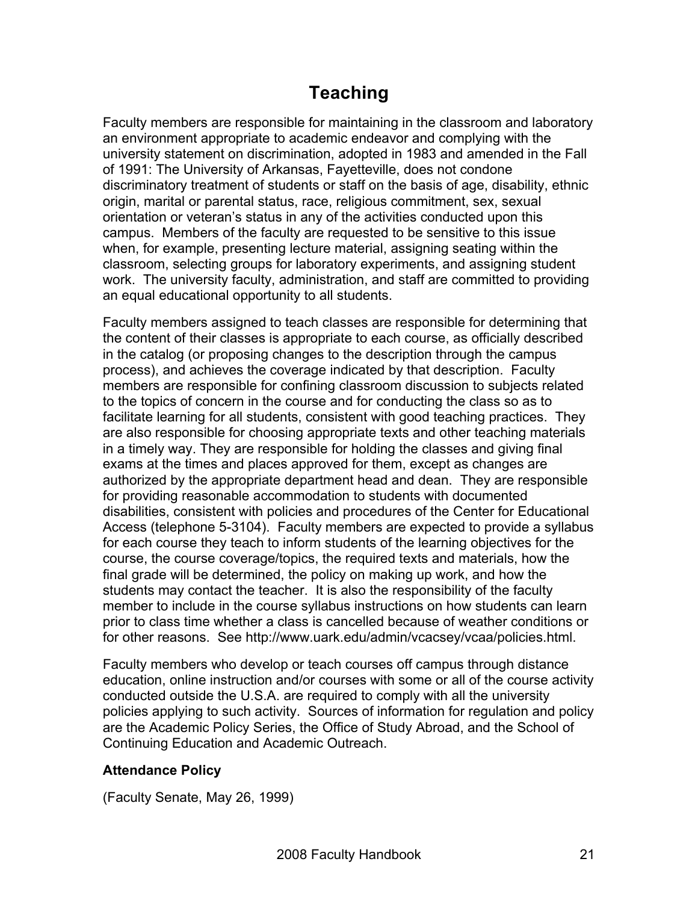# Teaching

Faculty members are responsible for maintaining in the classroom and laboratory an environment appropriate to academic endeavor and complying with the university statement on discrimination, adopted in 1983 and amended in the Fall of 1991: The University of Arkansas, Fayetteville, does not condone discriminatory treatment of students or staff on the basis of age, disability, ethnic origin, marital or parental status, race, religious commitment, sex, sexual orientation or veteran's status in any of the activities conducted upon this campus. Members of the faculty are requested to be sensitive to this issue when, for example, presenting lecture material, assigning seating within the classroom, selecting groups for laboratory experiments, and assigning student work. The university faculty, administration, and staff are committed to providing an equal educational opportunity to all students.

Faculty members assigned to teach classes are responsible for determining that the content of their classes is appropriate to each course, as officially described in the catalog (or proposing changes to the description through the campus process), and achieves the coverage indicated by that description. Faculty members are responsible for confining classroom discussion to subjects related to the topics of concern in the course and for conducting the class so as to facilitate learning for all students, consistent with good teaching practices. They are also responsible for choosing appropriate texts and other teaching materials in a timely way. They are responsible for holding the classes and giving final exams at the times and places approved for them, except as changes are authorized by the appropriate department head and dean. They are responsible for providing reasonable accommodation to students with documented disabilities, consistent with policies and procedures of the Center for Educational Access (telephone 5-3104). Faculty members are expected to provide a syllabus for each course they teach to inform students of the learning objectives for the course, the course coverage/topics, the required texts and materials, how the final grade will be determined, the policy on making up work, and how the students may contact the teacher. It is also the responsibility of the faculty member to include in the course syllabus instructions on how students can learn prior to class time whether a class is cancelled because of weather conditions or for other reasons. See http://www.uark.edu/admin/vcacsey/vcaa/policies.html.

Faculty members who develop or teach courses off campus through distance education, online instruction and/or courses with some or all of the course activity conducted outside the U.S.A. are required to comply with all the university policies applying to such activity. Sources of information for regulation and policy are the Academic Policy Series, the Office of Study Abroad, and the School of Continuing Education and Academic Outreach.

**Attendance Policy**

(Faculty Senate, May 26, 1999)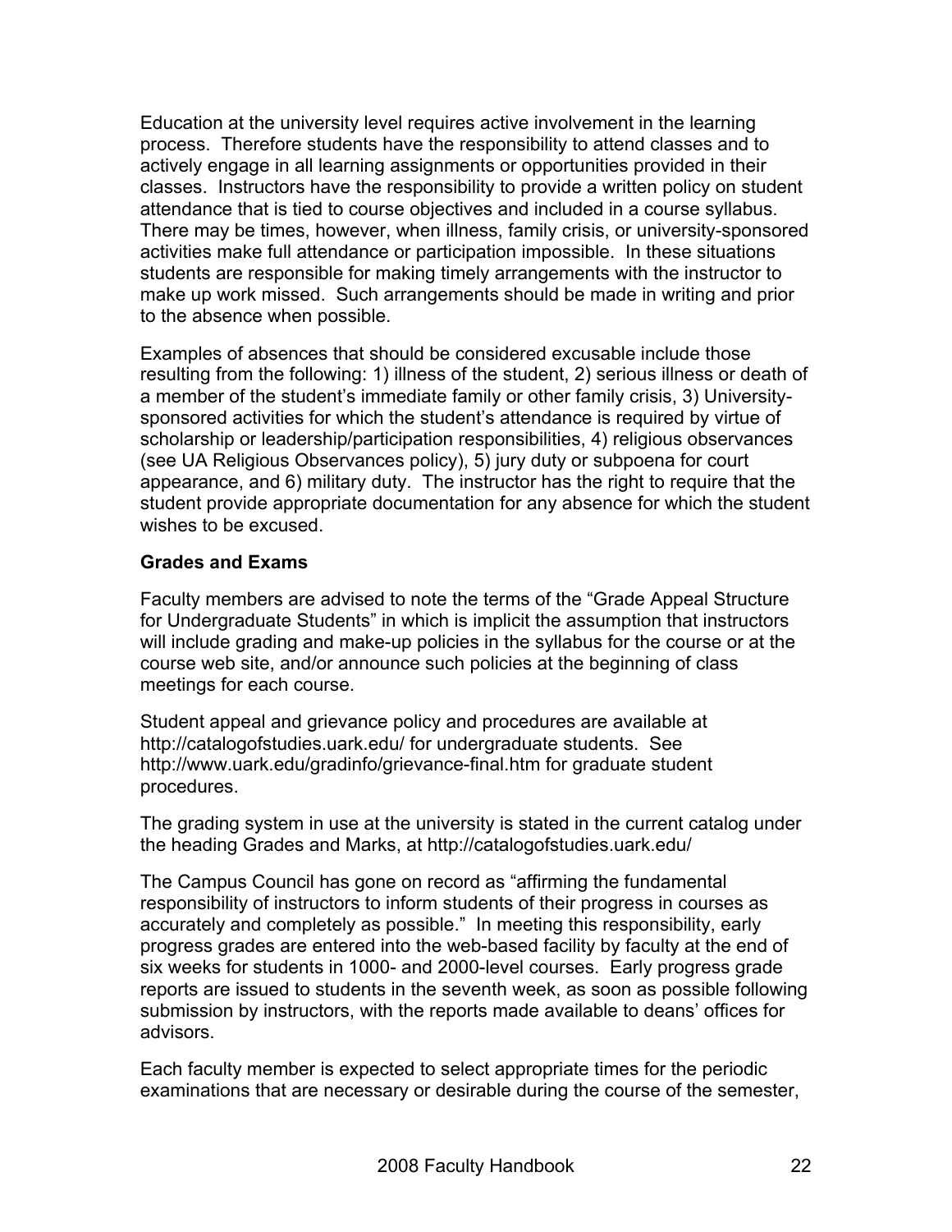Education at the university level requires active involvement in the learning process. Therefore students have the responsibility to attend classes and to actively engage in all learning assignments or opportunities provided in their classes. Instructors have the responsibility to provide a written policy on student attendance that is tied to course objectives and included in a course syllabus. There may be times, however, when illness, family crisis, or university-sponsored activities make full attendance or participation impossible. In these situations students are responsible for making timely arrangements with the instructor to make up work missed. Such arrangements should be made in writing and prior to the absence when possible.

Examples of absences that should be considered excusable include those resulting from the following: 1) illness of the student, 2) serious illness or death of a member of the student's immediate family or other family crisis, 3) University-sponsored activities for which the student's attendance is required by virtue of scholarship or leadership/participation responsibilities, 4) religious observances (see UA Religious Observances policy), 5) jury duty or subpoena for court appearance, and 6) military duty. The instructor has the right to require that the student provide appropriate documentation for any absence for which the student wishes to be excused.

**Grades and Exams**

Faculty members are advised to note the terms of the "Grade Appeal Structure for Undergraduate Students" in which is implicit the assumption that instructors will include grading and make-up policies in the syllabus for the course or at the course web site, and/or announce such policies at the beginning of class meetings for each course.

Student appeal and grievance policy and procedures are available at http://catalogofstudies.uark.edu/ for undergraduate students. See http://www.uark.edu/gradinfo/grievance-final.htm for graduate student procedures.

The grading system in use at the university is stated in the current catalog under the heading Grades and Marks, at http://catalogofstudies.uark.edu/

The Campus Council has gone on record as "affirming the fundamental responsibility of instructors to inform students of their progress in courses as accurately and completely as possible." In meeting this responsibility, early progress grades are entered into the web-based facility by faculty at the end of six weeks for students in 1000- and 2000-level courses. Early progress grade reports are issued to students in the seventh week, as soon as possible following submission by instructors, with the reports made available to deans' offices for advisors.

Each faculty member is expected to select appropriate times for the periodic examinations that are necessary or desirable during the course of the semester,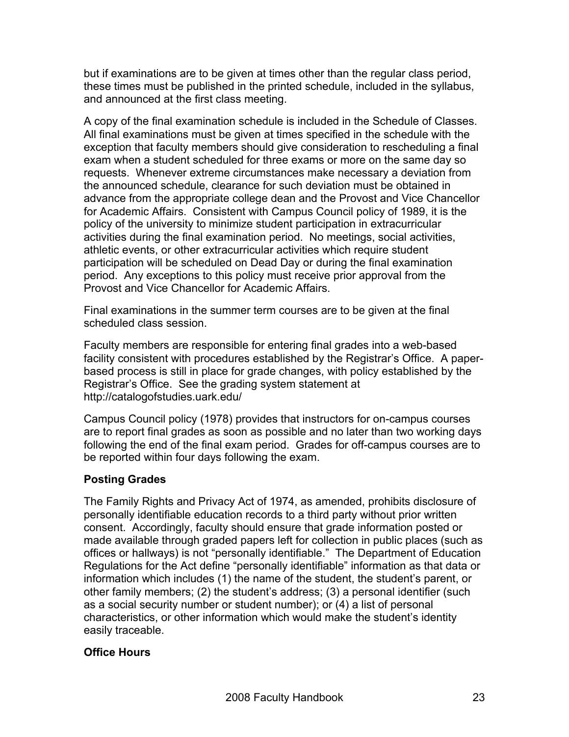but if examinations are to be given at times other than the regular class period, these times must be published in the printed schedule, included in the syllabus, and announced at the first class meeting.

A copy of the final examination schedule is included in the Schedule of Classes. All final examinations must be given at times specified in the schedule with the exception that faculty members should give consideration to rescheduling a final exam when a student scheduled for three exams or more on the same day so requests. Whenever extreme circumstances make necessary a deviation from the announced schedule, clearance for such deviation must be obtained in advance from the appropriate college dean and the Provost and Vice Chancellor for Academic Affairs. Consistent with Campus Council policy of 1989, it is the policy of the university to minimize student participation in extracurricular activities during the final examination period. No meetings, social activities, athletic events, or other extracurricular activities which require student participation will be scheduled on Dead Day or during the final examination period. Any exceptions to this policy must receive prior approval from the Provost and Vice Chancellor for Academic Affairs.

Final examinations in the summer term courses are to be given at the final scheduled class session.

Faculty members are responsible for entering final grades into a web-based facility consistent with procedures established by the Registrar's Office. A paper-based process is still in place for grade changes, with policy established by the Registrar's Office. See the grading system statement at http://catalogofstudies.uark.edu/

Campus Council policy (1978) provides that instructors for on-campus courses are to report final grades as soon as possible and no later than two working days following the end of the final exam period. Grades for off-campus courses are to be reported within four days following the exam.

### Posting Grades

The Family Rights and Privacy Act of 1974, as amended, prohibits disclosure of personally identifiable education records to a third party without prior written consent. Accordingly, faculty should ensure that grade information posted or made available through graded papers left for collection in public places (such as offices or hallways) is not "personally identifiable." The Department of Education Regulations for the Act define "personally identifiable" information as that data or information which includes (1) the name of the student, the student's parent, or other family members; (2) the student's address; (3) a personal identifier (such as a social security number or student number); or (4) a list of personal characteristics, or other information which would make the student's identity easily traceable.

### Office Hours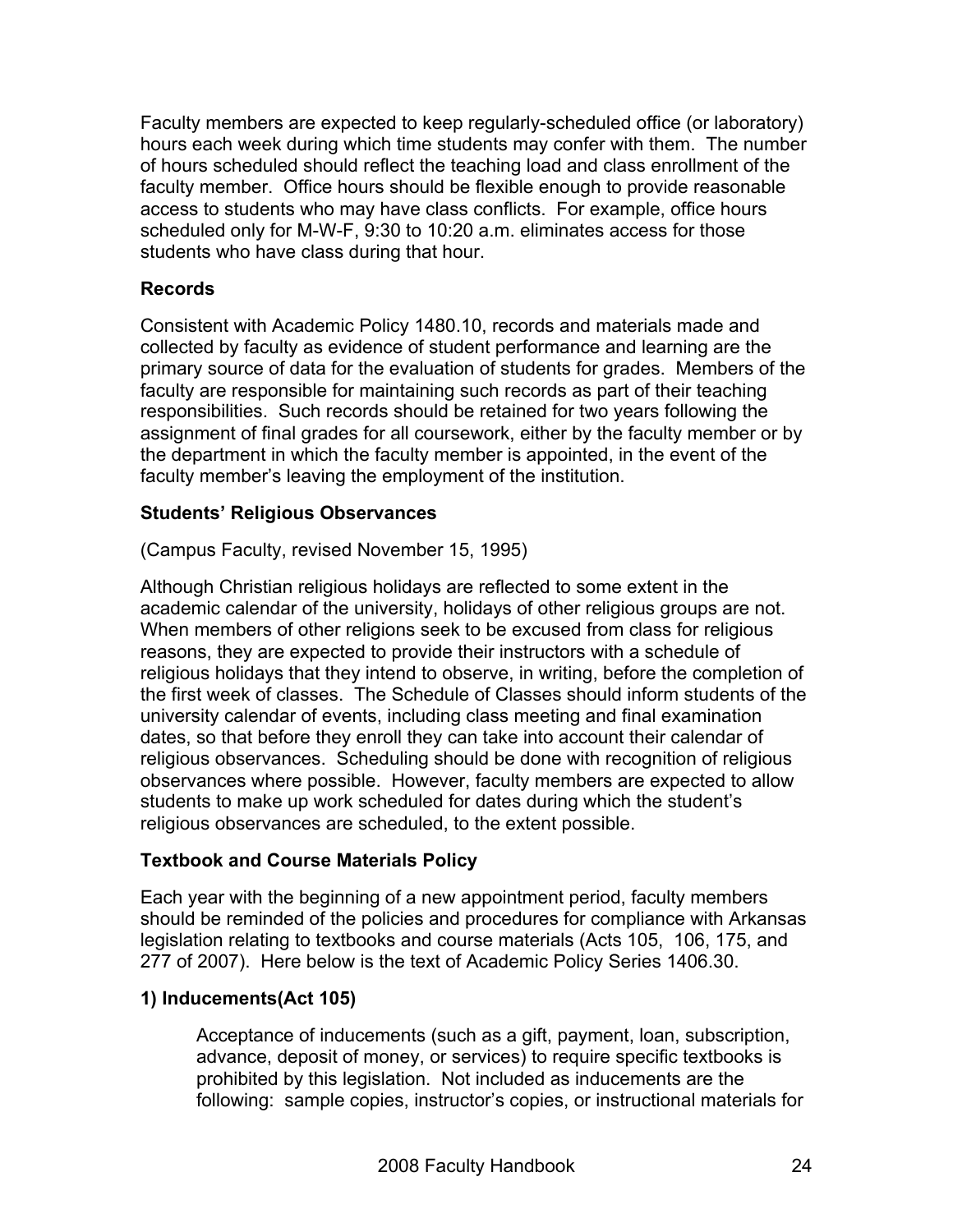Faculty members are expected to keep regularly-scheduled office (or laboratory) hours each week during which time students may confer with them. The number of hours scheduled should reflect the teaching load and class enrollment of the faculty member. Office hours should be flexible enough to provide reasonable access to students who may have class conflicts. For example, office hours scheduled only for M-W-F, 9:30 to 10:20 a.m. eliminates access for those students who have class during that hour.

### Records

Consistent with Academic Policy 1480.10, records and materials made and collected by faculty as evidence of student performance and learning are the primary source of data for the evaluation of students for grades. Members of the faculty are responsible for maintaining such records as part of their teaching responsibilities. Such records should be retained for two years following the assignment of final grades for all coursework, either by the faculty member or by the department in which the faculty member is appointed, in the event of the faculty member's leaving the employment of the institution.

### Students' Religious Observances

(Campus Faculty, revised November 15, 1995)

Although Christian religious holidays are reflected to some extent in the academic calendar of the university, holidays of other religious groups are not. When members of other religions seek to be excused from class for religious reasons, they are expected to provide their instructors with a schedule of religious holidays that they intend to observe, in writing, before the completion of the first week of classes. The Schedule of Classes should inform students of the university calendar of events, including class meeting and final examination dates, so that before they enroll they can take into account their calendar of religious observances. Scheduling should be done with recognition of religious observances where possible. However, faculty members are expected to allow students to make up work scheduled for dates during which the student's religious observances are scheduled, to the extent possible.

### Textbook and Course Materials Policy

Each year with the beginning of a new appointment period, faculty members should be reminded of the policies and procedures for compliance with Arkansas legislation relating to textbooks and course materials (Acts 105, 106, 175, and 277 of 2007). Here below is the text of Academic Policy Series 1406.30.

#### 1) Inducements(Act 105)

Acceptance of inducements (such as a gift, payment, loan, subscription, advance, deposit of money, or services) to require specific textbooks is prohibited by this legislation. Not included as inducements are the following: sample copies, instructor's copies, or instructional materials for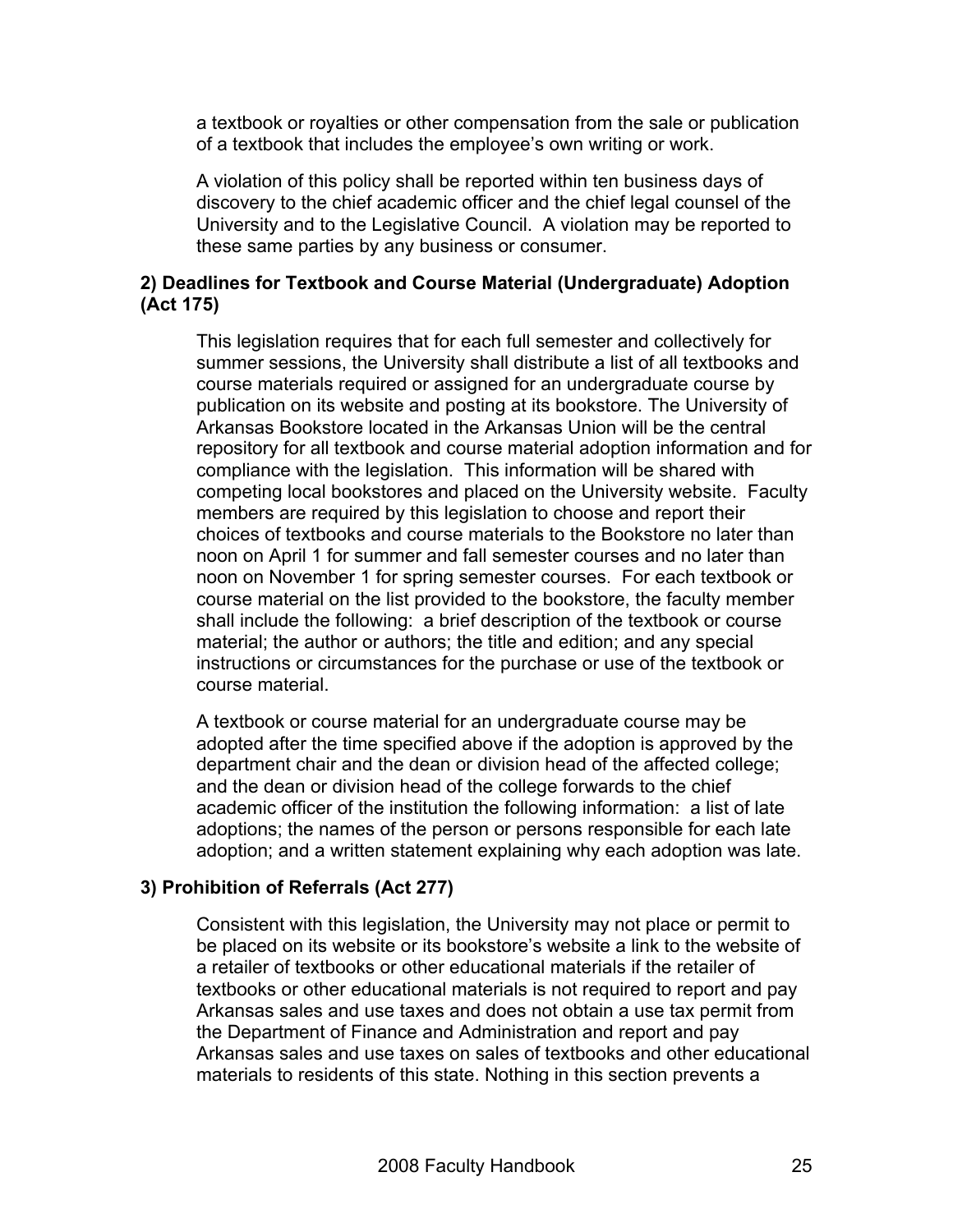a textbook or royalties or other compensation from the sale or publication of a textbook that includes the employee's own writing or work.

A violation of this policy shall be reported within ten business days of discovery to the chief academic officer and the chief legal counsel of the University and to the Legislative Council. A violation may be reported to these same parties by any business or consumer.

**2) Deadlines for Textbook and Course Material (Undergraduate) Adoption (Act 175)**

This legislation requires that for each full semester and collectively for summer sessions, the University shall distribute a list of all textbooks and course materials required or assigned for an undergraduate course by publication on its website and posting at its bookstore. The University of Arkansas Bookstore located in the Arkansas Union will be the central repository for all textbook and course material adoption information and for compliance with the legislation. This information will be shared with competing local bookstores and placed on the University website. Faculty members are required by this legislation to choose and report their choices of textbooks and course materials to the Bookstore no later than noon on April 1 for summer and fall semester courses and no later than noon on November 1 for spring semester courses. For each textbook or course material on the list provided to the bookstore, the faculty member shall include the following: a brief description of the textbook or course material; the author or authors; the title and edition; and any special instructions or circumstances for the purchase or use of the textbook or course material.

A textbook or course material for an undergraduate course may be adopted after the time specified above if the adoption is approved by the department chair and the dean or division head of the affected college; and the dean or division head of the college forwards to the chief academic officer of the institution the following information: a list of late adoptions; the names of the person or persons responsible for each late adoption; and a written statement explaining why each adoption was late.

**3) Prohibition of Referrals (Act 277)**

Consistent with this legislation, the University may not place or permit to be placed on its website or its bookstore's website a link to the website of a retailer of textbooks or other educational materials if the retailer of textbooks or other educational materials is not required to report and pay Arkansas sales and use taxes and does not obtain a use tax permit from the Department of Finance and Administration and report and pay Arkansas sales and use taxes on sales of textbooks and other educational materials to residents of this state. Nothing in this section prevents a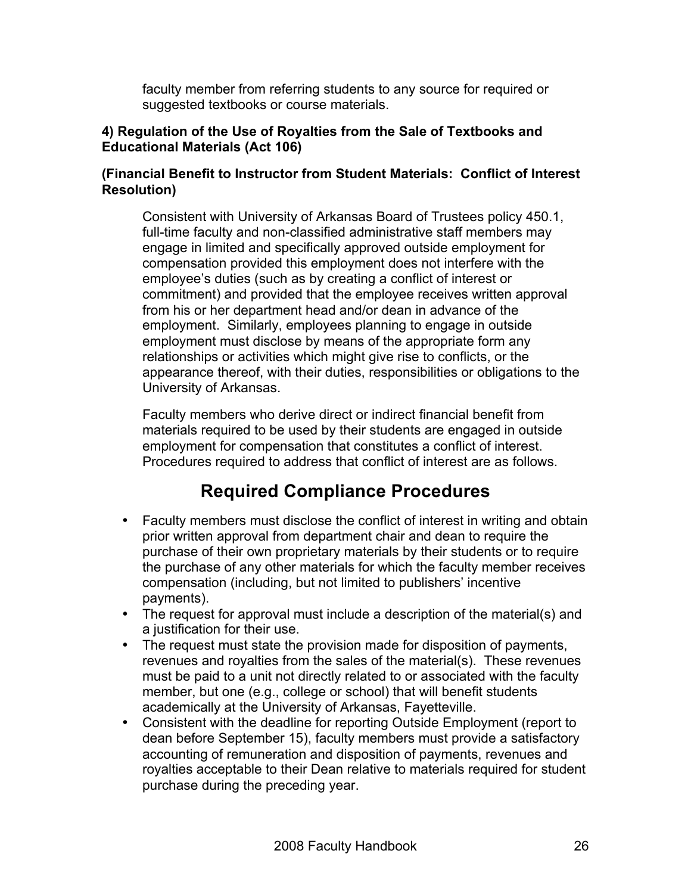faculty member from referring students to any source for required or suggested textbooks or course materials.

**4) Regulation of the Use of Royalties from the Sale of Textbooks and Educational Materials (Act 106)**

**(Financial Benefit to Instructor from Student Materials: Conflict of Interest Resolution)**

Consistent with University of Arkansas Board of Trustees policy 450.1, full-time faculty and non-classified administrative staff members may engage in limited and specifically approved outside employment for compensation provided this employment does not interfere with the employee's duties (such as by creating a conflict of interest or commitment) and provided that the employee receives written approval from his or her department head and/or dean in advance of the employment. Similarly, employees planning to engage in outside employment must disclose by means of the appropriate form any relationships or activities which might give rise to conflicts, or the appearance thereof, with their duties, responsibilities or obligations to the University of Arkansas.

Faculty members who derive direct or indirect financial benefit from materials required to be used by their students are engaged in outside employment for compensation that constitutes a conflict of interest. Procedures required to address that conflict of interest are as follows.

## Required Compliance Procedures

- Faculty members must disclose the conflict of interest in writing and obtain prior written approval from department chair and dean to require the purchase of their own proprietary materials by their students or to require the purchase of any other materials for which the faculty member receives compensation (including, but not limited to publishers' incentive payments).
- The request for approval must include a description of the material(s) and a justification for their use.
- The request must state the provision made for disposition of payments, revenues and royalties from the sales of the material(s). These revenues must be paid to a unit not directly related to or associated with the faculty member, but one (e.g., college or school) that will benefit students academically at the University of Arkansas, Fayetteville.
- Consistent with the deadline for reporting Outside Employment (report to dean before September 15), faculty members must provide a satisfactory accounting of remuneration and disposition of payments, revenues and royalties acceptable to their Dean relative to materials required for student purchase during the preceding year.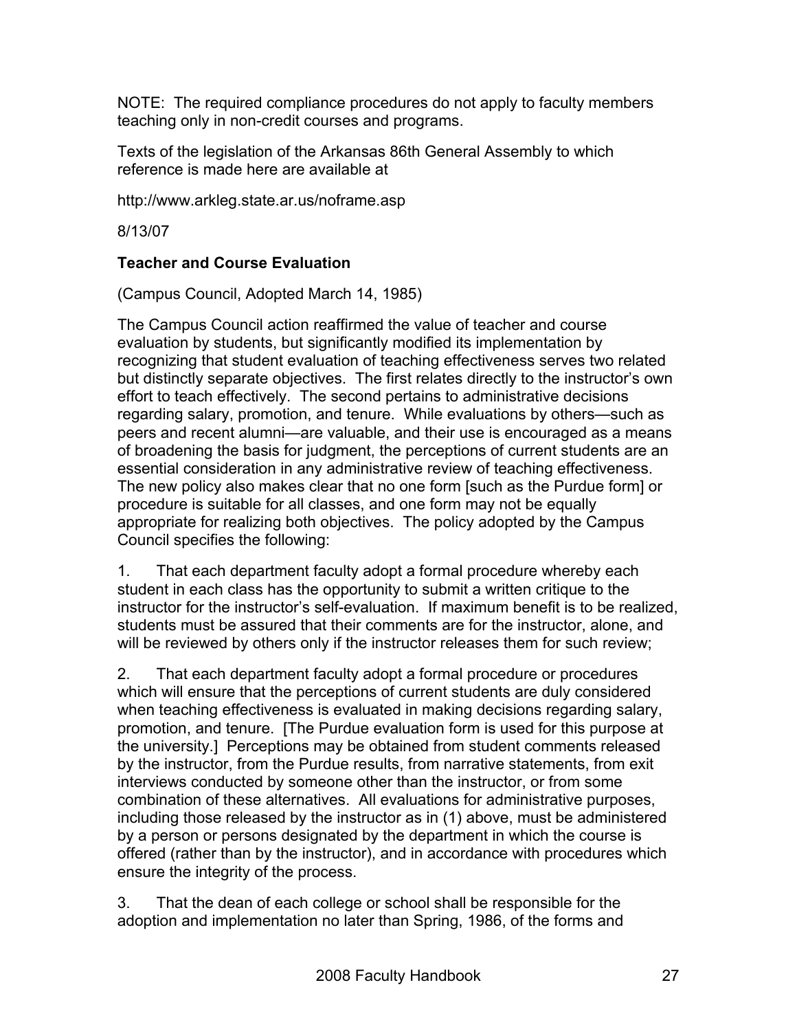NOTE: The required compliance procedures do not apply to faculty members teaching only in non-credit courses and programs.

Texts of the legislation of the Arkansas 86th General Assembly to which reference is made here are available at

http://www.arkleg.state.ar.us/noframe.asp

8/13/07

**Teacher and Course Evaluation**

(Campus Council, Adopted March 14, 1985)

The Campus Council action reaffirmed the value of teacher and course evaluation by students, but significantly modified its implementation by recognizing that student evaluation of teaching effectiveness serves two related but distinctly separate objectives. The first relates directly to the instructor's own effort to teach effectively. The second pertains to administrative decisions regarding salary, promotion, and tenure. While evaluations by others—such as peers and recent alumni—are valuable, and their use is encouraged as a means of broadening the basis for judgment, the perceptions of current students are an essential consideration in any administrative review of teaching effectiveness. The new policy also makes clear that no one form [such as the Purdue form] or procedure is suitable for all classes, and one form may not be equally appropriate for realizing both objectives. The policy adopted by the Campus Council specifies the following:

1. That each department faculty adopt a formal procedure whereby each student in each class has the opportunity to submit a written critique to the instructor for the instructor's self-evaluation. If maximum benefit is to be realized, students must be assured that their comments are for the instructor, alone, and will be reviewed by others only if the instructor releases them for such review;

2. That each department faculty adopt a formal procedure or procedures which will ensure that the perceptions of current students are duly considered when teaching effectiveness is evaluated in making decisions regarding salary, promotion, and tenure. [The Purdue evaluation form is used for this purpose at the university.] Perceptions may be obtained from student comments released by the instructor, from the Purdue results, from narrative statements, from exit interviews conducted by someone other than the instructor, or from some combination of these alternatives. All evaluations for administrative purposes, including those released by the instructor as in (1) above, must be administered by a person or persons designated by the department in which the course is offered (rather than by the instructor), and in accordance with procedures which ensure the integrity of the process.

3. That the dean of each college or school shall be responsible for the adoption and implementation no later than Spring, 1986, of the forms and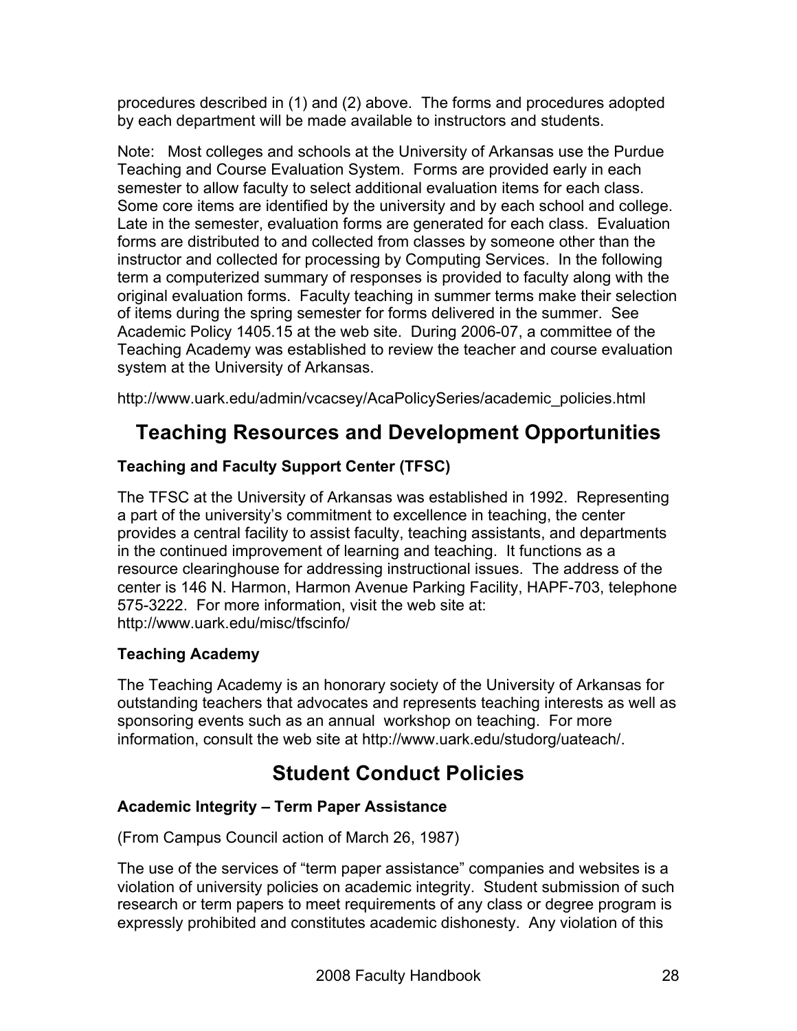procedures described in (1) and (2) above. The forms and procedures adopted by each department will be made available to instructors and students.

Note: Most colleges and schools at the University of Arkansas use the Purdue Teaching and Course Evaluation System. Forms are provided early in each semester to allow faculty to select additional evaluation items for each class. Some core items are identified by the university and by each school and college. Late in the semester, evaluation forms are generated for each class. Evaluation forms are distributed to and collected from classes by someone other than the instructor and collected for processing by Computing Services. In the following term a computerized summary of responses is provided to faculty along with the original evaluation forms. Faculty teaching in summer terms make their selection of items during the spring semester for forms delivered in the summer. See Academic Policy 1405.15 at the web site. During 2006-07, a committee of the Teaching Academy was established to review the teacher and course evaluation system at the University of Arkansas.

http://www.uark.edu/admin/vcacsey/AcaPolicySeries/academic_policies.html

# Teaching Resources and Development Opportunities

### Teaching and Faculty Support Center (TFSC)

The TFSC at the University of Arkansas was established in 1992. Representing a part of the university's commitment to excellence in teaching, the center provides a central facility to assist faculty, teaching assistants, and departments in the continued improvement of learning and teaching. It functions as a resource clearinghouse for addressing instructional issues. The address of the center is 146 N. Harmon, Harmon Avenue Parking Facility, HAPF-703, telephone 575-3222. For more information, visit the web site at: http://www.uark.edu/misc/tfscinfo/

### Teaching Academy

The Teaching Academy is an honorary society of the University of Arkansas for outstanding teachers that advocates and represents teaching interests as well as sponsoring events such as an annual workshop on teaching. For more information, consult the web site at http://www.uark.edu/studorg/uateach/.

# Student Conduct Policies

### Academic Integrity – Term Paper Assistance

(From Campus Council action of March 26, 1987)

The use of the services of "term paper assistance" companies and websites is a violation of university policies on academic integrity. Student submission of such research or term papers to meet requirements of any class or degree program is expressly prohibited and constitutes academic dishonesty. Any violation of this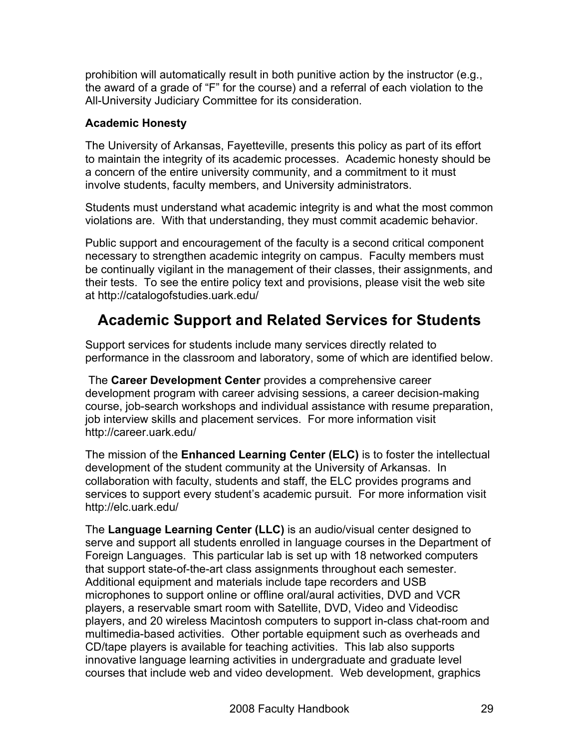prohibition will automatically result in both punitive action by the instructor (e.g., the award of a grade of "F" for the course) and a referral of each violation to the All-University Judiciary Committee for its consideration.

### Academic Honesty

The University of Arkansas, Fayetteville, presents this policy as part of its effort to maintain the integrity of its academic processes. Academic honesty should be a concern of the entire university community, and a commitment to it must involve students, faculty members, and University administrators.

Students must understand what academic integrity is and what the most common violations are. With that understanding, they must commit academic behavior.

Public support and encouragement of the faculty is a second critical component necessary to strengthen academic integrity on campus. Faculty members must be continually vigilant in the management of their classes, their assignments, and their tests. To see the entire policy text and provisions, please visit the web site at http://catalogofstudies.uark.edu/

## Academic Support and Related Services for Students

Support services for students include many services directly related to performance in the classroom and laboratory, some of which are identified below.

The **Career Development Center** provides a comprehensive career development program with career advising sessions, a career decision-making course, job-search workshops and individual assistance with resume preparation, job interview skills and placement services. For more information visit http://career.uark.edu/

The mission of the **Enhanced Learning Center (ELC)** is to foster the intellectual development of the student community at the University of Arkansas. In collaboration with faculty, students and staff, the ELC provides programs and services to support every student's academic pursuit. For more information visit http://elc.uark.edu/

The **Language Learning Center (LLC)** is an audio/visual center designed to serve and support all students enrolled in language courses in the Department of Foreign Languages. This particular lab is set up with 18 networked computers that support state-of-the-art class assignments throughout each semester. Additional equipment and materials include tape recorders and USB microphones to support online or offline oral/aural activities, DVD and VCR players, a reservable smart room with Satellite, DVD, Video and Videodisc players, and 20 wireless Macintosh computers to support in-class chat-room and multimedia-based activities. Other portable equipment such as overheads and CD/tape players is available for teaching activities. This lab also supports innovative language learning activities in undergraduate and graduate level courses that include web and video development. Web development, graphics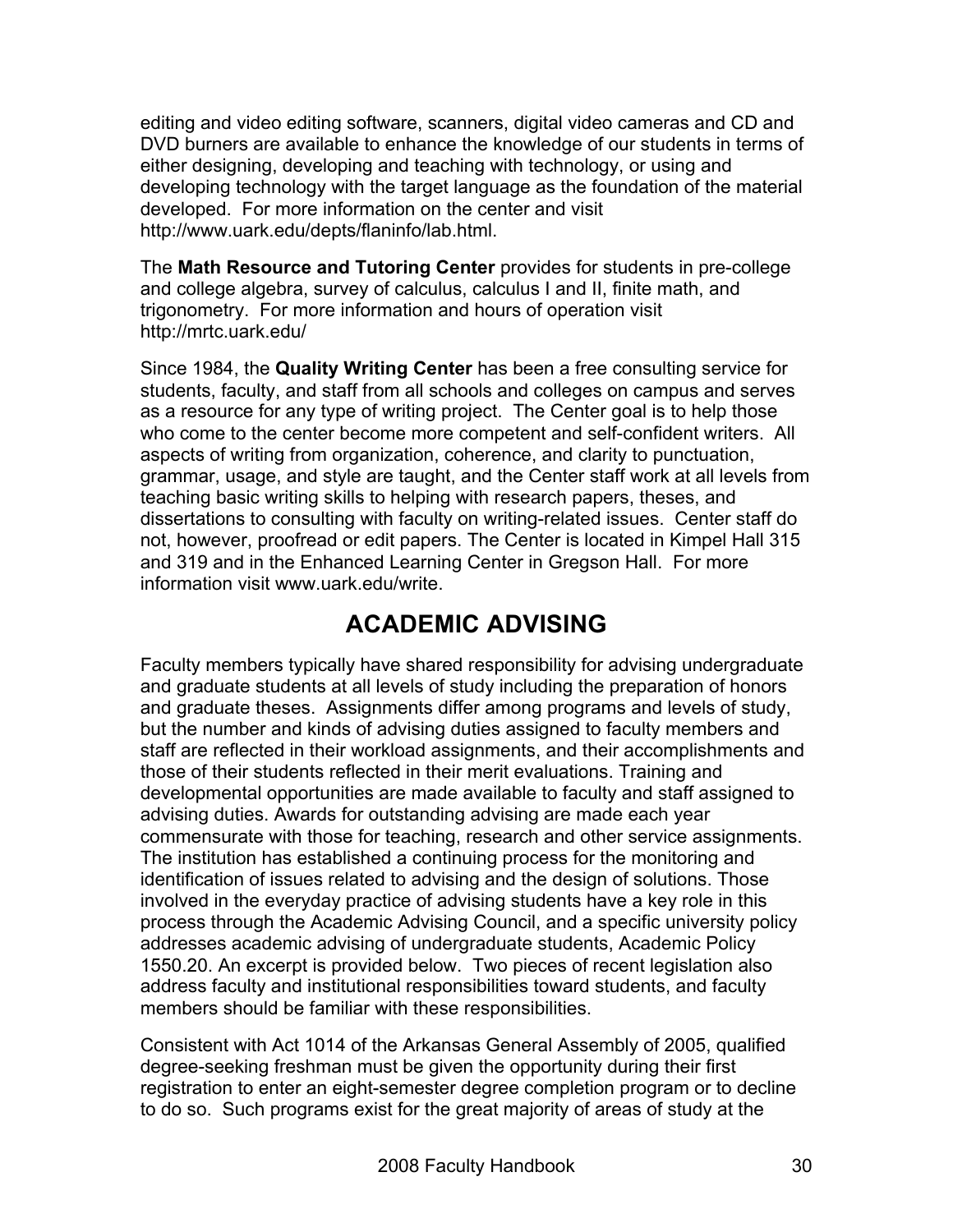editing and video editing software, scanners, digital video cameras and CD and DVD burners are available to enhance the knowledge of our students in terms of either designing, developing and teaching with technology, or using and developing technology with the target language as the foundation of the material developed. For more information on the center and visit http://www.uark.edu/depts/flaninfo/lab.html.

The **Math Resource and Tutoring Center** provides for students in pre-college and college algebra, survey of calculus, calculus I and II, finite math, and trigonometry. For more information and hours of operation visit http://mrtc.uark.edu/

Since 1984, the **Quality Writing Center** has been a free consulting service for students, faculty, and staff from all schools and colleges on campus and serves as a resource for any type of writing project. The Center goal is to help those who come to the center become more competent and self-confident writers. All aspects of writing from organization, coherence, and clarity to punctuation, grammar, usage, and style are taught, and the Center staff work at all levels from teaching basic writing skills to helping with research papers, theses, and dissertations to consulting with faculty on writing-related issues. Center staff do not, however, proofread or edit papers. The Center is located in Kimpel Hall 315 and 319 and in the Enhanced Learning Center in Gregson Hall. For more information visit www.uark.edu/write.

## ACADEMIC ADVISING

Faculty members typically have shared responsibility for advising undergraduate and graduate students at all levels of study including the preparation of honors and graduate theses. Assignments differ among programs and levels of study, but the number and kinds of advising duties assigned to faculty members and staff are reflected in their workload assignments, and their accomplishments and those of their students reflected in their merit evaluations. Training and developmental opportunities are made available to faculty and staff assigned to advising duties. Awards for outstanding advising are made each year commensurate with those for teaching, research and other service assignments. The institution has established a continuing process for the monitoring and identification of issues related to advising and the design of solutions. Those involved in the everyday practice of advising students have a key role in this process through the Academic Advising Council, and a specific university policy addresses academic advising of undergraduate students, Academic Policy 1550.20. An excerpt is provided below. Two pieces of recent legislation also address faculty and institutional responsibilities toward students, and faculty members should be familiar with these responsibilities.

Consistent with Act 1014 of the Arkansas General Assembly of 2005, qualified degree-seeking freshman must be given the opportunity during their first registration to enter an eight-semester degree completion program or to decline to do so. Such programs exist for the great majority of areas of study at the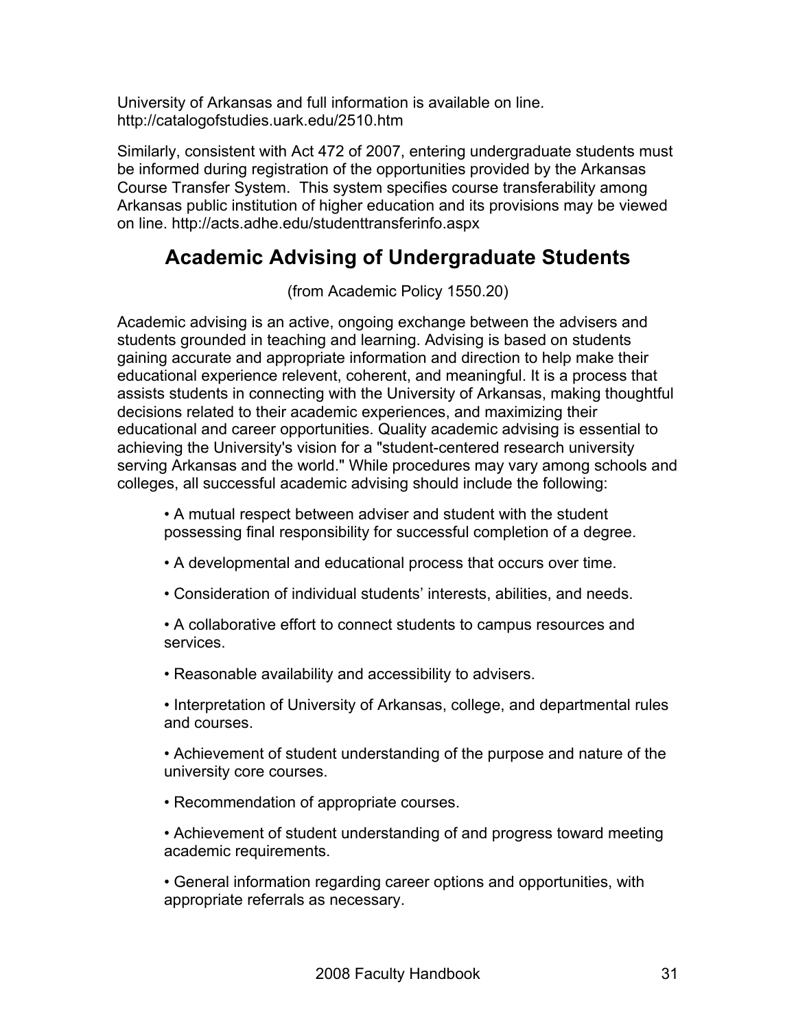University of Arkansas and full information is available on line. http://catalogofstudies.uark.edu/2510.htm

Similarly, consistent with Act 472 of 2007, entering undergraduate students must be informed during registration of the opportunities provided by the Arkansas Course Transfer System. This system specifies course transferability among Arkansas public institution of higher education and its provisions may be viewed on line. http://acts.adhe.edu/studenttransferinfo.aspx

## Academic Advising of Undergraduate Students

(from Academic Policy 1550.20)

Academic advising is an active, ongoing exchange between the advisers and students grounded in teaching and learning. Advising is based on students gaining accurate and appropriate information and direction to help make their educational experience relevent, coherent, and meaningful. It is a process that assists students in connecting with the University of Arkansas, making thoughtful decisions related to their academic experiences, and maximizing their educational and career opportunities. Quality academic advising is essential to achieving the University's vision for a "student-centered research university serving Arkansas and the world." While procedures may vary among schools and colleges, all successful academic advising should include the following:

- A mutual respect between adviser and student with the student possessing final responsibility for successful completion of a degree.
- A developmental and educational process that occurs over time.
- Consideration of individual students' interests, abilities, and needs.
- A collaborative effort to connect students to campus resources and services.
- Reasonable availability and accessibility to advisers.
- Interpretation of University of Arkansas, college, and departmental rules and courses.
- Achievement of student understanding of the purpose and nature of the university core courses.
- Recommendation of appropriate courses.
- Achievement of student understanding of and progress toward meeting academic requirements.
- General information regarding career options and opportunities, with appropriate referrals as necessary.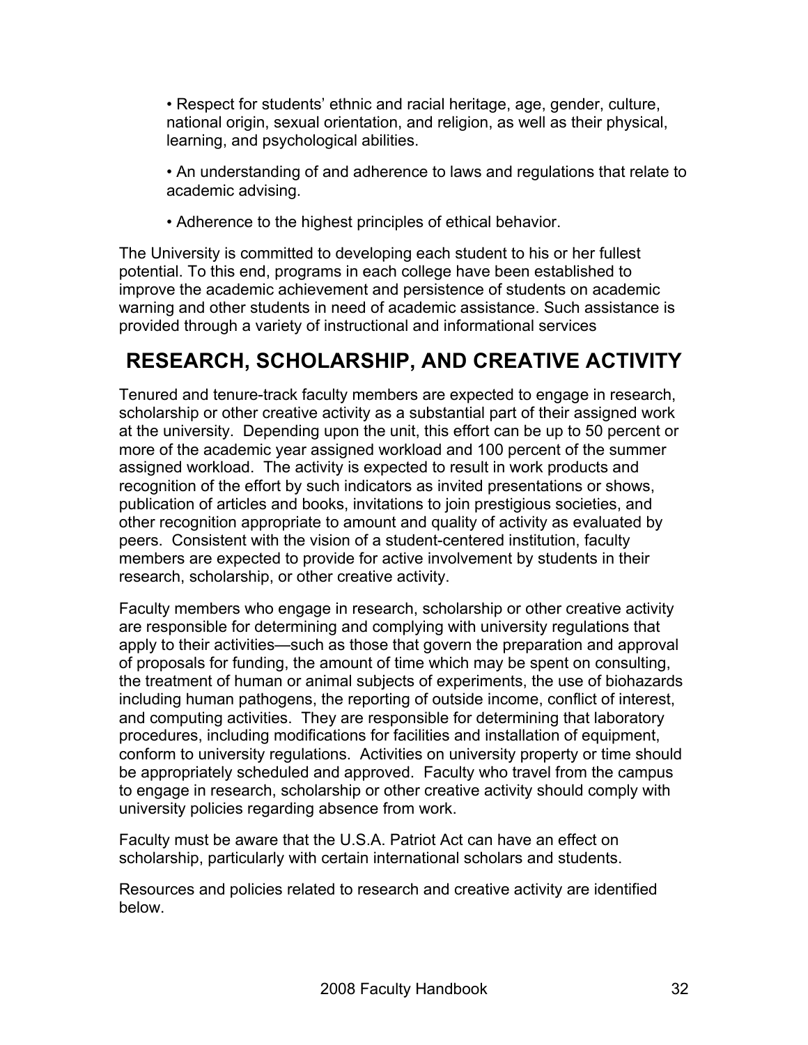- Respect for students' ethnic and racial heritage, age, gender, culture, national origin, sexual orientation, and religion, as well as their physical, learning, and psychological abilities.
- An understanding of and adherence to laws and regulations that relate to academic advising.
- Adherence to the highest principles of ethical behavior.

The University is committed to developing each student to his or her fullest potential. To this end, programs in each college have been established to improve the academic achievement and persistence of students on academic warning and other students in need of academic assistance. Such assistance is provided through a variety of instructional and informational services

## RESEARCH, SCHOLARSHIP, AND CREATIVE ACTIVITY

Tenured and tenure-track faculty members are expected to engage in research, scholarship or other creative activity as a substantial part of their assigned work at the university. Depending upon the unit, this effort can be up to 50 percent or more of the academic year assigned workload and 100 percent of the summer assigned workload. The activity is expected to result in work products and recognition of the effort by such indicators as invited presentations or shows, publication of articles and books, invitations to join prestigious societies, and other recognition appropriate to amount and quality of activity as evaluated by peers. Consistent with the vision of a student-centered institution, faculty members are expected to provide for active involvement by students in their research, scholarship, or other creative activity.

Faculty members who engage in research, scholarship or other creative activity are responsible for determining and complying with university regulations that apply to their activities—such as those that govern the preparation and approval of proposals for funding, the amount of time which may be spent on consulting, the treatment of human or animal subjects of experiments, the use of biohazards including human pathogens, the reporting of outside income, conflict of interest, and computing activities. They are responsible for determining that laboratory procedures, including modifications for facilities and installation of equipment, conform to university regulations. Activities on university property or time should be appropriately scheduled and approved. Faculty who travel from the campus to engage in research, scholarship or other creative activity should comply with university policies regarding absence from work.

Faculty must be aware that the U.S.A. Patriot Act can have an effect on scholarship, particularly with certain international scholars and students.

Resources and policies related to research and creative activity are identified below.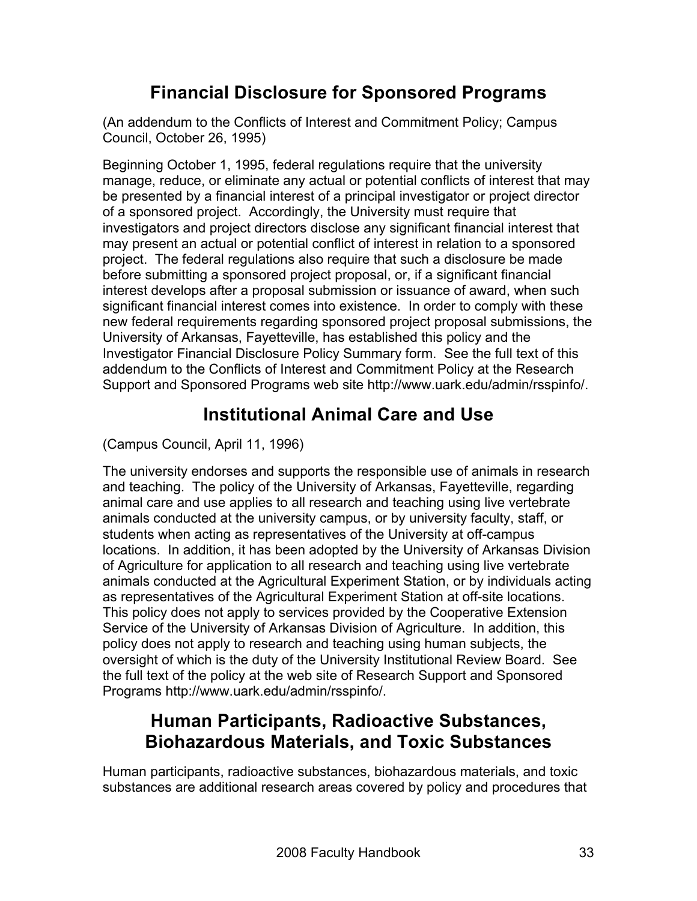## Financial Disclosure for Sponsored Programs

(An addendum to the Conflicts of Interest and Commitment Policy; Campus Council, October 26, 1995)

Beginning October 1, 1995, federal regulations require that the university manage, reduce, or eliminate any actual or potential conflicts of interest that may be presented by a financial interest of a principal investigator or project director of a sponsored project. Accordingly, the University must require that investigators and project directors disclose any significant financial interest that may present an actual or potential conflict of interest in relation to a sponsored project. The federal regulations also require that such a disclosure be made before submitting a sponsored project proposal, or, if a significant financial interest develops after a proposal submission or issuance of award, when such significant financial interest comes into existence. In order to comply with these new federal requirements regarding sponsored project proposal submissions, the University of Arkansas, Fayetteville, has established this policy and the Investigator Financial Disclosure Policy Summary form. See the full text of this addendum to the Conflicts of Interest and Commitment Policy at the Research Support and Sponsored Programs web site http://www.uark.edu/admin/rsspinfo/.

## Institutional Animal Care and Use

(Campus Council, April 11, 1996)

The university endorses and supports the responsible use of animals in research and teaching. The policy of the University of Arkansas, Fayetteville, regarding animal care and use applies to all research and teaching using live vertebrate animals conducted at the university campus, or by university faculty, staff, or students when acting as representatives of the University at off-campus locations. In addition, it has been adopted by the University of Arkansas Division of Agriculture for application to all research and teaching using live vertebrate animals conducted at the Agricultural Experiment Station, or by individuals acting as representatives of the Agricultural Experiment Station at off-site locations. This policy does not apply to services provided by the Cooperative Extension Service of the University of Arkansas Division of Agriculture. In addition, this policy does not apply to research and teaching using human subjects, the oversight of which is the duty of the University Institutional Review Board. See the full text of the policy at the web site of Research Support and Sponsored Programs http://www.uark.edu/admin/rsspinfo/.

## Human Participants, Radioactive Substances, Biohazardous Materials, and Toxic Substances

Human participants, radioactive substances, biohazardous materials, and toxic substances are additional research areas covered by policy and procedures that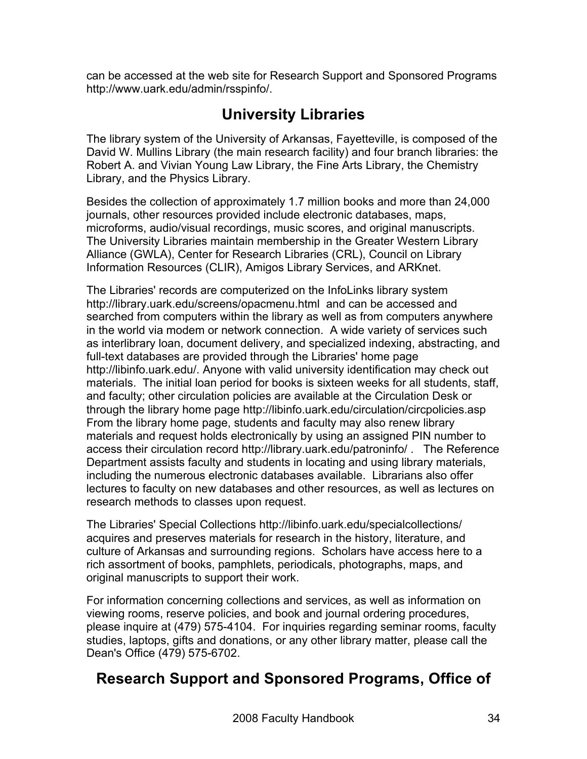can be accessed at the web site for Research Support and Sponsored Programs http://www.uark.edu/admin/rsspinfo/.

## University Libraries

The library system of the University of Arkansas, Fayetteville, is composed of the David W. Mullins Library (the main research facility) and four branch libraries: the Robert A. and Vivian Young Law Library, the Fine Arts Library, the Chemistry Library, and the Physics Library.

Besides the collection of approximately 1.7 million books and more than 24,000 journals, other resources provided include electronic databases, maps, microforms, audio/visual recordings, music scores, and original manuscripts. The University Libraries maintain membership in the Greater Western Library Alliance (GWLA), Center for Research Libraries (CRL), Council on Library Information Resources (CLIR), Amigos Library Services, and ARKnet.

The Libraries' records are computerized on the InfoLinks library system http://library.uark.edu/screens/opacmenu.html and can be accessed and searched from computers within the library as well as from computers anywhere in the world via modem or network connection. A wide variety of services such as interlibrary loan, document delivery, and specialized indexing, abstracting, and full-text databases are provided through the Libraries' home page http://libinfo.uark.edu/. Anyone with valid university identification may check out materials. The initial loan period for books is sixteen weeks for all students, staff, and faculty; other circulation policies are available at the Circulation Desk or through the library home page http://libinfo.uark.edu/circulation/circpolicies.asp From the library home page, students and faculty may also renew library materials and request holds electronically by using an assigned PIN number to access their circulation record http://library.uark.edu/patroninfo/ . The Reference Department assists faculty and students in locating and using library materials, including the numerous electronic databases available. Librarians also offer lectures to faculty on new databases and other resources, as well as lectures on research methods to classes upon request.

The Libraries' Special Collections http://libinfo.uark.edu/specialcollections/ acquires and preserves materials for research in the history, literature, and culture of Arkansas and surrounding regions. Scholars have access here to a rich assortment of books, pamphlets, periodicals, photographs, maps, and original manuscripts to support their work.

For information concerning collections and services, as well as information on viewing rooms, reserve policies, and book and journal ordering procedures, please inquire at (479) 575-4104. For inquiries regarding seminar rooms, faculty studies, laptops, gifts and donations, or any other library matter, please call the Dean's Office (479) 575-6702.

## Research Support and Sponsored Programs, Office of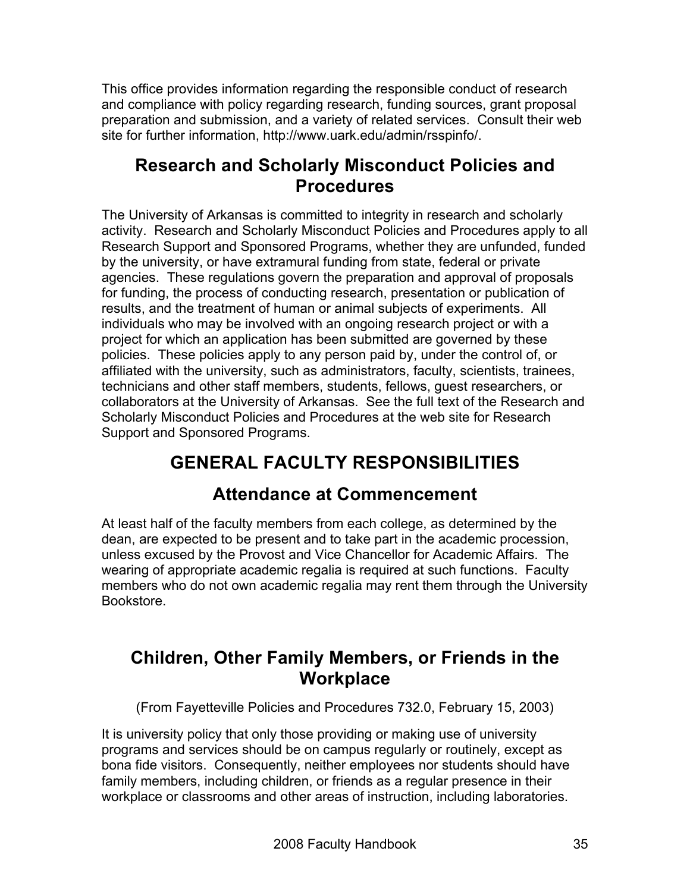This office provides information regarding the responsible conduct of research and compliance with policy regarding research, funding sources, grant proposal preparation and submission, and a variety of related services. Consult their web site for further information, http://www.uark.edu/admin/rsspinfo/.

## Research and Scholarly Misconduct Policies and Procedures

The University of Arkansas is committed to integrity in research and scholarly activity. Research and Scholarly Misconduct Policies and Procedures apply to all Research Support and Sponsored Programs, whether they are unfunded, funded by the university, or have extramural funding from state, federal or private agencies. These regulations govern the preparation and approval of proposals for funding, the process of conducting research, presentation or publication of results, and the treatment of human or animal subjects of experiments. All individuals who may be involved with an ongoing research project or with a project for which an application has been submitted are governed by these policies. These policies apply to any person paid by, under the control of, or affiliated with the university, such as administrators, faculty, scientists, trainees, technicians and other staff members, students, fellows, guest researchers, or collaborators at the University of Arkansas. See the full text of the Research and Scholarly Misconduct Policies and Procedures at the web site for Research Support and Sponsored Programs.

# GENERAL FACULTY RESPONSIBILITIES

## Attendance at Commencement

At least half of the faculty members from each college, as determined by the dean, are expected to be present and to take part in the academic procession, unless excused by the Provost and Vice Chancellor for Academic Affairs. The wearing of appropriate academic regalia is required at such functions. Faculty members who do not own academic regalia may rent them through the University Bookstore.

## Children, Other Family Members, or Friends in the Workplace

(From Fayetteville Policies and Procedures 732.0, February 15, 2003)

It is university policy that only those providing or making use of university programs and services should be on campus regularly or routinely, except as bona fide visitors. Consequently, neither employees nor students should have family members, including children, or friends as a regular presence in their workplace or classrooms and other areas of instruction, including laboratories.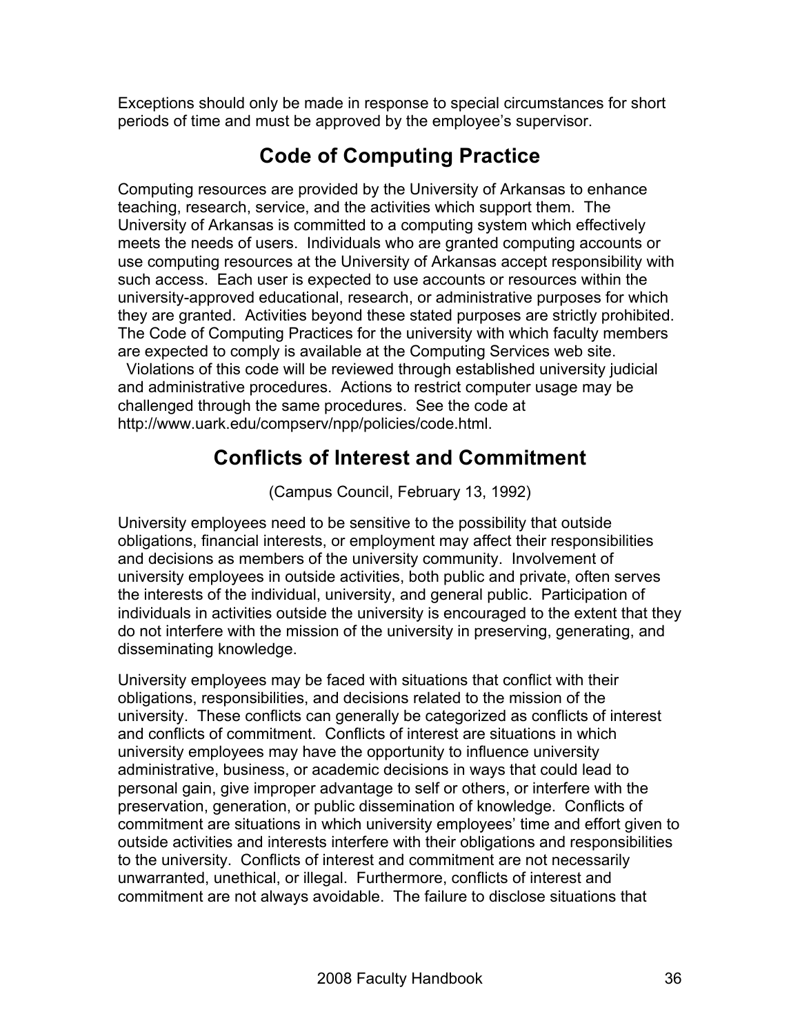Exceptions should only be made in response to special circumstances for short periods of time and must be approved by the employee's supervisor.

## Code of Computing Practice

Computing resources are provided by the University of Arkansas to enhance teaching, research, service, and the activities which support them. The University of Arkansas is committed to a computing system which effectively meets the needs of users. Individuals who are granted computing accounts or use computing resources at the University of Arkansas accept responsibility with such access. Each user is expected to use accounts or resources within the university-approved educational, research, or administrative purposes for which they are granted. Activities beyond these stated purposes are strictly prohibited. The Code of Computing Practices for the university with which faculty members are expected to comply is available at the Computing Services web site.

Violations of this code will be reviewed through established university judicial and administrative procedures. Actions to restrict computer usage may be challenged through the same procedures. See the code at http://www.uark.edu/compserv/npp/policies/code.html.

## Conflicts of Interest and Commitment

(Campus Council, February 13, 1992)

University employees need to be sensitive to the possibility that outside obligations, financial interests, or employment may affect their responsibilities and decisions as members of the university community. Involvement of university employees in outside activities, both public and private, often serves the interests of the individual, university, and general public. Participation of individuals in activities outside the university is encouraged to the extent that they do not interfere with the mission of the university in preserving, generating, and disseminating knowledge.

University employees may be faced with situations that conflict with their obligations, responsibilities, and decisions related to the mission of the university. These conflicts can generally be categorized as conflicts of interest and conflicts of commitment. Conflicts of interest are situations in which university employees may have the opportunity to influence university administrative, business, or academic decisions in ways that could lead to personal gain, give improper advantage to self or others, or interfere with the preservation, generation, or public dissemination of knowledge. Conflicts of commitment are situations in which university employees' time and effort given to outside activities and interests interfere with their obligations and responsibilities to the university. Conflicts of interest and commitment are not necessarily unwarranted, unethical, or illegal. Furthermore, conflicts of interest and commitment are not always avoidable. The failure to disclose situations that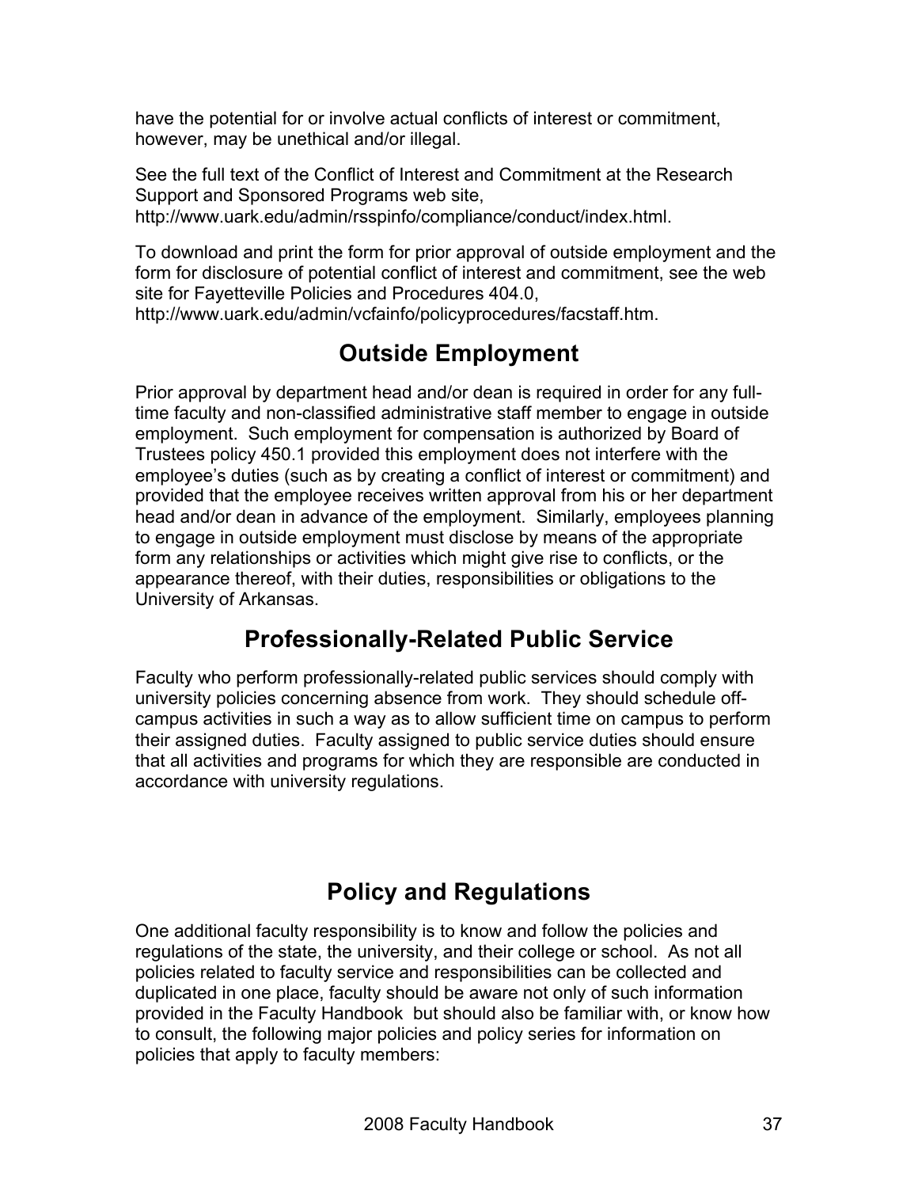have the potential for or involve actual conflicts of interest or commitment, however, may be unethical and/or illegal.

See the full text of the Conflict of Interest and Commitment at the Research Support and Sponsored Programs web site, http://www.uark.edu/admin/rsspinfo/compliance/conduct/index.html.

To download and print the form for prior approval of outside employment and the form for disclosure of potential conflict of interest and commitment, see the web site for Fayetteville Policies and Procedures 404.0, http://www.uark.edu/admin/vcfainfo/policyprocedures/facstaff.htm.

## Outside Employment

Prior approval by department head and/or dean is required in order for any full-time faculty and non-classified administrative staff member to engage in outside employment. Such employment for compensation is authorized by Board of Trustees policy 450.1 provided this employment does not interfere with the employee's duties (such as by creating a conflict of interest or commitment) and provided that the employee receives written approval from his or her department head and/or dean in advance of the employment. Similarly, employees planning to engage in outside employment must disclose by means of the appropriate form any relationships or activities which might give rise to conflicts, or the appearance thereof, with their duties, responsibilities or obligations to the University of Arkansas.

## Professionally-Related Public Service

Faculty who perform professionally-related public services should comply with university policies concerning absence from work. They should schedule off-campus activities in such a way as to allow sufficient time on campus to perform their assigned duties. Faculty assigned to public service duties should ensure that all activities and programs for which they are responsible are conducted in accordance with university regulations.

## Policy and Regulations

One additional faculty responsibility is to know and follow the policies and regulations of the state, the university, and their college or school. As not all policies related to faculty service and responsibilities can be collected and duplicated in one place, faculty should be aware not only of such information provided in the Faculty Handbook but should also be familiar with, or know how to consult, the following major policies and policy series for information on policies that apply to faculty members: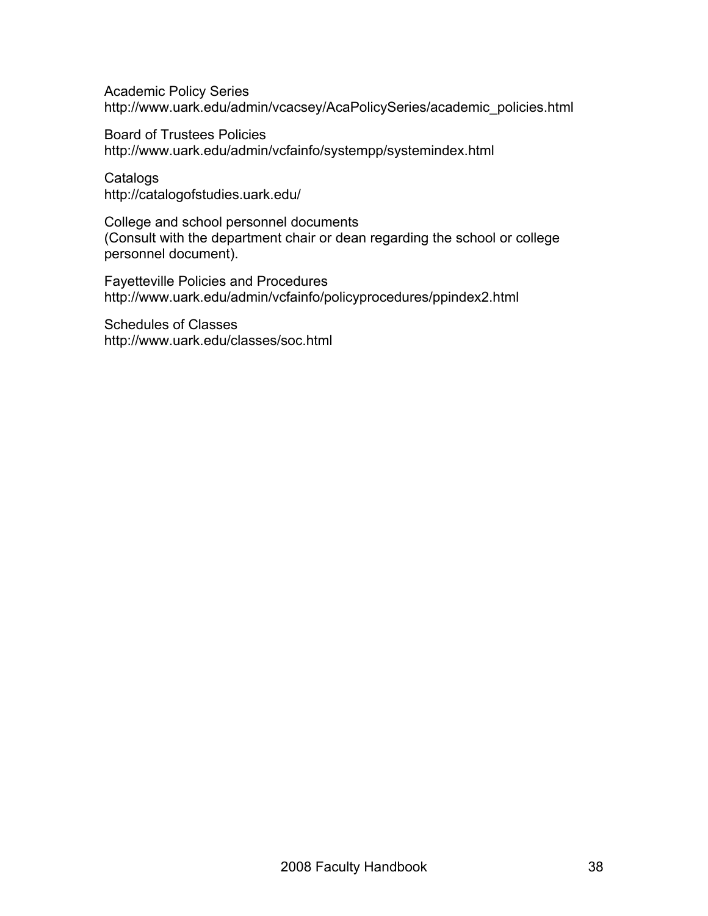Academic Policy Series
http://www.uark.edu/admin/vcacsey/AcaPolicySeries/academic_policies.html

Board of Trustees Policies
http://www.uark.edu/admin/vcfainfo/systempp/systemindex.html

Catalogs
http://catalogofstudies.uark.edu/

College and school personnel documents
(Consult with the department chair or dean regarding the school or college personnel document).

Fayetteville Policies and Procedures
http://www.uark.edu/admin/vcfainfo/policyprocedures/ppindex2.html

Schedules of Classes
http://www.uark.edu/classes/soc.html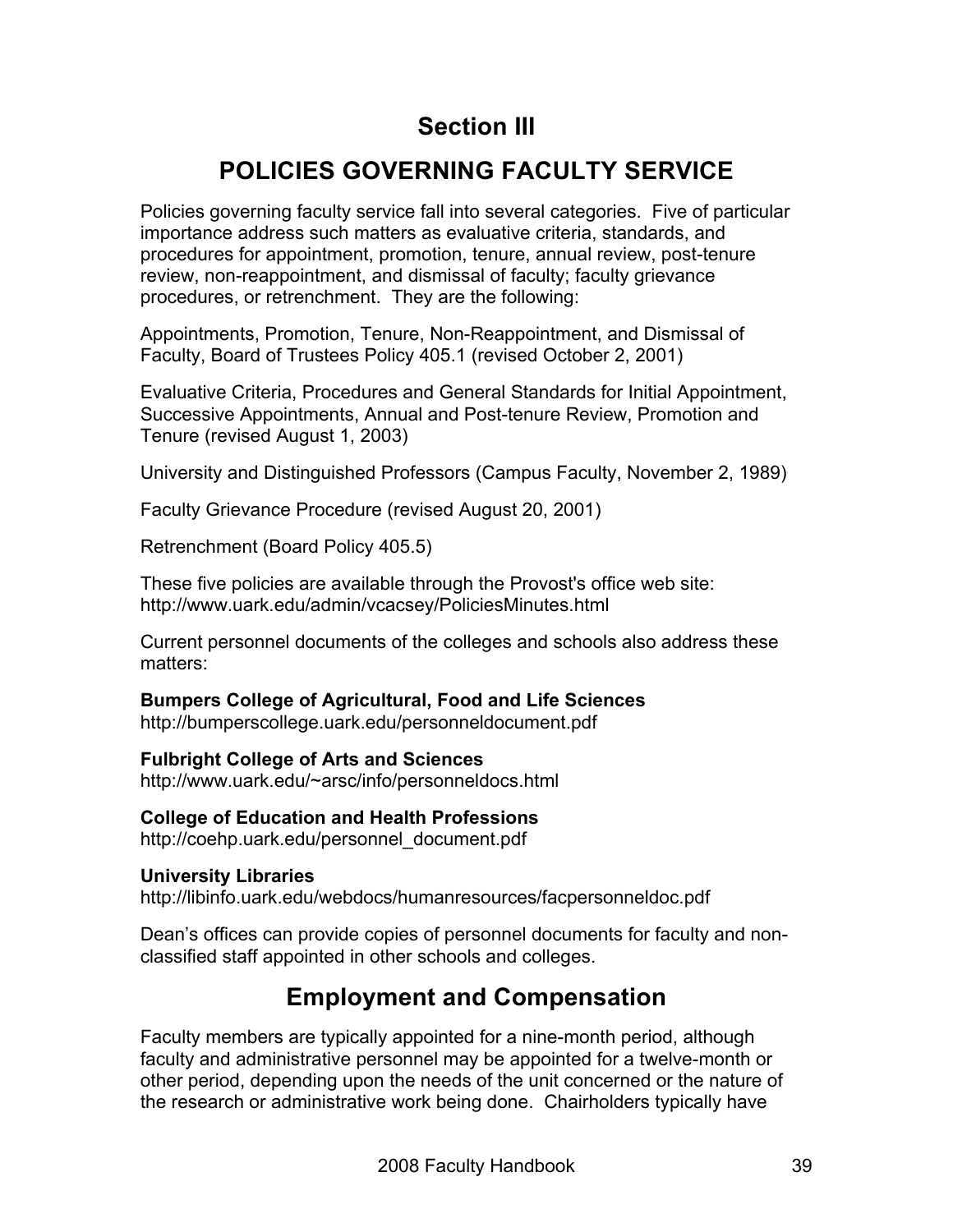# Section III

# POLICIES GOVERNING FACULTY SERVICE

Policies governing faculty service fall into several categories. Five of particular importance address such matters as evaluative criteria, standards, and procedures for appointment, promotion, tenure, annual review, post-tenure review, non-reappointment, and dismissal of faculty; faculty grievance procedures, or retrenchment. They are the following:

Appointments, Promotion, Tenure, Non-Reappointment, and Dismissal of Faculty, Board of Trustees Policy 405.1 (revised October 2, 2001)

Evaluative Criteria, Procedures and General Standards for Initial Appointment, Successive Appointments, Annual and Post-tenure Review, Promotion and Tenure (revised August 1, 2003)

University and Distinguished Professors (Campus Faculty, November 2, 1989)

Faculty Grievance Procedure (revised August 20, 2001)

Retrenchment (Board Policy 405.5)

These five policies are available through the Provost's office web site: http://www.uark.edu/admin/vcacsey/PoliciesMinutes.html

Current personnel documents of the colleges and schools also address these matters:

**Bumpers College of Agricultural, Food and Life Sciences**
http://bumperscollege.uark.edu/personneldocument.pdf

**Fulbright College of Arts and Sciences**
http://www.uark.edu/~arsc/info/personneldocs.html

**College of Education and Health Professions**
http://coehp.uark.edu/personnel_document.pdf

**University Libraries**
http://libinfo.uark.edu/webdocs/humanresources/facpersonneldoc.pdf

Dean's offices can provide copies of personnel documents for faculty and non-classified staff appointed in other schools and colleges.

## Employment and Compensation

Faculty members are typically appointed for a nine-month period, although faculty and administrative personnel may be appointed for a twelve-month or other period, depending upon the needs of the unit concerned or the nature of the research or administrative work being done. Chairholders typically have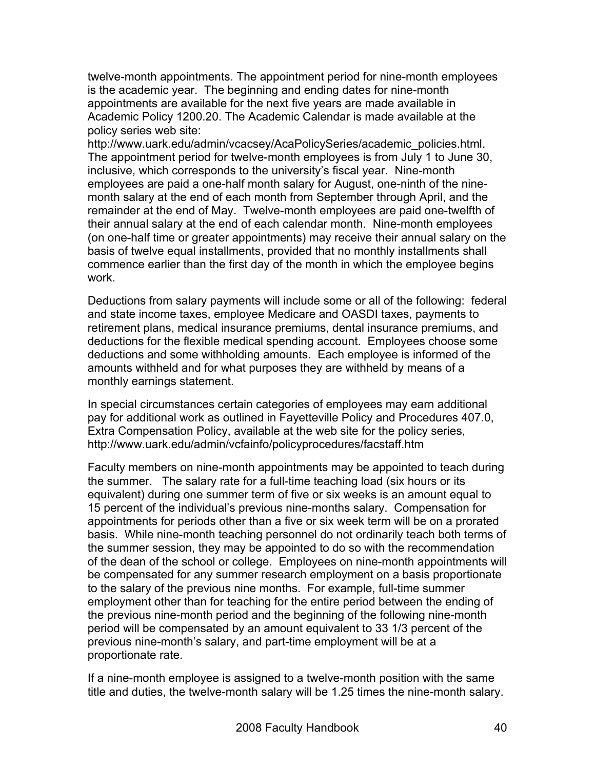twelve-month appointments. The appointment period for nine-month employees is the academic year. The beginning and ending dates for nine-month appointments are available for the next five years are made available in Academic Policy 1200.20. The Academic Calendar is made available at the policy series web site: http://www.uark.edu/admin/vcacsey/AcaPolicySeries/academic_policies.html. The appointment period for twelve-month employees is from July 1 to June 30, inclusive, which corresponds to the university's fiscal year. Nine-month employees are paid a one-half month salary for August, one-ninth of the nine-month salary at the end of each month from September through April, and the remainder at the end of May. Twelve-month employees are paid one-twelfth of their annual salary at the end of each calendar month. Nine-month employees (on one-half time or greater appointments) may receive their annual salary on the basis of twelve equal installments, provided that no monthly installments shall commence earlier than the first day of the month in which the employee begins work.

Deductions from salary payments will include some or all of the following: federal and state income taxes, employee Medicare and OASDI taxes, payments to retirement plans, medical insurance premiums, dental insurance premiums, and deductions for the flexible medical spending account. Employees choose some deductions and some withholding amounts. Each employee is informed of the amounts withheld and for what purposes they are withheld by means of a monthly earnings statement.

In special circumstances certain categories of employees may earn additional pay for additional work as outlined in Fayetteville Policy and Procedures 407.0, Extra Compensation Policy, available at the web site for the policy series, http://www.uark.edu/admin/vcfainfo/policyprocedures/facstaff.htm

Faculty members on nine-month appointments may be appointed to teach during the summer. The salary rate for a full-time teaching load (six hours or its equivalent) during one summer term of five or six weeks is an amount equal to 15 percent of the individual's previous nine-months salary. Compensation for appointments for periods other than a five or six week term will be on a prorated basis. While nine-month teaching personnel do not ordinarily teach both terms of the summer session, they may be appointed to do so with the recommendation of the dean of the school or college. Employees on nine-month appointments will be compensated for any summer research employment on a basis proportionate to the salary of the previous nine months. For example, full-time summer employment other than for teaching for the entire period between the ending of the previous nine-month period and the beginning of the following nine-month period will be compensated by an amount equivalent to 33 1/3 percent of the previous nine-month's salary, and part-time employment will be at a proportionate rate.

If a nine-month employee is assigned to a twelve-month position with the same title and duties, the twelve-month salary will be 1.25 times the nine-month salary.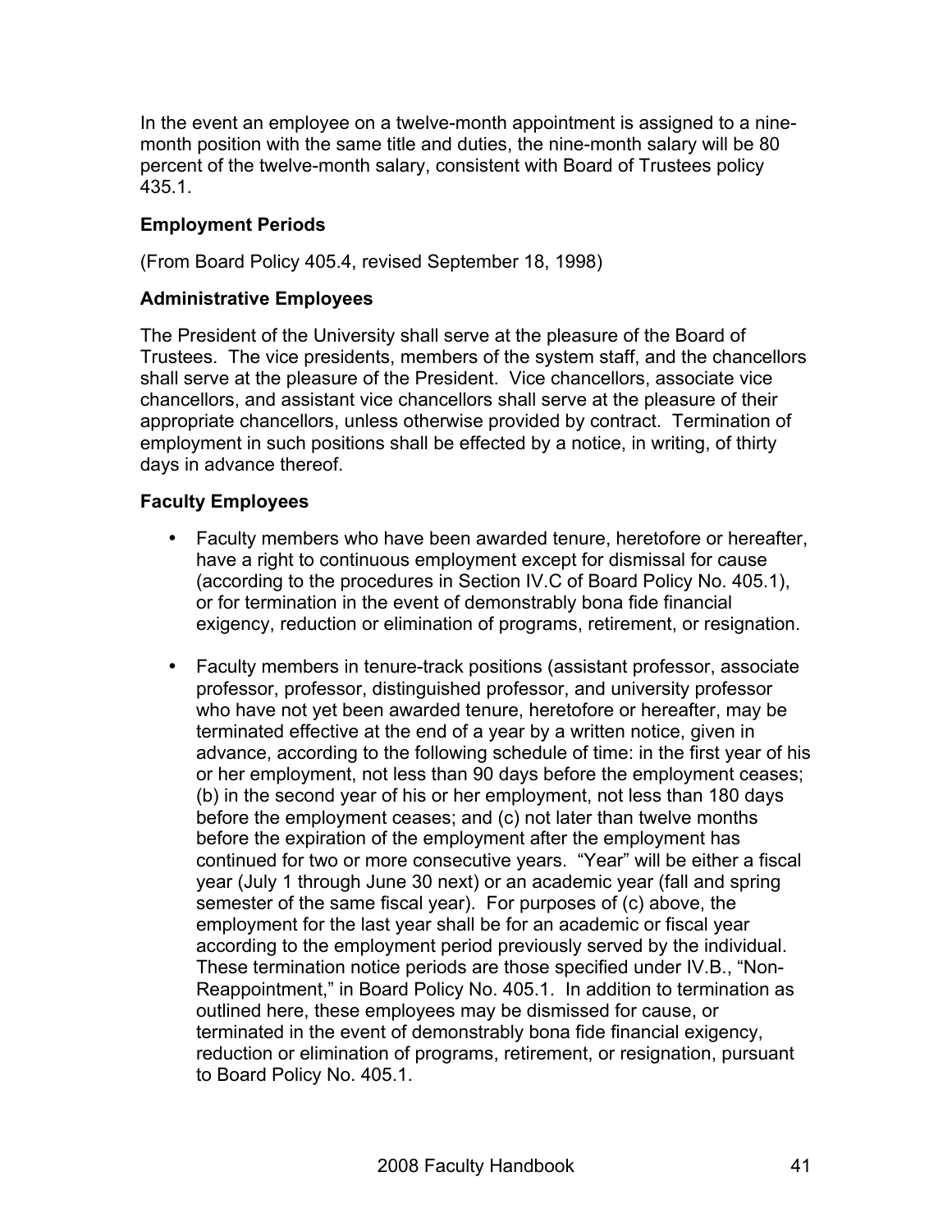In the event an employee on a twelve-month appointment is assigned to a nine-month position with the same title and duties, the nine-month salary will be 80 percent of the twelve-month salary, consistent with Board of Trustees policy 435.1.

### Employment Periods

(From Board Policy 405.4, revised September 18, 1998)

### Administrative Employees

The President of the University shall serve at the pleasure of the Board of Trustees. The vice presidents, members of the system staff, and the chancellors shall serve at the pleasure of the President. Vice chancellors, associate vice chancellors, and assistant vice chancellors shall serve at the pleasure of their appropriate chancellors, unless otherwise provided by contract. Termination of employment in such positions shall be effected by a notice, in writing, of thirty days in advance thereof.

### Faculty Employees

- Faculty members who have been awarded tenure, heretofore or hereafter, have a right to continuous employment except for dismissal for cause (according to the procedures in Section IV.C of Board Policy No. 405.1), or for termination in the event of demonstrably bona fide financial exigency, reduction or elimination of programs, retirement, or resignation.

- Faculty members in tenure-track positions (assistant professor, associate professor, professor, distinguished professor, and university professor who have not yet been awarded tenure, heretofore or hereafter, may be terminated effective at the end of a year by a written notice, given in advance, according to the following schedule of time: in the first year of his or her employment, not less than 90 days before the employment ceases; (b) in the second year of his or her employment, not less than 180 days before the employment ceases; and (c) not later than twelve months before the expiration of the employment after the employment has continued for two or more consecutive years. "Year" will be either a fiscal year (July 1 through June 30 next) or an academic year (fall and spring semester of the same fiscal year). For purposes of (c) above, the employment for the last year shall be for an academic or fiscal year according to the employment period previously served by the individual. These termination notice periods are those specified under IV.B., "Non-Reappointment," in Board Policy No. 405.1. In addition to termination as outlined here, these employees may be dismissed for cause, or terminated in the event of demonstrably bona fide financial exigency, reduction or elimination of programs, retirement, or resignation, pursuant to Board Policy No. 405.1.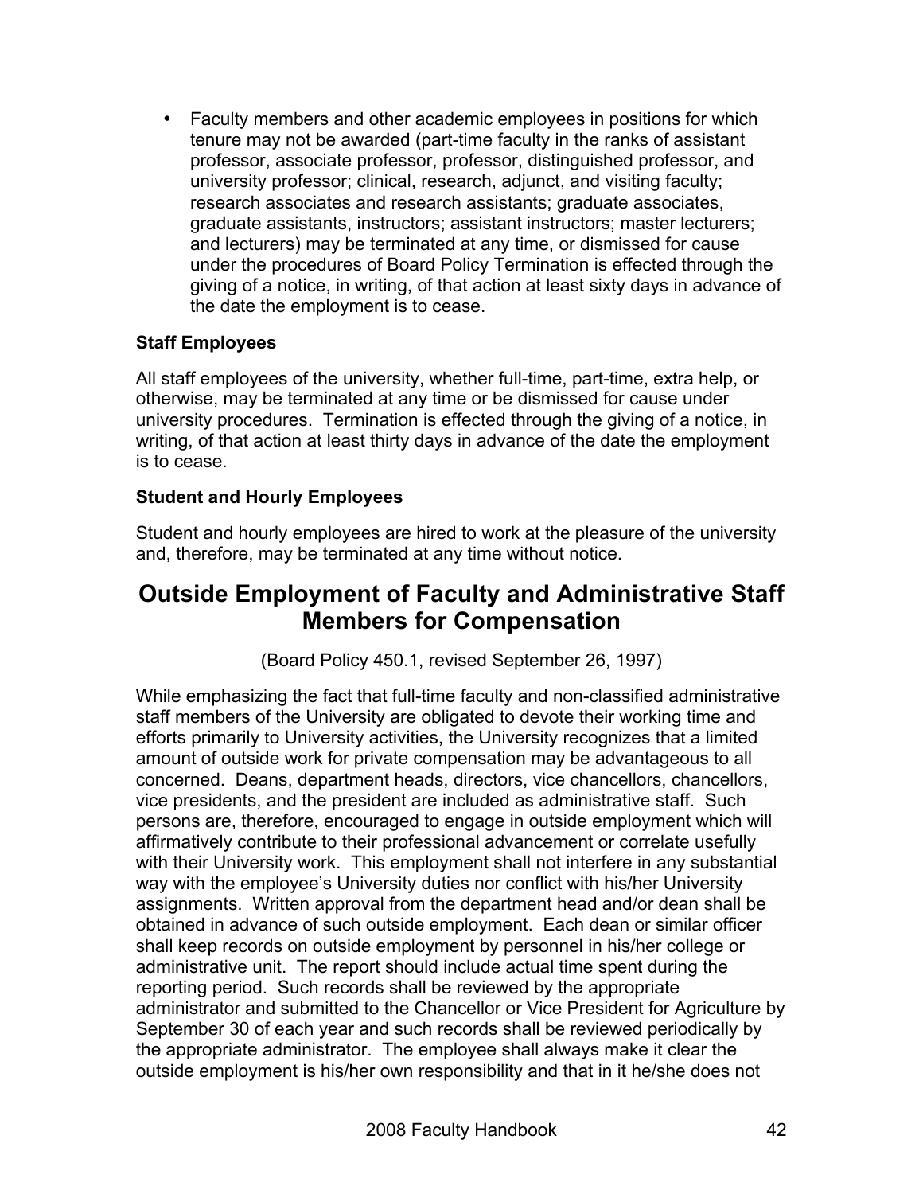- Faculty members and other academic employees in positions for which tenure may not be awarded (part-time faculty in the ranks of assistant professor, associate professor, professor, distinguished professor, and university professor; clinical, research, adjunct, and visiting faculty; research associates and research assistants; graduate associates, graduate assistants, instructors; assistant instructors; master lecturers; and lecturers) may be terminated at any time, or dismissed for cause under the procedures of Board Policy Termination is effected through the giving of a notice, in writing, of that action at least sixty days in advance of the date the employment is to cease.

**Staff Employees**

All staff employees of the university, whether full-time, part-time, extra help, or otherwise, may be terminated at any time or be dismissed for cause under university procedures. Termination is effected through the giving of a notice, in writing, of that action at least thirty days in advance of the date the employment is to cease.

**Student and Hourly Employees**

Student and hourly employees are hired to work at the pleasure of the university and, therefore, may be terminated at any time without notice.

## Outside Employment of Faculty and Administrative Staff Members for Compensation

(Board Policy 450.1, revised September 26, 1997)

While emphasizing the fact that full-time faculty and non-classified administrative staff members of the University are obligated to devote their working time and efforts primarily to University activities, the University recognizes that a limited amount of outside work for private compensation may be advantageous to all concerned. Deans, department heads, directors, vice chancellors, chancellors, vice presidents, and the president are included as administrative staff. Such persons are, therefore, encouraged to engage in outside employment which will affirmatively contribute to their professional advancement or correlate usefully with their University work. This employment shall not interfere in any substantial way with the employee's University duties nor conflict with his/her University assignments. Written approval from the department head and/or dean shall be obtained in advance of such outside employment. Each dean or similar officer shall keep records on outside employment by personnel in his/her college or administrative unit. The report should include actual time spent during the reporting period. Such records shall be reviewed by the appropriate administrator and submitted to the Chancellor or Vice President for Agriculture by September 30 of each year and such records shall be reviewed periodically by the appropriate administrator. The employee shall always make it clear the outside employment is his/her own responsibility and that in it he/she does not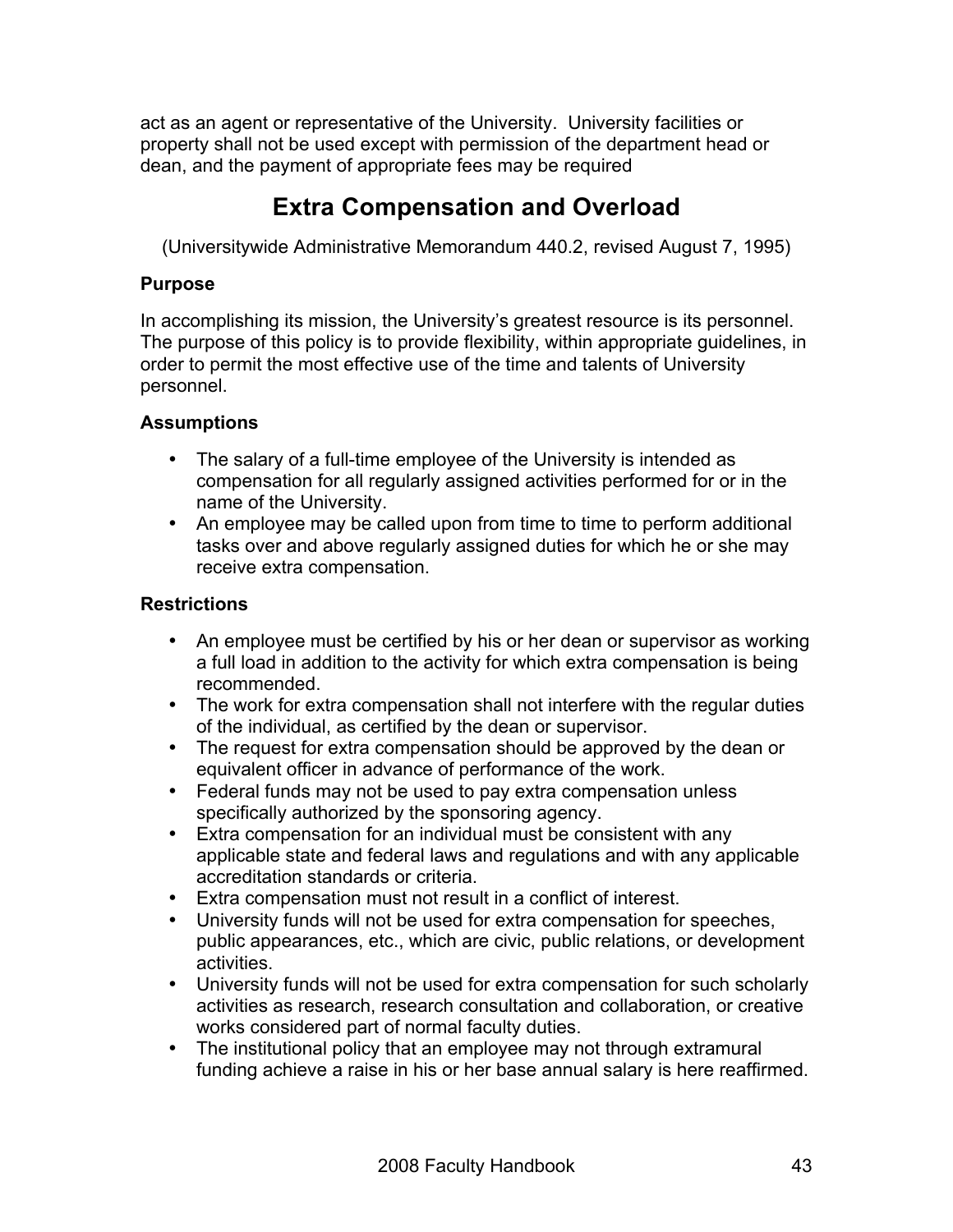act as an agent or representative of the University. University facilities or property shall not be used except with permission of the department head or dean, and the payment of appropriate fees may be required

# Extra Compensation and Overload

(Universitywide Administrative Memorandum 440.2, revised August 7, 1995)

**Purpose**

In accomplishing its mission, the University's greatest resource is its personnel. The purpose of this policy is to provide flexibility, within appropriate guidelines, in order to permit the most effective use of the time and talents of University personnel.

**Assumptions**

- The salary of a full-time employee of the University is intended as compensation for all regularly assigned activities performed for or in the name of the University.
- An employee may be called upon from time to time to perform additional tasks over and above regularly assigned duties for which he or she may receive extra compensation.

**Restrictions**

- An employee must be certified by his or her dean or supervisor as working a full load in addition to the activity for which extra compensation is being recommended.
- The work for extra compensation shall not interfere with the regular duties of the individual, as certified by the dean or supervisor.
- The request for extra compensation should be approved by the dean or equivalent officer in advance of performance of the work.
- Federal funds may not be used to pay extra compensation unless specifically authorized by the sponsoring agency.
- Extra compensation for an individual must be consistent with any applicable state and federal laws and regulations and with any applicable accreditation standards or criteria.
- Extra compensation must not result in a conflict of interest.
- University funds will not be used for extra compensation for speeches, public appearances, etc., which are civic, public relations, or development activities.
- University funds will not be used for extra compensation for such scholarly activities as research, research consultation and collaboration, or creative works considered part of normal faculty duties.
- The institutional policy that an employee may not through extramural funding achieve a raise in his or her base annual salary is here reaffirmed.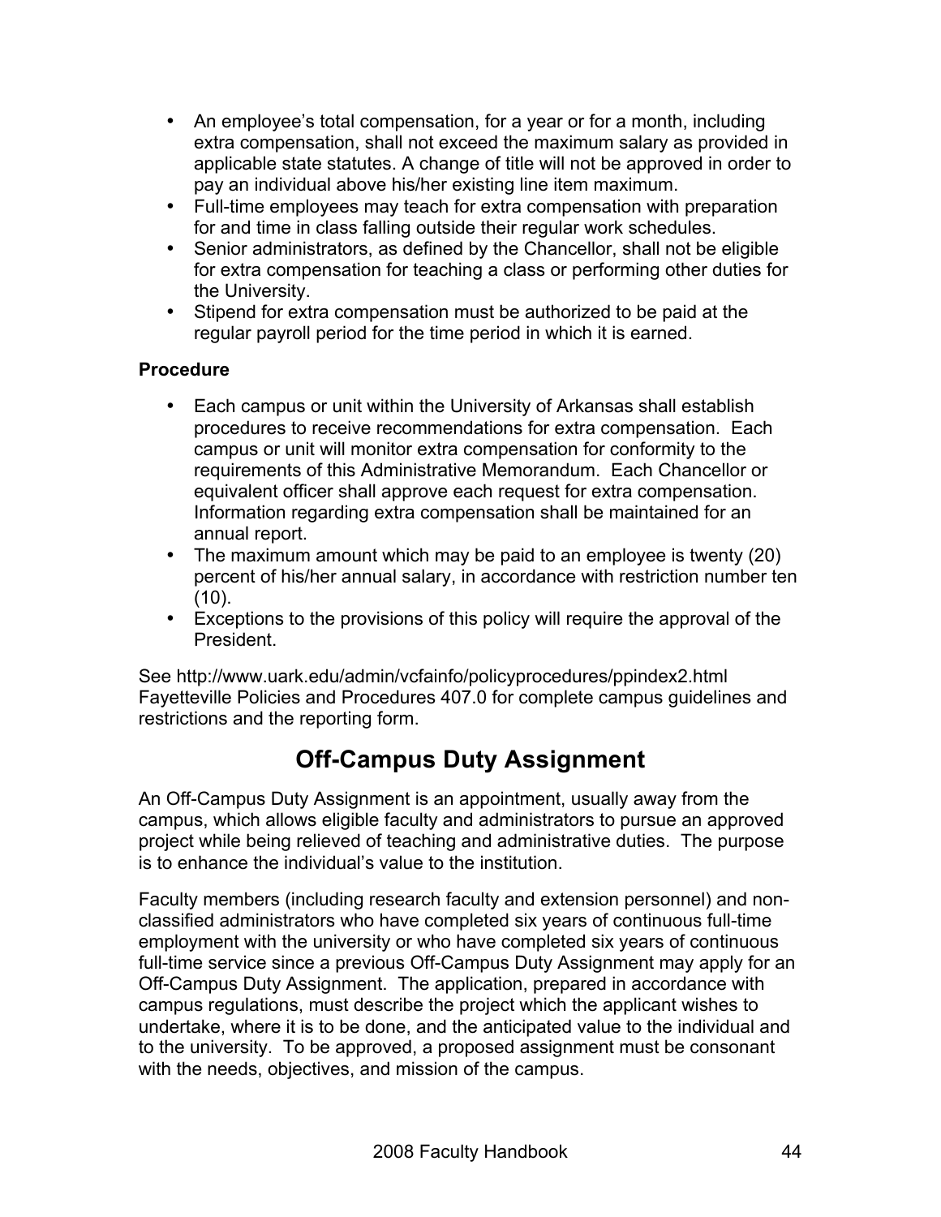- An employee's total compensation, for a year or for a month, including extra compensation, shall not exceed the maximum salary as provided in applicable state statutes. A change of title will not be approved in order to pay an individual above his/her existing line item maximum.
- Full-time employees may teach for extra compensation with preparation for and time in class falling outside their regular work schedules.
- Senior administrators, as defined by the Chancellor, shall not be eligible for extra compensation for teaching a class or performing other duties for the University.
- Stipend for extra compensation must be authorized to be paid at the regular payroll period for the time period in which it is earned.

**Procedure**

- Each campus or unit within the University of Arkansas shall establish procedures to receive recommendations for extra compensation. Each campus or unit will monitor extra compensation for conformity to the requirements of this Administrative Memorandum. Each Chancellor or equivalent officer shall approve each request for extra compensation. Information regarding extra compensation shall be maintained for an annual report.
- The maximum amount which may be paid to an employee is twenty (20) percent of his/her annual salary, in accordance with restriction number ten (10).
- Exceptions to the provisions of this policy will require the approval of the President.

See http://www.uark.edu/admin/vcfainfo/policyprocedures/ppindex2.html Fayetteville Policies and Procedures 407.0 for complete campus guidelines and restrictions and the reporting form.

## Off-Campus Duty Assignment

An Off-Campus Duty Assignment is an appointment, usually away from the campus, which allows eligible faculty and administrators to pursue an approved project while being relieved of teaching and administrative duties. The purpose is to enhance the individual's value to the institution.

Faculty members (including research faculty and extension personnel) and non-classified administrators who have completed six years of continuous full-time employment with the university or who have completed six years of continuous full-time service since a previous Off-Campus Duty Assignment may apply for an Off-Campus Duty Assignment. The application, prepared in accordance with campus regulations, must describe the project which the applicant wishes to undertake, where it is to be done, and the anticipated value to the individual and to the university. To be approved, a proposed assignment must be consonant with the needs, objectives, and mission of the campus.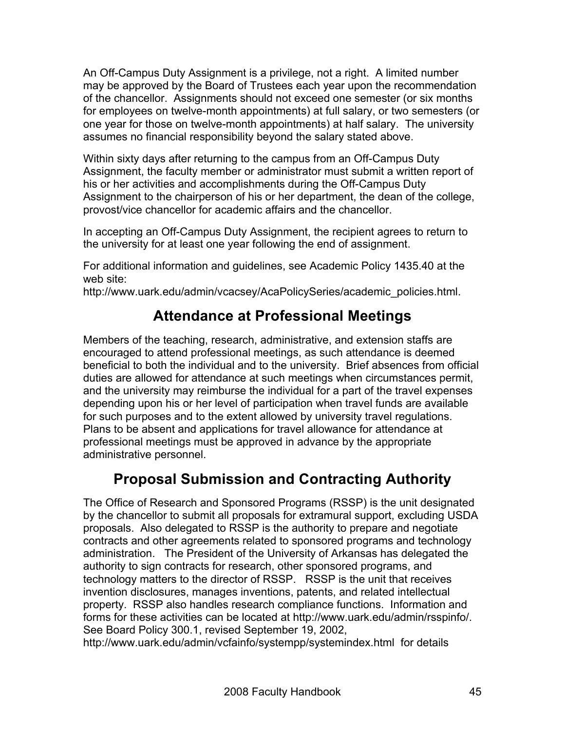An Off-Campus Duty Assignment is a privilege, not a right. A limited number may be approved by the Board of Trustees each year upon the recommendation of the chancellor. Assignments should not exceed one semester (or six months for employees on twelve-month appointments) at full salary, or two semesters (or one year for those on twelve-month appointments) at half salary. The university assumes no financial responsibility beyond the salary stated above.

Within sixty days after returning to the campus from an Off-Campus Duty Assignment, the faculty member or administrator must submit a written report of his or her activities and accomplishments during the Off-Campus Duty Assignment to the chairperson of his or her department, the dean of the college, provost/vice chancellor for academic affairs and the chancellor.

In accepting an Off-Campus Duty Assignment, the recipient agrees to return to the university for at least one year following the end of assignment.

For additional information and guidelines, see Academic Policy 1435.40 at the web site: http://www.uark.edu/admin/vcacsey/AcaPolicySeries/academic_policies.html.

## Attendance at Professional Meetings

Members of the teaching, research, administrative, and extension staffs are encouraged to attend professional meetings, as such attendance is deemed beneficial to both the individual and to the university. Brief absences from official duties are allowed for attendance at such meetings when circumstances permit, and the university may reimburse the individual for a part of the travel expenses depending upon his or her level of participation when travel funds are available for such purposes and to the extent allowed by university travel regulations. Plans to be absent and applications for travel allowance for attendance at professional meetings must be approved in advance by the appropriate administrative personnel.

## Proposal Submission and Contracting Authority

The Office of Research and Sponsored Programs (RSSP) is the unit designated by the chancellor to submit all proposals for extramural support, excluding USDA proposals. Also delegated to RSSP is the authority to prepare and negotiate contracts and other agreements related to sponsored programs and technology administration. The President of the University of Arkansas has delegated the authority to sign contracts for research, other sponsored programs, and technology matters to the director of RSSP. RSSP is the unit that receives invention disclosures, manages inventions, patents, and related intellectual property. RSSP also handles research compliance functions. Information and forms for these activities can be located at http://www.uark.edu/admin/rsspinfo/. See Board Policy 300.1, revised September 19, 2002, http://www.uark.edu/admin/vcfainfo/systempp/systemindex.html for details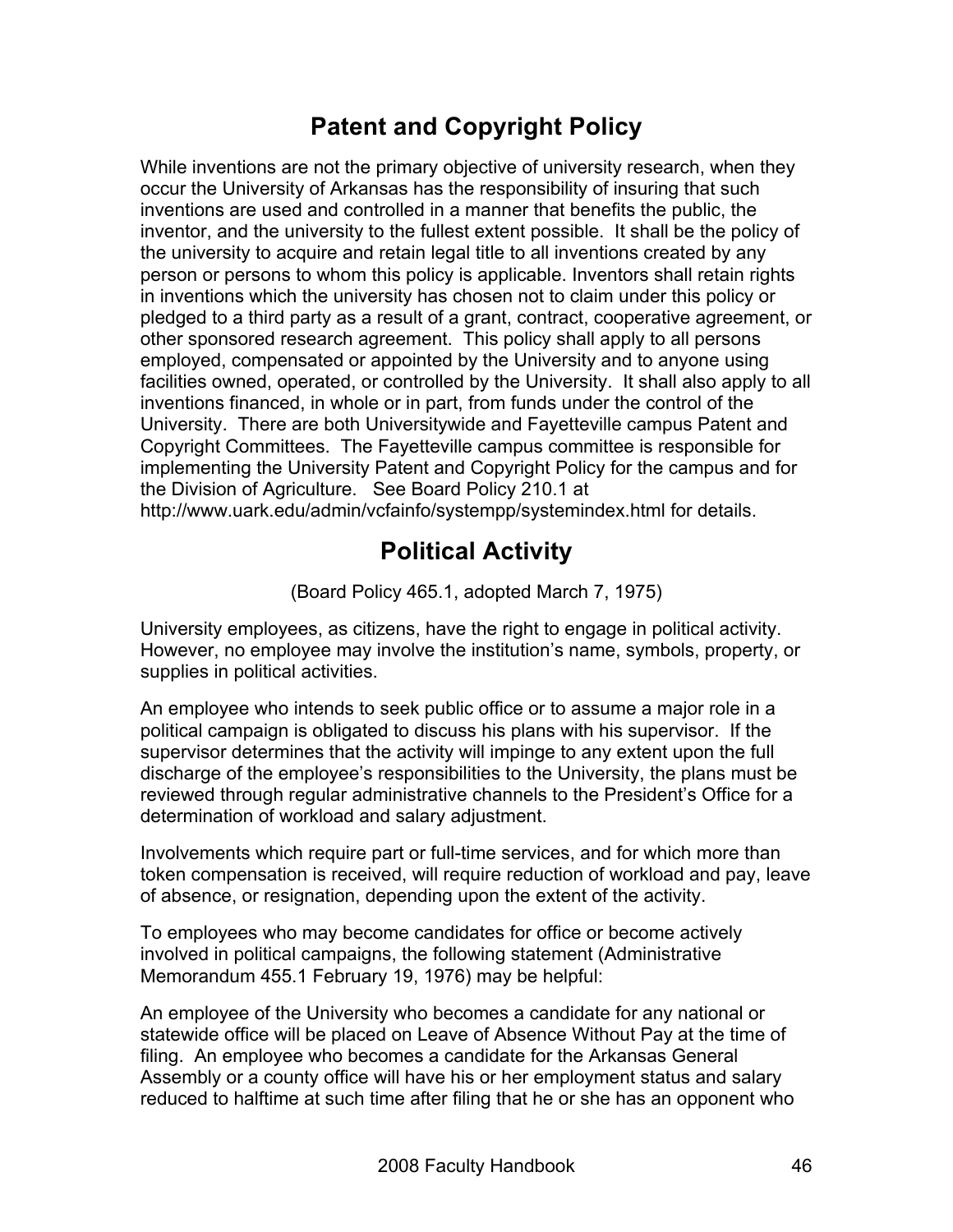## Patent and Copyright Policy

While inventions are not the primary objective of university research, when they occur the University of Arkansas has the responsibility of insuring that such inventions are used and controlled in a manner that benefits the public, the inventor, and the university to the fullest extent possible. It shall be the policy of the university to acquire and retain legal title to all inventions created by any person or persons to whom this policy is applicable. Inventors shall retain rights in inventions which the university has chosen not to claim under this policy or pledged to a third party as a result of a grant, contract, cooperative agreement, or other sponsored research agreement. This policy shall apply to all persons employed, compensated or appointed by the University and to anyone using facilities owned, operated, or controlled by the University. It shall also apply to all inventions financed, in whole or in part, from funds under the control of the University. There are both Universitywide and Fayetteville campus Patent and Copyright Committees. The Fayetteville campus committee is responsible for implementing the University Patent and Copyright Policy for the campus and for the Division of Agriculture. See Board Policy 210.1 at http://www.uark.edu/admin/vcfainfo/systempp/systemindex.html for details.

## Political Activity

(Board Policy 465.1, adopted March 7, 1975)

University employees, as citizens, have the right to engage in political activity. However, no employee may involve the institution's name, symbols, property, or supplies in political activities.

An employee who intends to seek public office or to assume a major role in a political campaign is obligated to discuss his plans with his supervisor. If the supervisor determines that the activity will impinge to any extent upon the full discharge of the employee's responsibilities to the University, the plans must be reviewed through regular administrative channels to the President's Office for a determination of workload and salary adjustment.

Involvements which require part or full-time services, and for which more than token compensation is received, will require reduction of workload and pay, leave of absence, or resignation, depending upon the extent of the activity.

To employees who may become candidates for office or become actively involved in political campaigns, the following statement (Administrative Memorandum 455.1 February 19, 1976) may be helpful:

An employee of the University who becomes a candidate for any national or statewide office will be placed on Leave of Absence Without Pay at the time of filing. An employee who becomes a candidate for the Arkansas General Assembly or a county office will have his or her employment status and salary reduced to halftime at such time after filing that he or she has an opponent who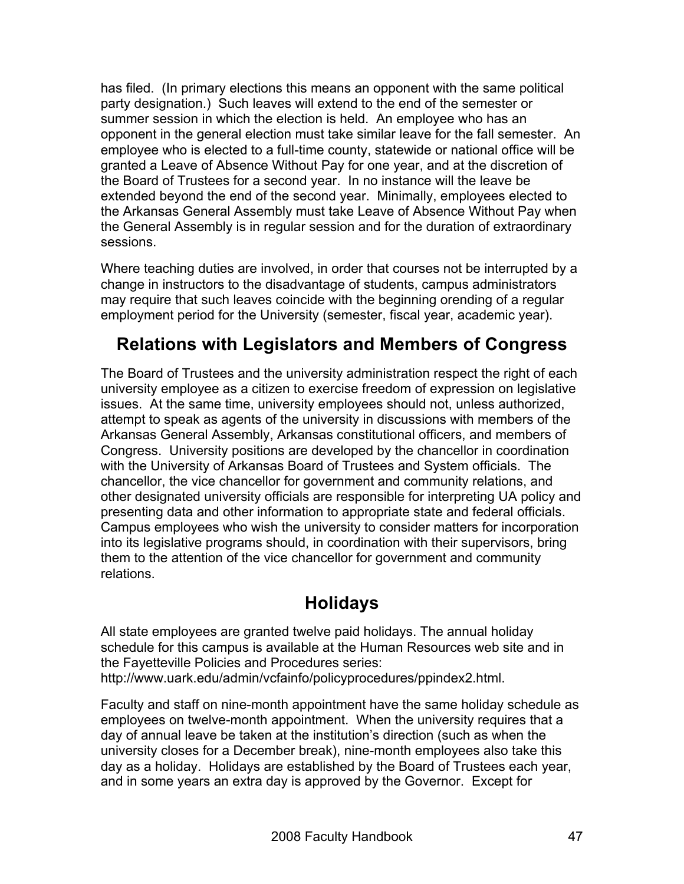has filed. (In primary elections this means an opponent with the same political party designation.) Such leaves will extend to the end of the semester or summer session in which the election is held. An employee who has an opponent in the general election must take similar leave for the fall semester. An employee who is elected to a full-time county, statewide or national office will be granted a Leave of Absence Without Pay for one year, and at the discretion of the Board of Trustees for a second year. In no instance will the leave be extended beyond the end of the second year. Minimally, employees elected to the Arkansas General Assembly must take Leave of Absence Without Pay when the General Assembly is in regular session and for the duration of extraordinary sessions.

Where teaching duties are involved, in order that courses not be interrupted by a change in instructors to the disadvantage of students, campus administrators may require that such leaves coincide with the beginning orending of a regular employment period for the University (semester, fiscal year, academic year).

## Relations with Legislators and Members of Congress

The Board of Trustees and the university administration respect the right of each university employee as a citizen to exercise freedom of expression on legislative issues. At the same time, university employees should not, unless authorized, attempt to speak as agents of the university in discussions with members of the Arkansas General Assembly, Arkansas constitutional officers, and members of Congress. University positions are developed by the chancellor in coordination with the University of Arkansas Board of Trustees and System officials. The chancellor, the vice chancellor for government and community relations, and other designated university officials are responsible for interpreting UA policy and presenting data and other information to appropriate state and federal officials. Campus employees who wish the university to consider matters for incorporation into its legislative programs should, in coordination with their supervisors, bring them to the attention of the vice chancellor for government and community relations.

## Holidays

All state employees are granted twelve paid holidays. The annual holiday schedule for this campus is available at the Human Resources web site and in the Fayetteville Policies and Procedures series:
http://www.uark.edu/admin/vcfainfo/policyprocedures/ppindex2.html.

Faculty and staff on nine-month appointment have the same holiday schedule as employees on twelve-month appointment. When the university requires that a day of annual leave be taken at the institution's direction (such as when the university closes for a December break), nine-month employees also take this day as a holiday. Holidays are established by the Board of Trustees each year, and in some years an extra day is approved by the Governor. Except for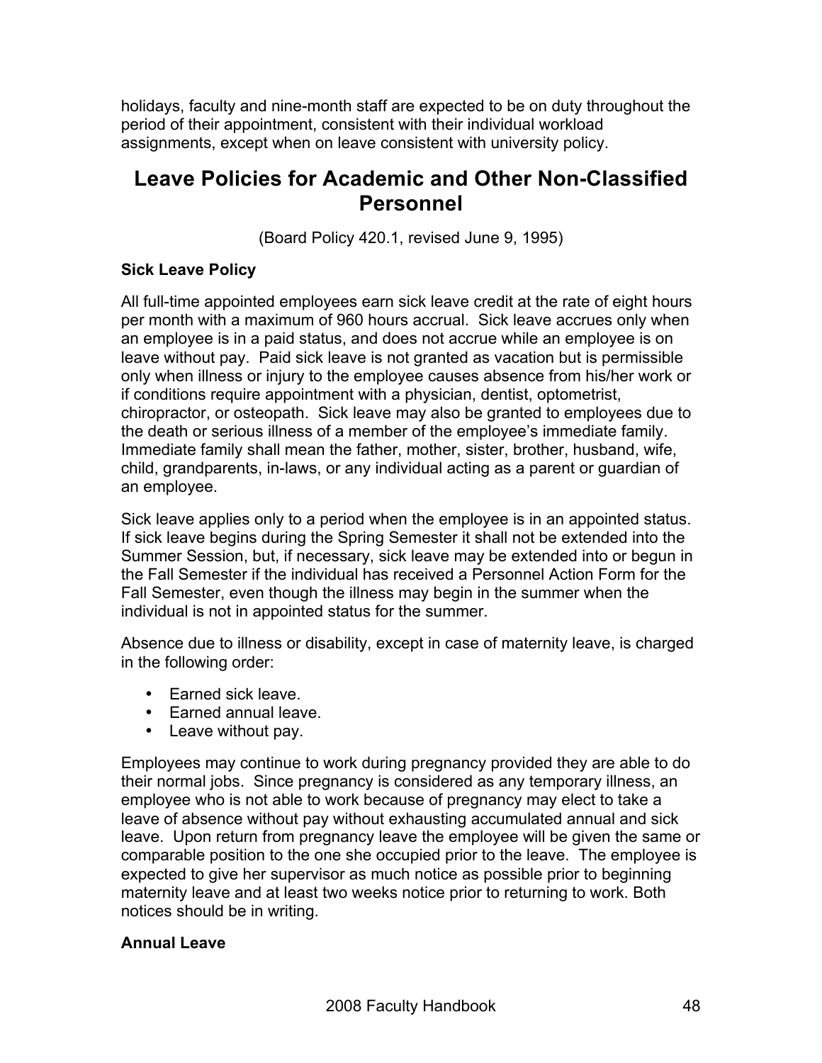holidays, faculty and nine-month staff are expected to be on duty throughout the period of their appointment, consistent with their individual workload assignments, except when on leave consistent with university policy.

# Leave Policies for Academic and Other Non-Classified Personnel

(Board Policy 420.1, revised June 9, 1995)

### Sick Leave Policy

All full-time appointed employees earn sick leave credit at the rate of eight hours per month with a maximum of 960 hours accrual. Sick leave accrues only when an employee is in a paid status, and does not accrue while an employee is on leave without pay. Paid sick leave is not granted as vacation but is permissible only when illness or injury to the employee causes absence from his/her work or if conditions require appointment with a physician, dentist, optometrist, chiropractor, or osteopath. Sick leave may also be granted to employees due to the death or serious illness of a member of the employee's immediate family. Immediate family shall mean the father, mother, sister, brother, husband, wife, child, grandparents, in-laws, or any individual acting as a parent or guardian of an employee.

Sick leave applies only to a period when the employee is in an appointed status. If sick leave begins during the Spring Semester it shall not be extended into the Summer Session, but, if necessary, sick leave may be extended into or begun in the Fall Semester if the individual has received a Personnel Action Form for the Fall Semester, even though the illness may begin in the summer when the individual is not in appointed status for the summer.

Absence due to illness or disability, except in case of maternity leave, is charged in the following order:

- Earned sick leave.
- Earned annual leave.
- Leave without pay.

Employees may continue to work during pregnancy provided they are able to do their normal jobs. Since pregnancy is considered as any temporary illness, an employee who is not able to work because of pregnancy may elect to take a leave of absence without pay without exhausting accumulated annual and sick leave. Upon return from pregnancy leave the employee will be given the same or comparable position to the one she occupied prior to the leave. The employee is expected to give her supervisor as much notice as possible prior to beginning maternity leave and at least two weeks notice prior to returning to work. Both notices should be in writing.

### Annual Leave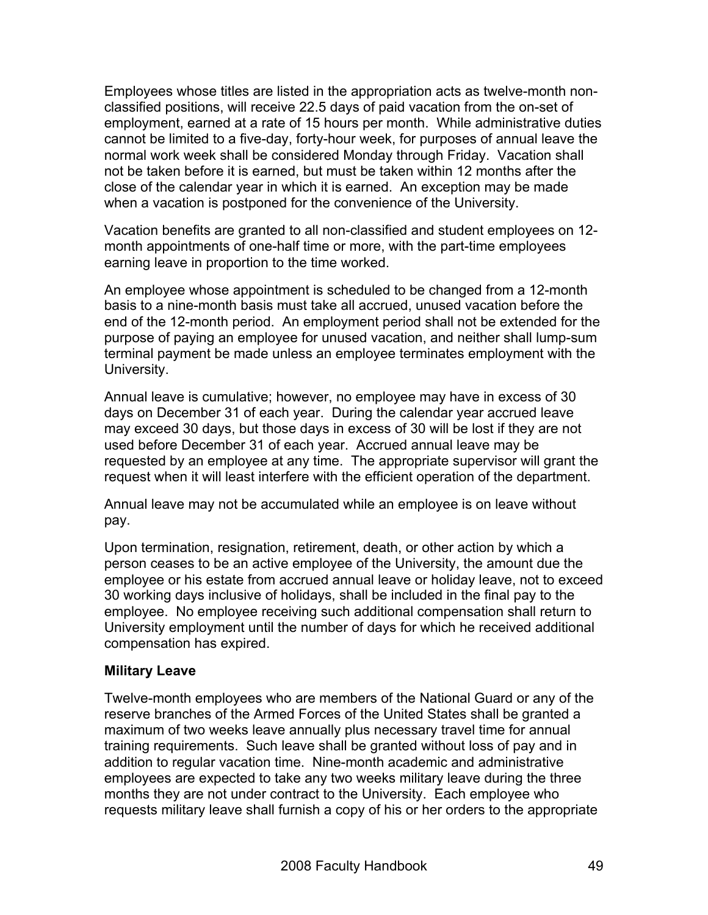Employees whose titles are listed in the appropriation acts as twelve-month non-classified positions, will receive 22.5 days of paid vacation from the on-set of employment, earned at a rate of 15 hours per month. While administrative duties cannot be limited to a five-day, forty-hour week, for purposes of annual leave the normal work week shall be considered Monday through Friday. Vacation shall not be taken before it is earned, but must be taken within 12 months after the close of the calendar year in which it is earned. An exception may be made when a vacation is postponed for the convenience of the University.

Vacation benefits are granted to all non-classified and student employees on 12-month appointments of one-half time or more, with the part-time employees earning leave in proportion to the time worked.

An employee whose appointment is scheduled to be changed from a 12-month basis to a nine-month basis must take all accrued, unused vacation before the end of the 12-month period. An employment period shall not be extended for the purpose of paying an employee for unused vacation, and neither shall lump-sum terminal payment be made unless an employee terminates employment with the University.

Annual leave is cumulative; however, no employee may have in excess of 30 days on December 31 of each year. During the calendar year accrued leave may exceed 30 days, but those days in excess of 30 will be lost if they are not used before December 31 of each year. Accrued annual leave may be requested by an employee at any time. The appropriate supervisor will grant the request when it will least interfere with the efficient operation of the department.

Annual leave may not be accumulated while an employee is on leave without pay.

Upon termination, resignation, retirement, death, or other action by which a person ceases to be an active employee of the University, the amount due the employee or his estate from accrued annual leave or holiday leave, not to exceed 30 working days inclusive of holidays, shall be included in the final pay to the employee. No employee receiving such additional compensation shall return to University employment until the number of days for which he received additional compensation has expired.

**Military Leave**

Twelve-month employees who are members of the National Guard or any of the reserve branches of the Armed Forces of the United States shall be granted a maximum of two weeks leave annually plus necessary travel time for annual training requirements. Such leave shall be granted without loss of pay and in addition to regular vacation time. Nine-month academic and administrative employees are expected to take any two weeks military leave during the three months they are not under contract to the University. Each employee who requests military leave shall furnish a copy of his or her orders to the appropriate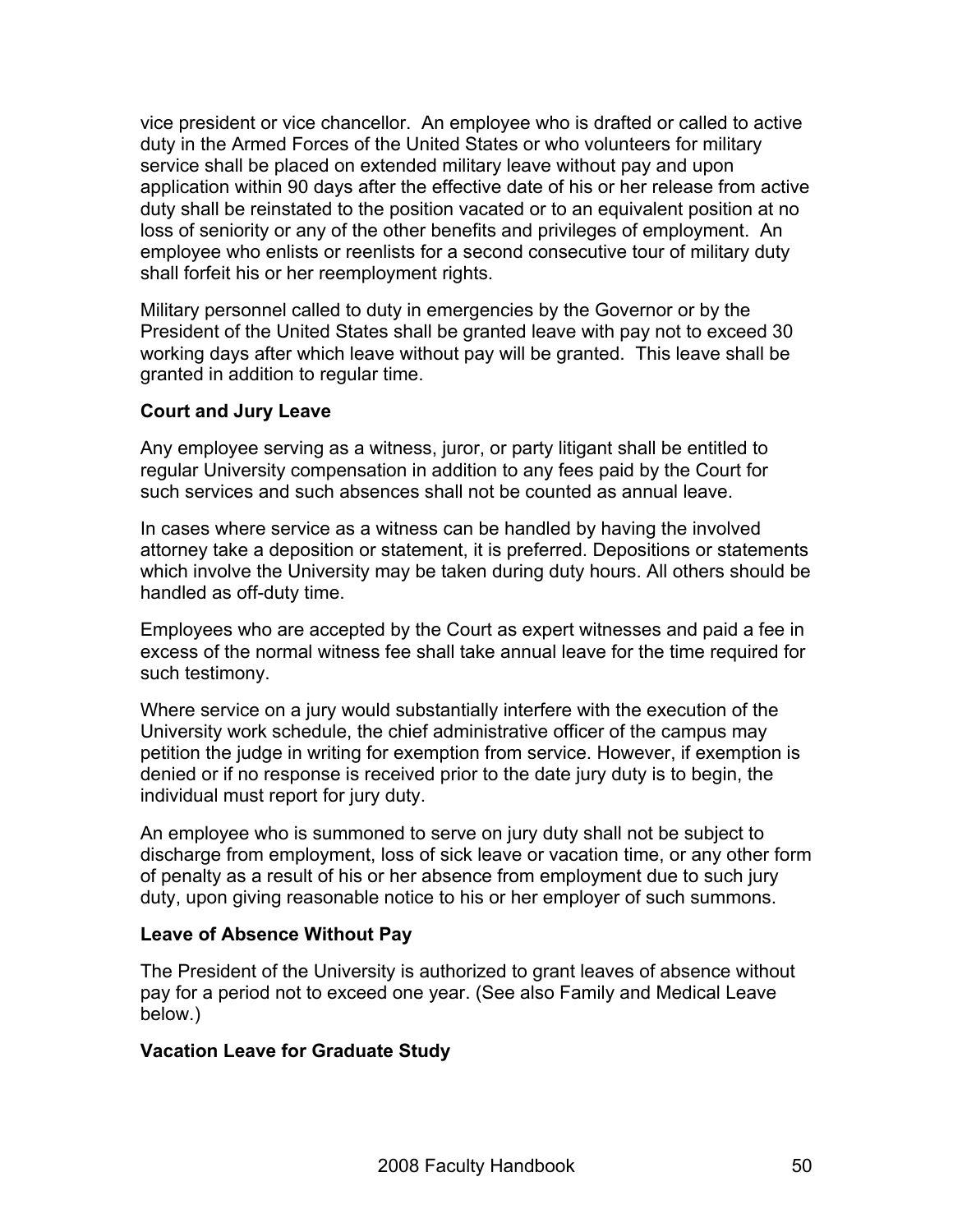vice president or vice chancellor. An employee who is drafted or called to active duty in the Armed Forces of the United States or who volunteers for military service shall be placed on extended military leave without pay and upon application within 90 days after the effective date of his or her release from active duty shall be reinstated to the position vacated or to an equivalent position at no loss of seniority or any of the other benefits and privileges of employment. An employee who enlists or reenlists for a second consecutive tour of military duty shall forfeit his or her reemployment rights.

Military personnel called to duty in emergencies by the Governor or by the President of the United States shall be granted leave with pay not to exceed 30 working days after which leave without pay will be granted. This leave shall be granted in addition to regular time.

**Court and Jury Leave**

Any employee serving as a witness, juror, or party litigant shall be entitled to regular University compensation in addition to any fees paid by the Court for such services and such absences shall not be counted as annual leave.

In cases where service as a witness can be handled by having the involved attorney take a deposition or statement, it is preferred. Depositions or statements which involve the University may be taken during duty hours. All others should be handled as off-duty time.

Employees who are accepted by the Court as expert witnesses and paid a fee in excess of the normal witness fee shall take annual leave for the time required for such testimony.

Where service on a jury would substantially interfere with the execution of the University work schedule, the chief administrative officer of the campus may petition the judge in writing for exemption from service. However, if exemption is denied or if no response is received prior to the date jury duty is to begin, the individual must report for jury duty.

An employee who is summoned to serve on jury duty shall not be subject to discharge from employment, loss of sick leave or vacation time, or any other form of penalty as a result of his or her absence from employment due to such jury duty, upon giving reasonable notice to his or her employer of such summons.

**Leave of Absence Without Pay**

The President of the University is authorized to grant leaves of absence without pay for a period not to exceed one year. (See also Family and Medical Leave below.)

**Vacation Leave for Graduate Study**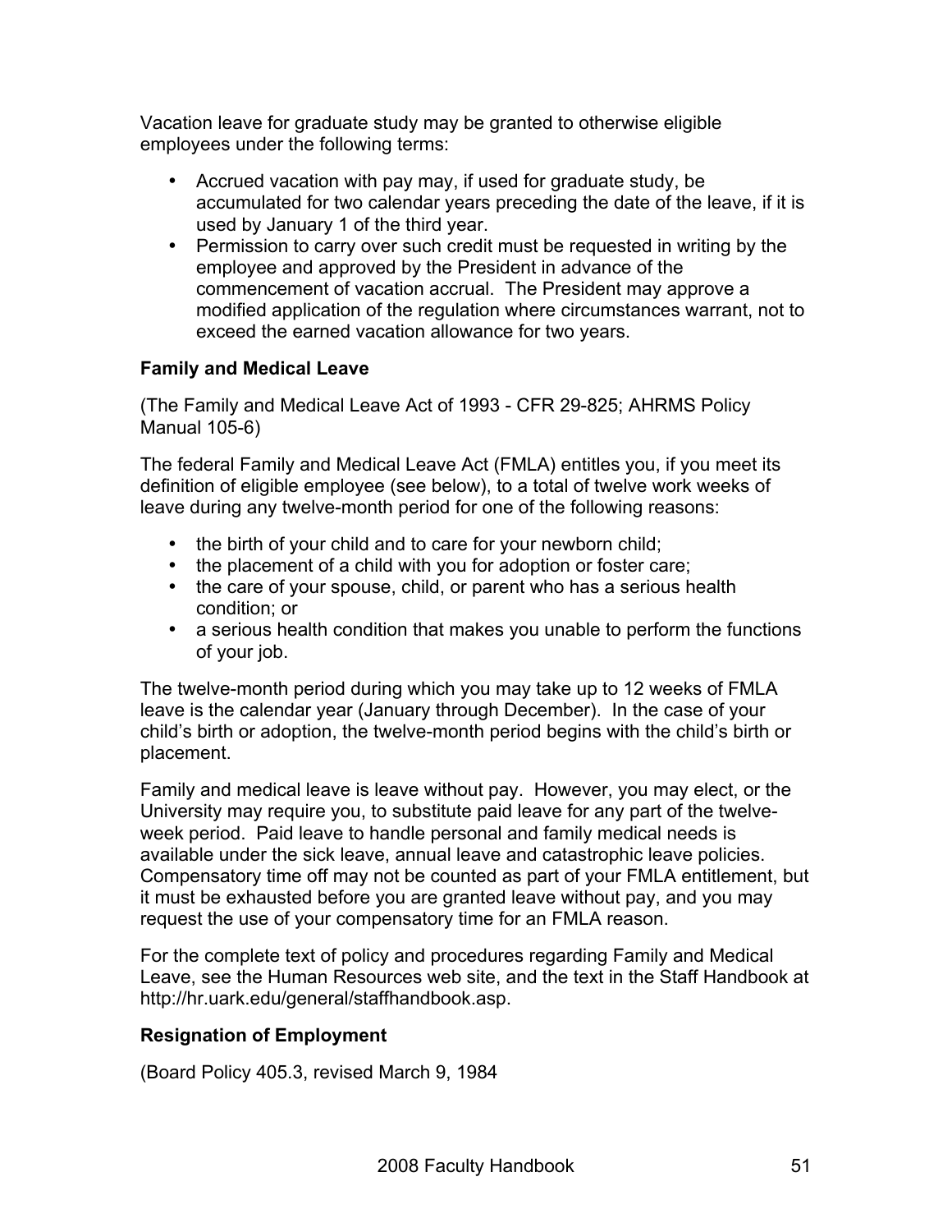Vacation leave for graduate study may be granted to otherwise eligible employees under the following terms:

- Accrued vacation with pay may, if used for graduate study, be accumulated for two calendar years preceding the date of the leave, if it is used by January 1 of the third year.
- Permission to carry over such credit must be requested in writing by the employee and approved by the President in advance of the commencement of vacation accrual. The President may approve a modified application of the regulation where circumstances warrant, not to exceed the earned vacation allowance for two years.

**Family and Medical Leave**

(The Family and Medical Leave Act of 1993 - CFR 29-825; AHRMS Policy Manual 105-6)

The federal Family and Medical Leave Act (FMLA) entitles you, if you meet its definition of eligible employee (see below), to a total of twelve work weeks of leave during any twelve-month period for one of the following reasons:

- the birth of your child and to care for your newborn child;
- the placement of a child with you for adoption or foster care;
- the care of your spouse, child, or parent who has a serious health condition; or
- a serious health condition that makes you unable to perform the functions of your job.

The twelve-month period during which you may take up to 12 weeks of FMLA leave is the calendar year (January through December). In the case of your child's birth or adoption, the twelve-month period begins with the child's birth or placement.

Family and medical leave is leave without pay. However, you may elect, or the University may require you, to substitute paid leave for any part of the twelve-week period. Paid leave to handle personal and family medical needs is available under the sick leave, annual leave and catastrophic leave policies. Compensatory time off may not be counted as part of your FMLA entitlement, but it must be exhausted before you are granted leave without pay, and you may request the use of your compensatory time for an FMLA reason.

For the complete text of policy and procedures regarding Family and Medical Leave, see the Human Resources web site, and the text in the Staff Handbook at http://hr.uark.edu/general/staffhandbook.asp.

**Resignation of Employment**

(Board Policy 405.3, revised March 9, 1984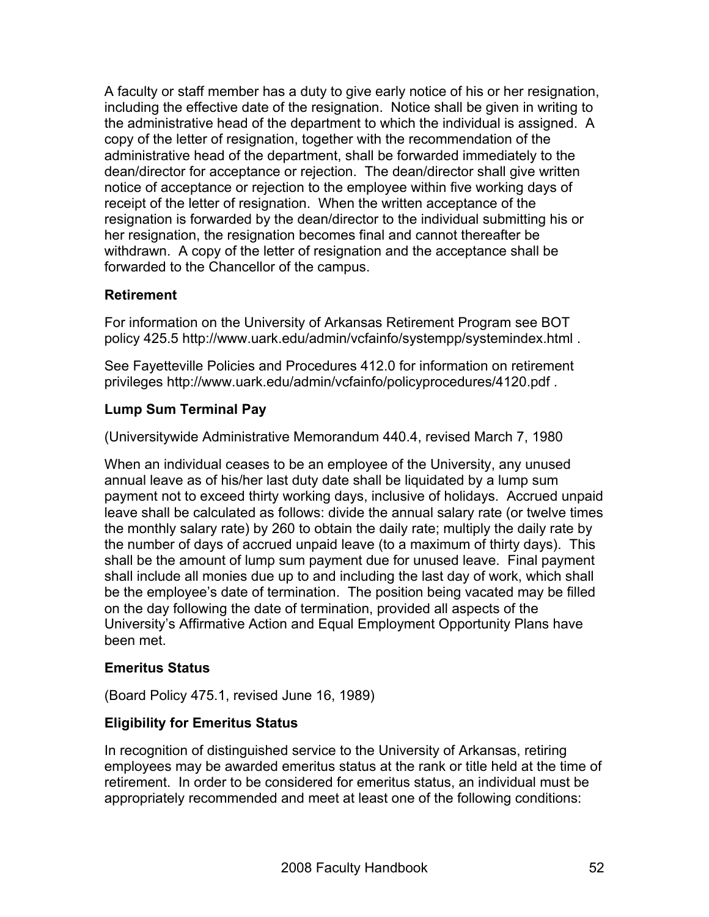A faculty or staff member has a duty to give early notice of his or her resignation, including the effective date of the resignation. Notice shall be given in writing to the administrative head of the department to which the individual is assigned. A copy of the letter of resignation, together with the recommendation of the administrative head of the department, shall be forwarded immediately to the dean/director for acceptance or rejection. The dean/director shall give written notice of acceptance or rejection to the employee within five working days of receipt of the letter of resignation. When the written acceptance of the resignation is forwarded by the dean/director to the individual submitting his or her resignation, the resignation becomes final and cannot thereafter be withdrawn. A copy of the letter of resignation and the acceptance shall be forwarded to the Chancellor of the campus.

### Retirement

For information on the University of Arkansas Retirement Program see BOT policy 425.5 http://www.uark.edu/admin/vcfainfo/systempp/systemindex.html .

See Fayetteville Policies and Procedures 412.0 for information on retirement privileges http://www.uark.edu/admin/vcfainfo/policyprocedures/4120.pdf .

### Lump Sum Terminal Pay

(Universitywide Administrative Memorandum 440.4, revised March 7, 1980

When an individual ceases to be an employee of the University, any unused annual leave as of his/her last duty date shall be liquidated by a lump sum payment not to exceed thirty working days, inclusive of holidays. Accrued unpaid leave shall be calculated as follows: divide the annual salary rate (or twelve times the monthly salary rate) by 260 to obtain the daily rate; multiply the daily rate by the number of days of accrued unpaid leave (to a maximum of thirty days). This shall be the amount of lump sum payment due for unused leave. Final payment shall include all monies due up to and including the last day of work, which shall be the employee's date of termination. The position being vacated may be filled on the day following the date of termination, provided all aspects of the University's Affirmative Action and Equal Employment Opportunity Plans have been met.

### Emeritus Status

(Board Policy 475.1, revised June 16, 1989)

### Eligibility for Emeritus Status

In recognition of distinguished service to the University of Arkansas, retiring employees may be awarded emeritus status at the rank or title held at the time of retirement. In order to be considered for emeritus status, an individual must be appropriately recommended and meet at least one of the following conditions: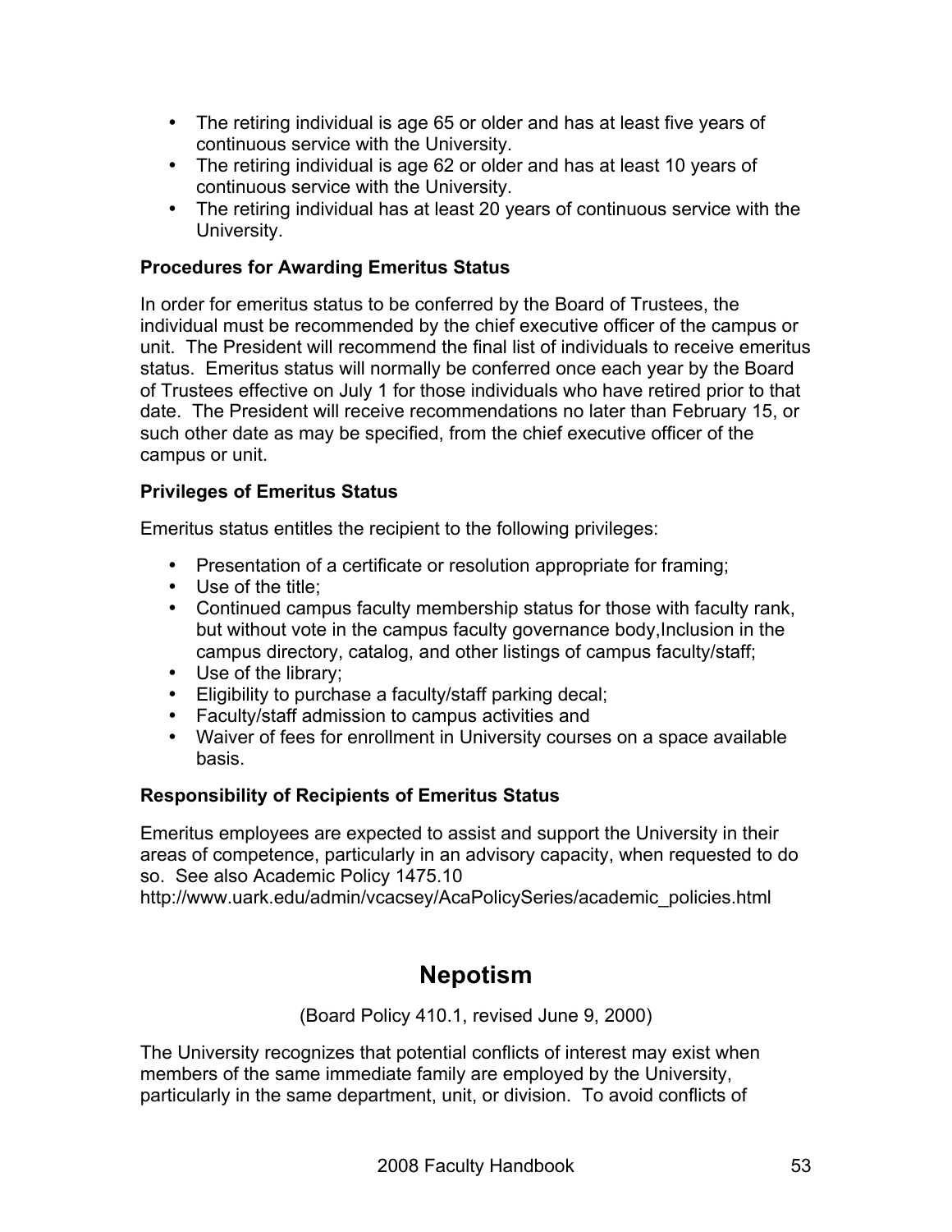- The retiring individual is age 65 or older and has at least five years of continuous service with the University.
- The retiring individual is age 62 or older and has at least 10 years of continuous service with the University.
- The retiring individual has at least 20 years of continuous service with the University.

### Procedures for Awarding Emeritus Status

In order for emeritus status to be conferred by the Board of Trustees, the individual must be recommended by the chief executive officer of the campus or unit. The President will recommend the final list of individuals to receive emeritus status. Emeritus status will normally be conferred once each year by the Board of Trustees effective on July 1 for those individuals who have retired prior to that date. The President will receive recommendations no later than February 15, or such other date as may be specified, from the chief executive officer of the campus or unit.

### Privileges of Emeritus Status

Emeritus status entitles the recipient to the following privileges:

- Presentation of a certificate or resolution appropriate for framing;
- Use of the title;
- Continued campus faculty membership status for those with faculty rank, but without vote in the campus faculty governance body,Inclusion in the campus directory, catalog, and other listings of campus faculty/staff;
- Use of the library;
- Eligibility to purchase a faculty/staff parking decal;
- Faculty/staff admission to campus activities and
- Waiver of fees for enrollment in University courses on a space available basis.

### Responsibility of Recipients of Emeritus Status

Emeritus employees are expected to assist and support the University in their areas of competence, particularly in an advisory capacity, when requested to do so. See also Academic Policy 1475.10 http://www.uark.edu/admin/vcacsey/AcaPolicySeries/academic_policies.html

## Nepotism

(Board Policy 410.1, revised June 9, 2000)

The University recognizes that potential conflicts of interest may exist when members of the same immediate family are employed by the University, particularly in the same department, unit, or division. To avoid conflicts of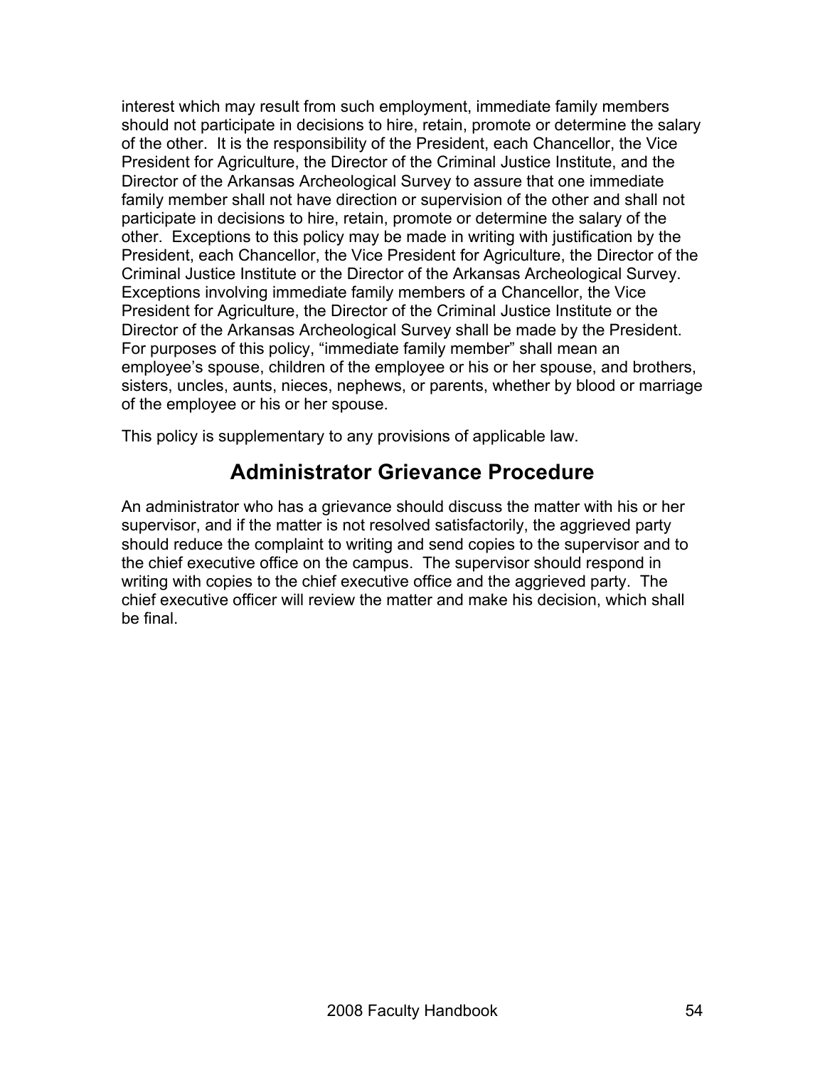interest which may result from such employment, immediate family members should not participate in decisions to hire, retain, promote or determine the salary of the other. It is the responsibility of the President, each Chancellor, the Vice President for Agriculture, the Director of the Criminal Justice Institute, and the Director of the Arkansas Archeological Survey to assure that one immediate family member shall not have direction or supervision of the other and shall not participate in decisions to hire, retain, promote or determine the salary of the other. Exceptions to this policy may be made in writing with justification by the President, each Chancellor, the Vice President for Agriculture, the Director of the Criminal Justice Institute or the Director of the Arkansas Archeological Survey. Exceptions involving immediate family members of a Chancellor, the Vice President for Agriculture, the Director of the Criminal Justice Institute or the Director of the Arkansas Archeological Survey shall be made by the President. For purposes of this policy, "immediate family member" shall mean an employee's spouse, children of the employee or his or her spouse, and brothers, sisters, uncles, aunts, nieces, nephews, or parents, whether by blood or marriage of the employee or his or her spouse.

This policy is supplementary to any provisions of applicable law.

## Administrator Grievance Procedure

An administrator who has a grievance should discuss the matter with his or her supervisor, and if the matter is not resolved satisfactorily, the aggrieved party should reduce the complaint to writing and send copies to the supervisor and to the chief executive office on the campus. The supervisor should respond in writing with copies to the chief executive office and the aggrieved party. The chief executive officer will review the matter and make his decision, which shall be final.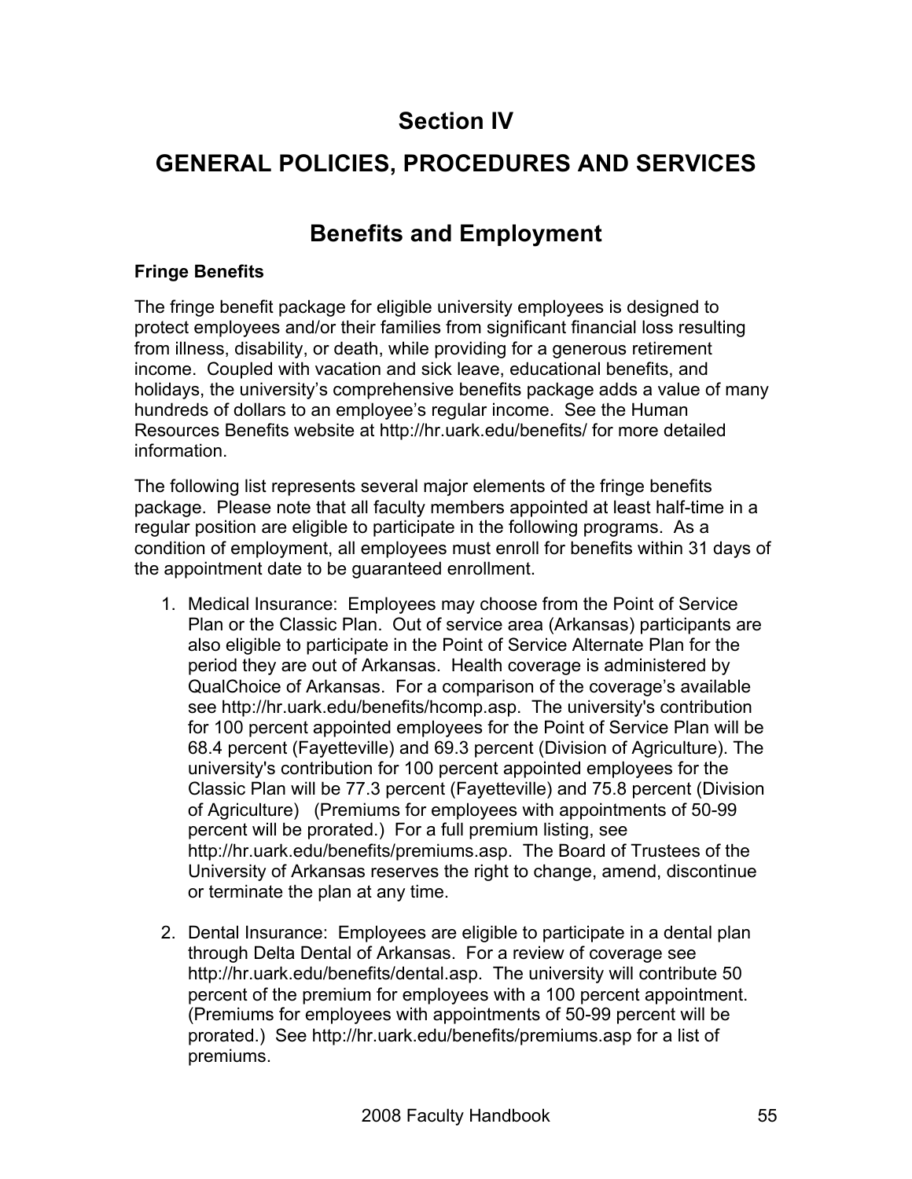# Section IV

# GENERAL POLICIES, PROCEDURES AND SERVICES

## Benefits and Employment

### Fringe Benefits

The fringe benefit package for eligible university employees is designed to protect employees and/or their families from significant financial loss resulting from illness, disability, or death, while providing for a generous retirement income. Coupled with vacation and sick leave, educational benefits, and holidays, the university's comprehensive benefits package adds a value of many hundreds of dollars to an employee's regular income. See the Human Resources Benefits website at http://hr.uark.edu/benefits/ for more detailed information.

The following list represents several major elements of the fringe benefits package. Please note that all faculty members appointed at least half-time in a regular position are eligible to participate in the following programs. As a condition of employment, all employees must enroll for benefits within 31 days of the appointment date to be guaranteed enrollment.

1. Medical Insurance: Employees may choose from the Point of Service Plan or the Classic Plan. Out of service area (Arkansas) participants are also eligible to participate in the Point of Service Alternate Plan for the period they are out of Arkansas. Health coverage is administered by QualChoice of Arkansas. For a comparison of the coverage's available see http://hr.uark.edu/benefits/hcomp.asp. The university's contribution for 100 percent appointed employees for the Point of Service Plan will be 68.4 percent (Fayetteville) and 69.3 percent (Division of Agriculture). The university's contribution for 100 percent appointed employees for the Classic Plan will be 77.3 percent (Fayetteville) and 75.8 percent (Division of Agriculture) (Premiums for employees with appointments of 50-99 percent will be prorated.) For a full premium listing, see http://hr.uark.edu/benefits/premiums.asp. The Board of Trustees of the University of Arkansas reserves the right to change, amend, discontinue or terminate the plan at any time.

2. Dental Insurance: Employees are eligible to participate in a dental plan through Delta Dental of Arkansas. For a review of coverage see http://hr.uark.edu/benefits/dental.asp. The university will contribute 50 percent of the premium for employees with a 100 percent appointment. (Premiums for employees with appointments of 50-99 percent will be prorated.) See http://hr.uark.edu/benefits/premiums.asp for a list of premiums.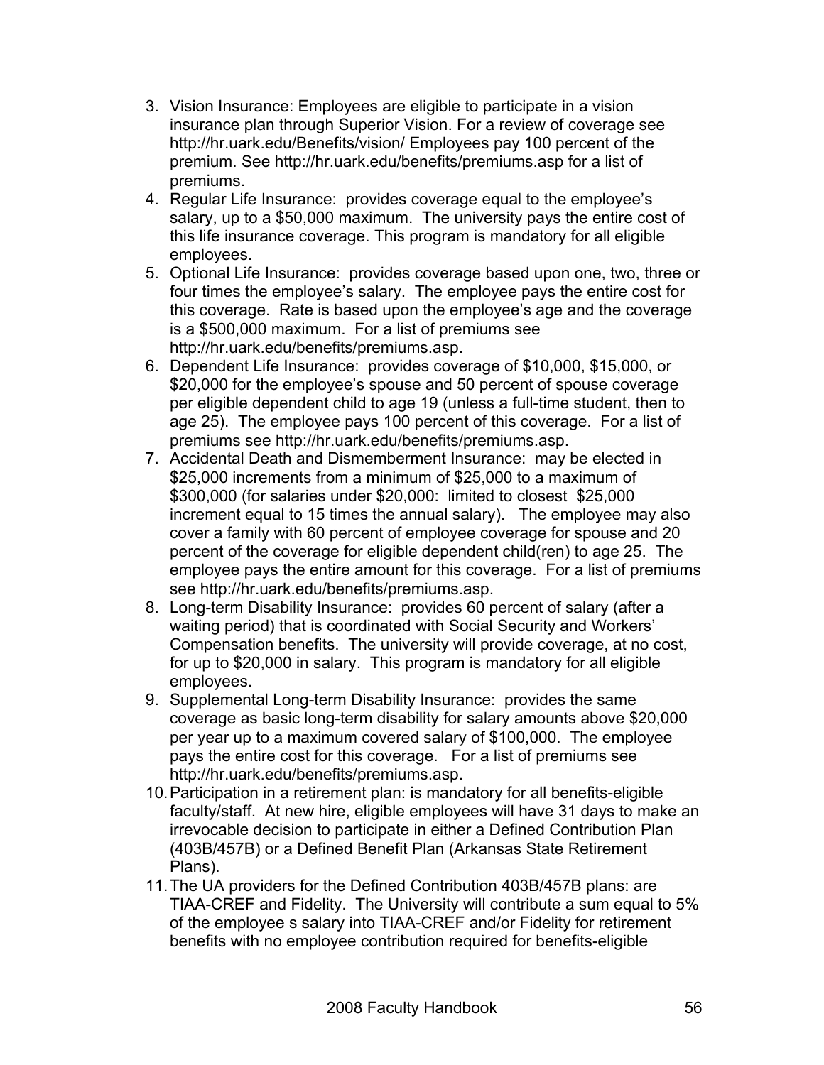3. Vision Insurance: Employees are eligible to participate in a vision insurance plan through Superior Vision. For a review of coverage see http://hr.uark.edu/Benefits/vision/ Employees pay 100 percent of the premium. See http://hr.uark.edu/benefits/premiums.asp for a list of premiums.
4. Regular Life Insurance: provides coverage equal to the employee's salary, up to a $50,000 maximum. The university pays the entire cost of this life insurance coverage. This program is mandatory for all eligible employees.
5. Optional Life Insurance: provides coverage based upon one, two, three or four times the employee's salary. The employee pays the entire cost for this coverage. Rate is based upon the employee's age and the coverage is a $500,000 maximum. For a list of premiums see http://hr.uark.edu/benefits/premiums.asp.
6. Dependent Life Insurance: provides coverage of $10,000, $15,000, or $20,000 for the employee's spouse and 50 percent of spouse coverage per eligible dependent child to age 19 (unless a full-time student, then to age 25). The employee pays 100 percent of this coverage. For a list of premiums see http://hr.uark.edu/benefits/premiums.asp.
7. Accidental Death and Dismemberment Insurance: may be elected in $25,000 increments from a minimum of $25,000 to a maximum of $300,000 (for salaries under $20,000: limited to closest $25,000 increment equal to 15 times the annual salary). The employee may also cover a family with 60 percent of employee coverage for spouse and 20 percent of the coverage for eligible dependent child(ren) to age 25. The employee pays the entire amount for this coverage. For a list of premiums see http://hr.uark.edu/benefits/premiums.asp.
8. Long-term Disability Insurance: provides 60 percent of salary (after a waiting period) that is coordinated with Social Security and Workers' Compensation benefits. The university will provide coverage, at no cost, for up to $20,000 in salary. This program is mandatory for all eligible employees.
9. Supplemental Long-term Disability Insurance: provides the same coverage as basic long-term disability for salary amounts above $20,000 per year up to a maximum covered salary of $100,000. The employee pays the entire cost for this coverage. For a list of premiums see http://hr.uark.edu/benefits/premiums.asp.
10. Participation in a retirement plan: is mandatory for all benefits-eligible faculty/staff. At new hire, eligible employees will have 31 days to make an irrevocable decision to participate in either a Defined Contribution Plan (403B/457B) or a Defined Benefit Plan (Arkansas State Retirement Plans).
11. The UA providers for the Defined Contribution 403B/457B plans: are TIAA-CREF and Fidelity. The University will contribute a sum equal to 5% of the employee s salary into TIAA-CREF and/or Fidelity for retirement benefits with no employee contribution required for benefits-eligible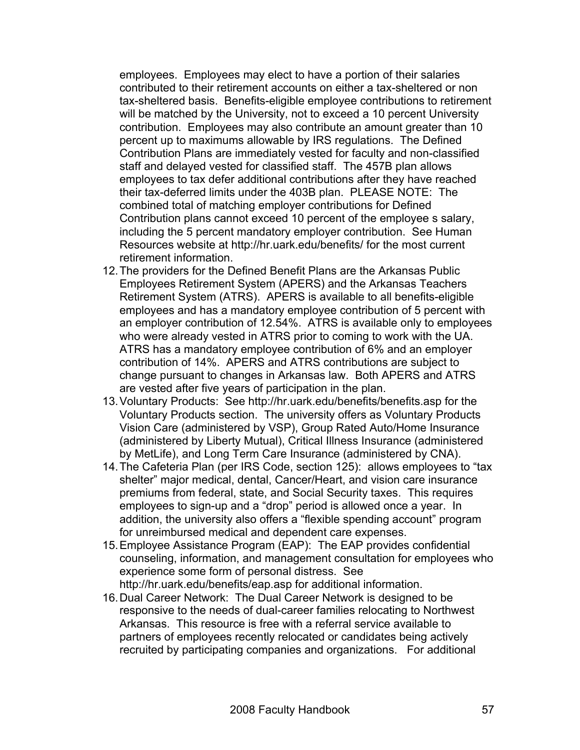employees. Employees may elect to have a portion of their salaries contributed to their retirement accounts on either a tax-sheltered or non tax-sheltered basis. Benefits-eligible employee contributions to retirement will be matched by the University, not to exceed a 10 percent University contribution. Employees may also contribute an amount greater than 10 percent up to maximums allowable by IRS regulations. The Defined Contribution Plans are immediately vested for faculty and non-classified staff and delayed vested for classified staff. The 457B plan allows employees to tax defer additional contributions after they have reached their tax-deferred limits under the 403B plan. PLEASE NOTE: The combined total of matching employer contributions for Defined Contribution plans cannot exceed 10 percent of the employee s salary, including the 5 percent mandatory employer contribution. See Human Resources website at http://hr.uark.edu/benefits/ for the most current retirement information.

12. The providers for the Defined Benefit Plans are the Arkansas Public Employees Retirement System (APERS) and the Arkansas Teachers Retirement System (ATRS). APERS is available to all benefits-eligible employees and has a mandatory employee contribution of 5 percent with an employer contribution of 12.54%. ATRS is available only to employees who were already vested in ATRS prior to coming to work with the UA. ATRS has a mandatory employee contribution of 6% and an employer contribution of 14%. APERS and ATRS contributions are subject to change pursuant to changes in Arkansas law. Both APERS and ATRS are vested after five years of participation in the plan.
13. Voluntary Products: See http://hr.uark.edu/benefits/benefits.asp for the Voluntary Products section. The university offers as Voluntary Products Vision Care (administered by VSP), Group Rated Auto/Home Insurance (administered by Liberty Mutual), Critical Illness Insurance (administered by MetLife), and Long Term Care Insurance (administered by CNA).
14. The Cafeteria Plan (per IRS Code, section 125): allows employees to "tax shelter" major medical, dental, Cancer/Heart, and vision care insurance premiums from federal, state, and Social Security taxes. This requires employees to sign-up and a "drop" period is allowed once a year. In addition, the university also offers a "flexible spending account" program for unreimbursed medical and dependent care expenses.
15. Employee Assistance Program (EAP): The EAP provides confidential counseling, information, and management consultation for employees who experience some form of personal distress. See http://hr.uark.edu/benefits/eap.asp for additional information.
16. Dual Career Network: The Dual Career Network is designed to be responsive to the needs of dual-career families relocating to Northwest Arkansas. This resource is free with a referral service available to partners of employees recently relocated or candidates being actively recruited by participating companies and organizations. For additional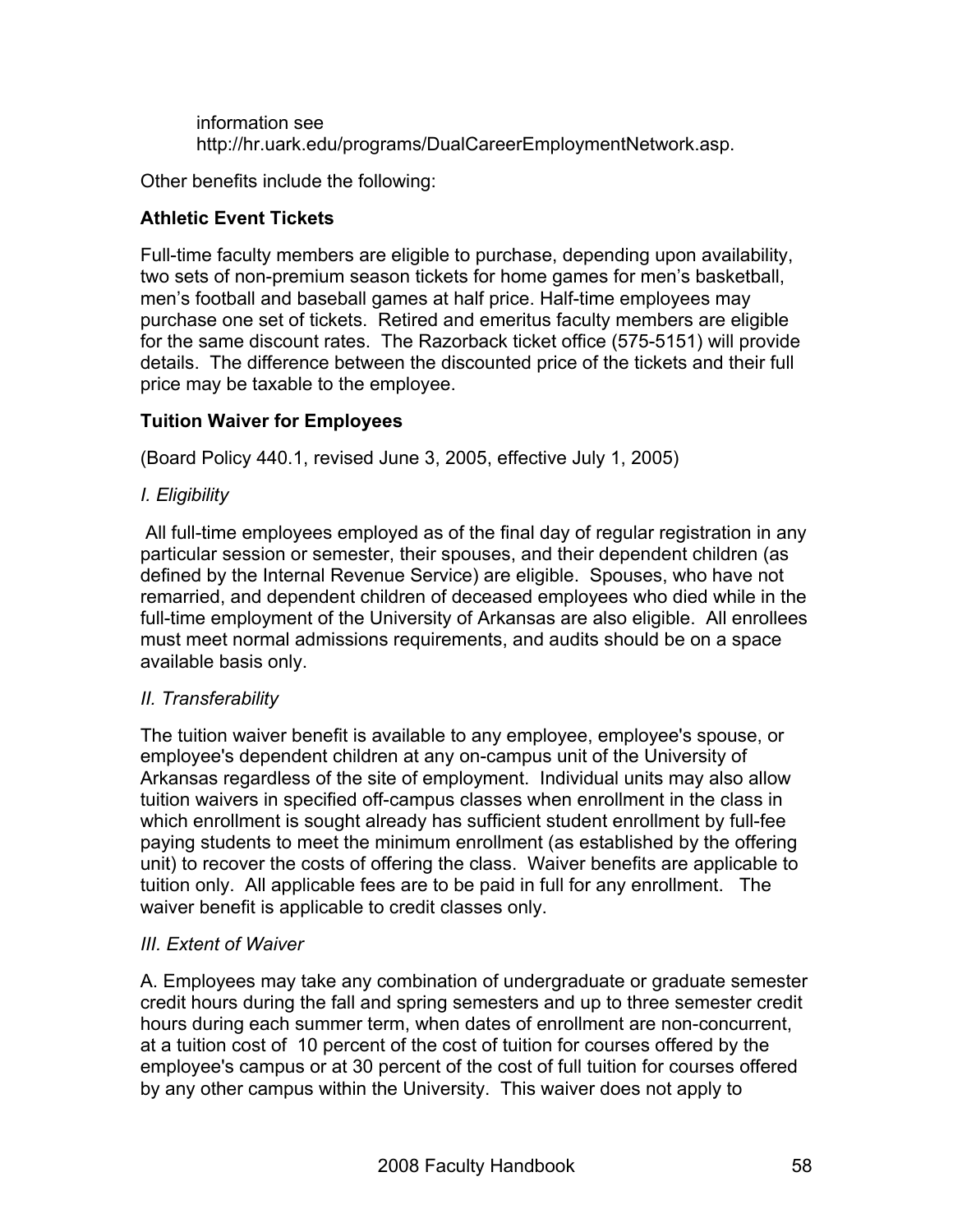information see http://hr.uark.edu/programs/DualCareerEmploymentNetwork.asp.

Other benefits include the following:

**Athletic Event Tickets**

Full-time faculty members are eligible to purchase, depending upon availability, two sets of non-premium season tickets for home games for men's basketball, men's football and baseball games at half price. Half-time employees may purchase one set of tickets. Retired and emeritus faculty members are eligible for the same discount rates. The Razorback ticket office (575-5151) will provide details. The difference between the discounted price of the tickets and their full price may be taxable to the employee.

**Tuition Waiver for Employees**

(Board Policy 440.1, revised June 3, 2005, effective July 1, 2005)

*I. Eligibility*

All full-time employees employed as of the final day of regular registration in any particular session or semester, their spouses, and their dependent children (as defined by the Internal Revenue Service) are eligible. Spouses, who have not remarried, and dependent children of deceased employees who died while in the full-time employment of the University of Arkansas are also eligible. All enrollees must meet normal admissions requirements, and audits should be on a space available basis only.

*II. Transferability*

The tuition waiver benefit is available to any employee, employee's spouse, or employee's dependent children at any on-campus unit of the University of Arkansas regardless of the site of employment. Individual units may also allow tuition waivers in specified off-campus classes when enrollment in the class in which enrollment is sought already has sufficient student enrollment by full-fee paying students to meet the minimum enrollment (as established by the offering unit) to recover the costs of offering the class. Waiver benefits are applicable to tuition only. All applicable fees are to be paid in full for any enrollment. The waiver benefit is applicable to credit classes only.

*III. Extent of Waiver*

A. Employees may take any combination of undergraduate or graduate semester credit hours during the fall and spring semesters and up to three semester credit hours during each summer term, when dates of enrollment are non-concurrent, at a tuition cost of 10 percent of the cost of tuition for courses offered by the employee's campus or at 30 percent of the cost of full tuition for courses offered by any other campus within the University. This waiver does not apply to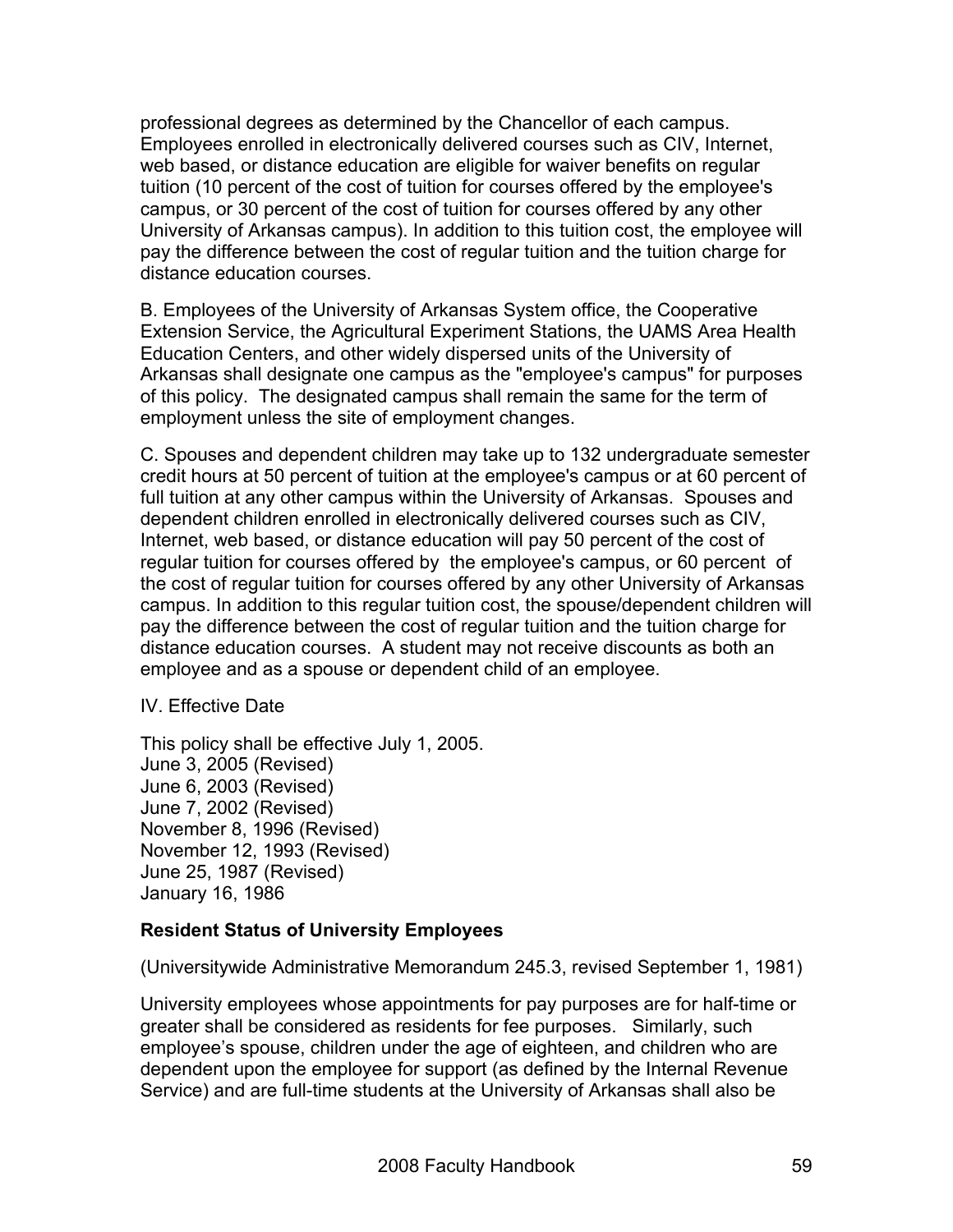professional degrees as determined by the Chancellor of each campus. Employees enrolled in electronically delivered courses such as CIV, Internet, web based, or distance education are eligible for waiver benefits on regular tuition (10 percent of the cost of tuition for courses offered by the employee's campus, or 30 percent of the cost of tuition for courses offered by any other University of Arkansas campus). In addition to this tuition cost, the employee will pay the difference between the cost of regular tuition and the tuition charge for distance education courses.

B. Employees of the University of Arkansas System office, the Cooperative Extension Service, the Agricultural Experiment Stations, the UAMS Area Health Education Centers, and other widely dispersed units of the University of Arkansas shall designate one campus as the "employee's campus" for purposes of this policy. The designated campus shall remain the same for the term of employment unless the site of employment changes.

C. Spouses and dependent children may take up to 132 undergraduate semester credit hours at 50 percent of tuition at the employee's campus or at 60 percent of full tuition at any other campus within the University of Arkansas. Spouses and dependent children enrolled in electronically delivered courses such as CIV, Internet, web based, or distance education will pay 50 percent of the cost of regular tuition for courses offered by the employee's campus, or 60 percent of the cost of regular tuition for courses offered by any other University of Arkansas campus. In addition to this regular tuition cost, the spouse/dependent children will pay the difference between the cost of regular tuition and the tuition charge for distance education courses. A student may not receive discounts as both an employee and as a spouse or dependent child of an employee.

IV. Effective Date

This policy shall be effective July 1, 2005.
June 3, 2005 (Revised)
June 6, 2003 (Revised)
June 7, 2002 (Revised)
November 8, 1996 (Revised)
November 12, 1993 (Revised)
June 25, 1987 (Revised)
January 16, 1986

**Resident Status of University Employees**

(Universitywide Administrative Memorandum 245.3, revised September 1, 1981)

University employees whose appointments for pay purposes are for half-time or greater shall be considered as residents for fee purposes. Similarly, such employee's spouse, children under the age of eighteen, and children who are dependent upon the employee for support (as defined by the Internal Revenue Service) and are full-time students at the University of Arkansas shall also be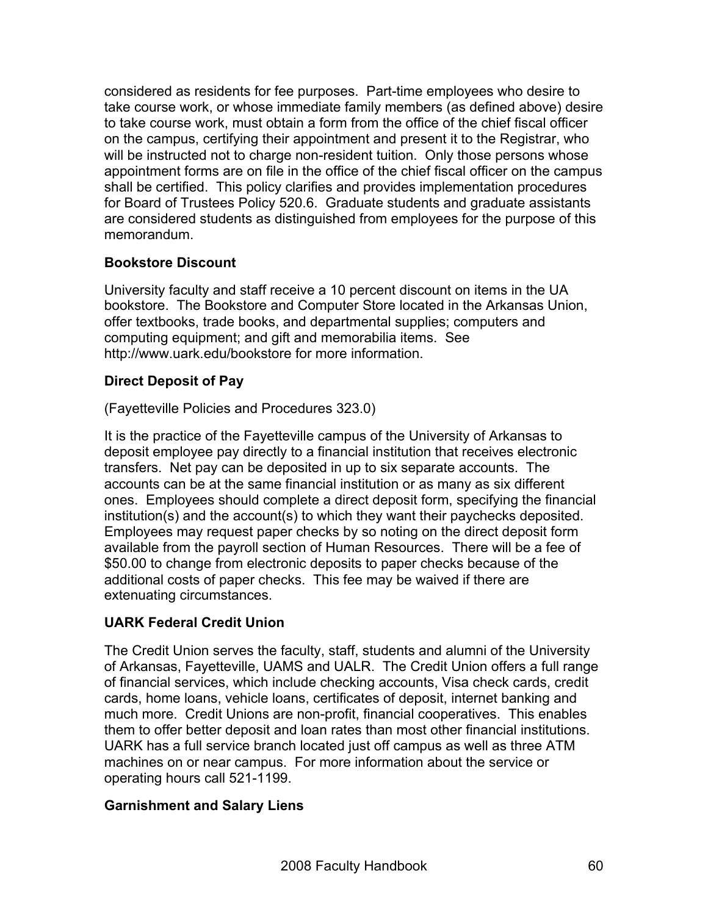considered as residents for fee purposes. Part-time employees who desire to take course work, or whose immediate family members (as defined above) desire to take course work, must obtain a form from the office of the chief fiscal officer on the campus, certifying their appointment and present it to the Registrar, who will be instructed not to charge non-resident tuition. Only those persons whose appointment forms are on file in the office of the chief fiscal officer on the campus shall be certified. This policy clarifies and provides implementation procedures for Board of Trustees Policy 520.6. Graduate students and graduate assistants are considered students as distinguished from employees for the purpose of this memorandum.

### Bookstore Discount

University faculty and staff receive a 10 percent discount on items in the UA bookstore. The Bookstore and Computer Store located in the Arkansas Union, offer textbooks, trade books, and departmental supplies; computers and computing equipment; and gift and memorabilia items. See http://www.uark.edu/bookstore for more information.

### Direct Deposit of Pay

(Fayetteville Policies and Procedures 323.0)

It is the practice of the Fayetteville campus of the University of Arkansas to deposit employee pay directly to a financial institution that receives electronic transfers. Net pay can be deposited in up to six separate accounts. The accounts can be at the same financial institution or as many as six different ones. Employees should complete a direct deposit form, specifying the financial institution(s) and the account(s) to which they want their paychecks deposited. Employees may request paper checks by so noting on the direct deposit form available from the payroll section of Human Resources. There will be a fee of $50.00 to change from electronic deposits to paper checks because of the additional costs of paper checks. This fee may be waived if there are extenuating circumstances.

### UARK Federal Credit Union

The Credit Union serves the faculty, staff, students and alumni of the University of Arkansas, Fayetteville, UAMS and UALR. The Credit Union offers a full range of financial services, which include checking accounts, Visa check cards, credit cards, home loans, vehicle loans, certificates of deposit, internet banking and much more. Credit Unions are non-profit, financial cooperatives. This enables them to offer better deposit and loan rates than most other financial institutions. UARK has a full service branch located just off campus as well as three ATM machines on or near campus. For more information about the service or operating hours call 521-1199.

### Garnishment and Salary Liens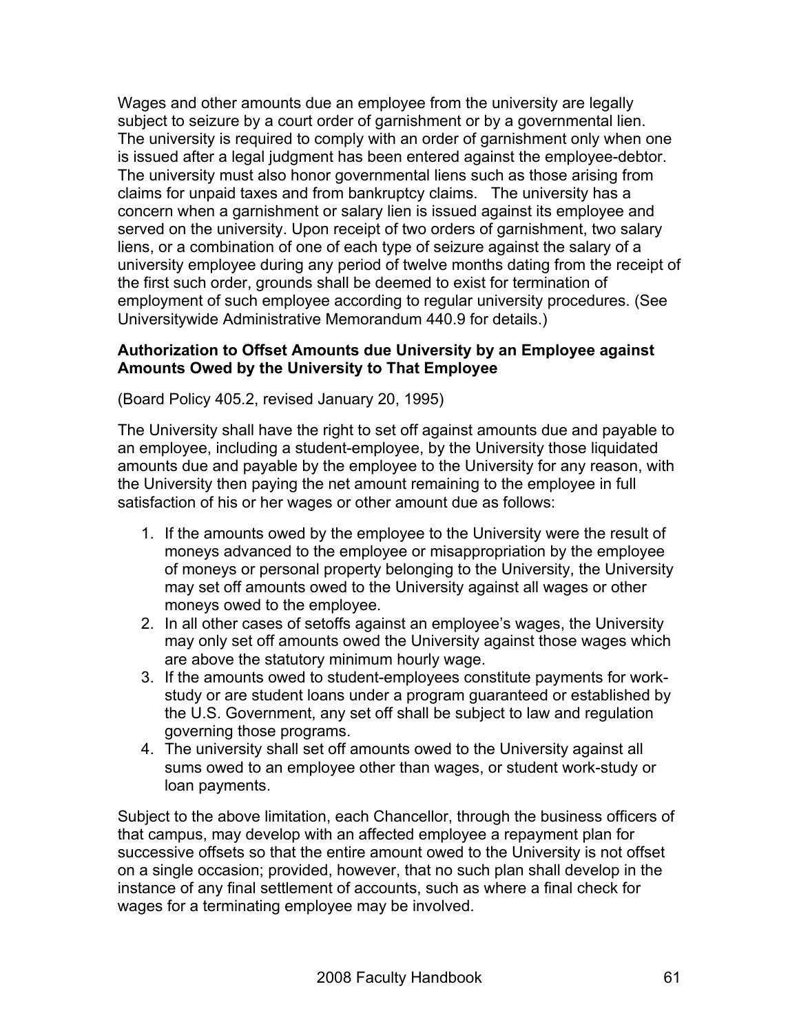Wages and other amounts due an employee from the university are legally subject to seizure by a court order of garnishment or by a governmental lien. The university is required to comply with an order of garnishment only when one is issued after a legal judgment has been entered against the employee-debtor. The university must also honor governmental liens such as those arising from claims for unpaid taxes and from bankruptcy claims. The university has a concern when a garnishment or salary lien is issued against its employee and served on the university. Upon receipt of two orders of garnishment, two salary liens, or a combination of one of each type of seizure against the salary of a university employee during any period of twelve months dating from the receipt of the first such order, grounds shall be deemed to exist for termination of employment of such employee according to regular university procedures. (See Universitywide Administrative Memorandum 440.9 for details.)

**Authorization to Offset Amounts due University by an Employee against Amounts Owed by the University to That Employee**

(Board Policy 405.2, revised January 20, 1995)

The University shall have the right to set off against amounts due and payable to an employee, including a student-employee, by the University those liquidated amounts due and payable by the employee to the University for any reason, with the University then paying the net amount remaining to the employee in full satisfaction of his or her wages or other amount due as follows:

1. If the amounts owed by the employee to the University were the result of moneys advanced to the employee or misappropriation by the employee of moneys or personal property belonging to the University, the University may set off amounts owed to the University against all wages or other moneys owed to the employee.
2. In all other cases of setoffs against an employee's wages, the University may only set off amounts owed the University against those wages which are above the statutory minimum hourly wage.
3. If the amounts owed to student-employees constitute payments for work-study or are student loans under a program guaranteed or established by the U.S. Government, any set off shall be subject to law and regulation governing those programs.
4. The university shall set off amounts owed to the University against all sums owed to an employee other than wages, or student work-study or loan payments.

Subject to the above limitation, each Chancellor, through the business officers of that campus, may develop with an affected employee a repayment plan for successive offsets so that the entire amount owed to the University is not offset on a single occasion; provided, however, that no such plan shall develop in the instance of any final settlement of accounts, such as where a final check for wages for a terminating employee may be involved.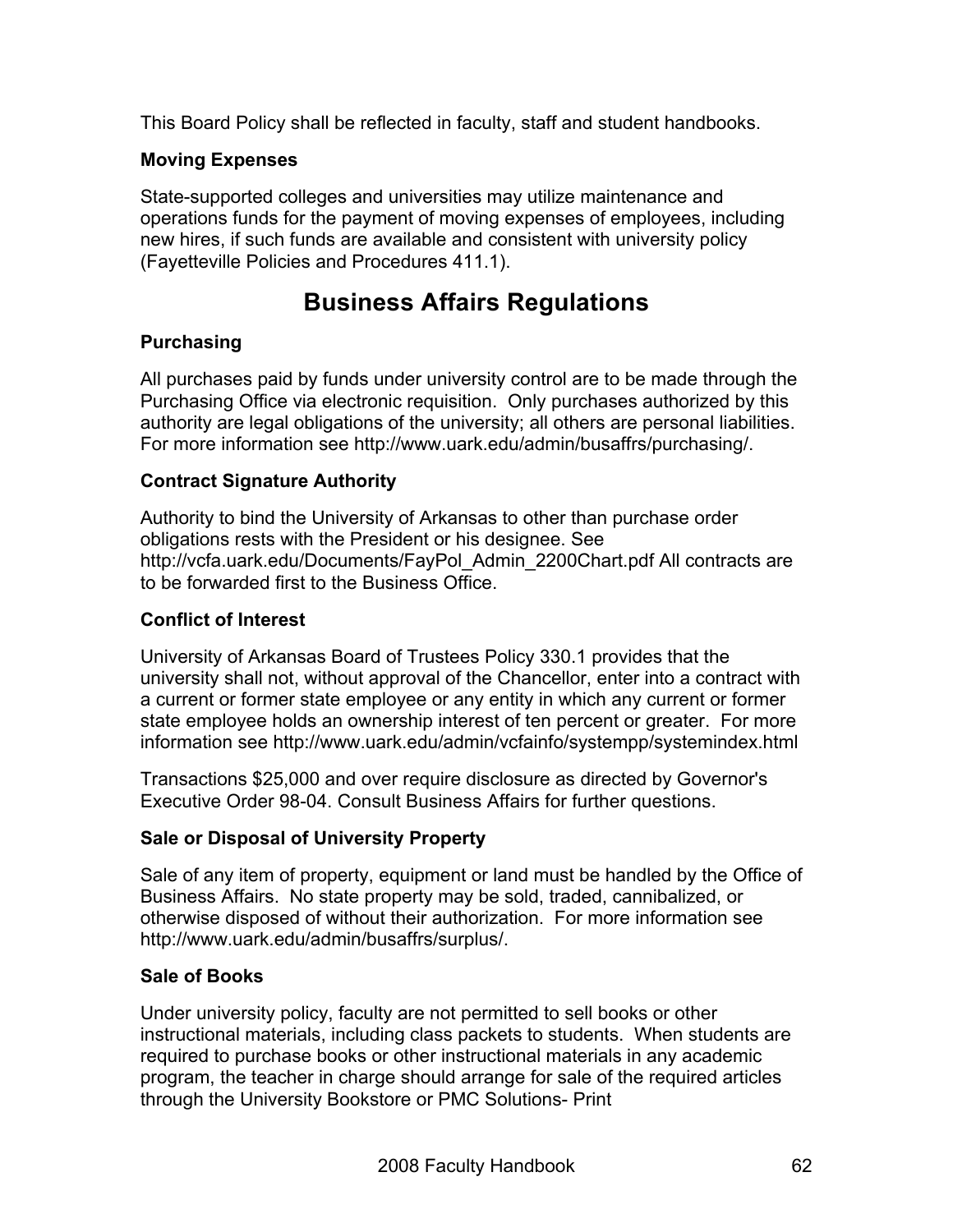This Board Policy shall be reflected in faculty, staff and student handbooks.

### Moving Expenses

State-supported colleges and universities may utilize maintenance and operations funds for the payment of moving expenses of employees, including new hires, if such funds are available and consistent with university policy (Fayetteville Policies and Procedures 411.1).

## Business Affairs Regulations

### Purchasing

All purchases paid by funds under university control are to be made through the Purchasing Office via electronic requisition. Only purchases authorized by this authority are legal obligations of the university; all others are personal liabilities. For more information see http://www.uark.edu/admin/busaffrs/purchasing/.

### Contract Signature Authority

Authority to bind the University of Arkansas to other than purchase order obligations rests with the President or his designee. See http://vcfa.uark.edu/Documents/FayPol_Admin_2200Chart.pdf All contracts are to be forwarded first to the Business Office.

### Conflict of Interest

University of Arkansas Board of Trustees Policy 330.1 provides that the university shall not, without approval of the Chancellor, enter into a contract with a current or former state employee or any entity in which any current or former state employee holds an ownership interest of ten percent or greater. For more information see http://www.uark.edu/admin/vcfainfo/systempp/systemindex.html

Transactions $25,000 and over require disclosure as directed by Governor's Executive Order 98-04. Consult Business Affairs for further questions.

### Sale or Disposal of University Property

Sale of any item of property, equipment or land must be handled by the Office of Business Affairs. No state property may be sold, traded, cannibalized, or otherwise disposed of without their authorization. For more information see http://www.uark.edu/admin/busaffrs/surplus/.

### Sale of Books

Under university policy, faculty are not permitted to sell books or other instructional materials, including class packets to students. When students are required to purchase books or other instructional materials in any academic program, the teacher in charge should arrange for sale of the required articles through the University Bookstore or PMC Solutions- Print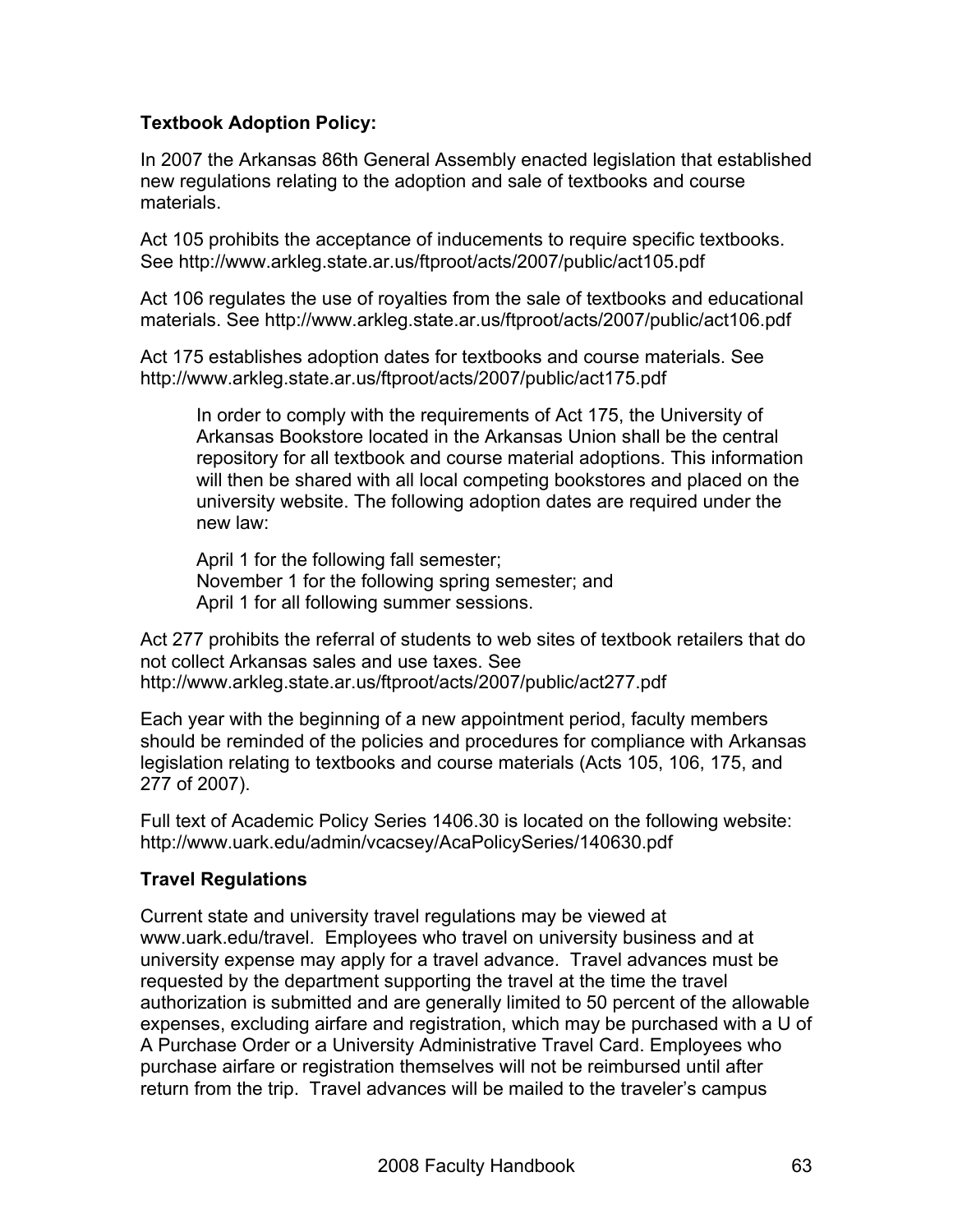**Textbook Adoption Policy:**

In 2007 the Arkansas 86th General Assembly enacted legislation that established new regulations relating to the adoption and sale of textbooks and course materials.

Act 105 prohibits the acceptance of inducements to require specific textbooks. See http://www.arkleg.state.ar.us/ftproot/acts/2007/public/act105.pdf

Act 106 regulates the use of royalties from the sale of textbooks and educational materials. See http://www.arkleg.state.ar.us/ftproot/acts/2007/public/act106.pdf

Act 175 establishes adoption dates for textbooks and course materials. See http://www.arkleg.state.ar.us/ftproot/acts/2007/public/act175.pdf

> In order to comply with the requirements of Act 175, the University of Arkansas Bookstore located in the Arkansas Union shall be the central repository for all textbook and course material adoptions. This information will then be shared with all local competing bookstores and placed on the university website. The following adoption dates are required under the new law:
>
> April 1 for the following fall semester;
> November 1 for the following spring semester; and
> April 1 for all following summer sessions.

Act 277 prohibits the referral of students to web sites of textbook retailers that do not collect Arkansas sales and use taxes. See http://www.arkleg.state.ar.us/ftproot/acts/2007/public/act277.pdf

Each year with the beginning of a new appointment period, faculty members should be reminded of the policies and procedures for compliance with Arkansas legislation relating to textbooks and course materials (Acts 105, 106, 175, and 277 of 2007).

Full text of Academic Policy Series 1406.30 is located on the following website: http://www.uark.edu/admin/vcacsey/AcaPolicySeries/140630.pdf

**Travel Regulations**

Current state and university travel regulations may be viewed at www.uark.edu/travel. Employees who travel on university business and at university expense may apply for a travel advance. Travel advances must be requested by the department supporting the travel at the time the travel authorization is submitted and are generally limited to 50 percent of the allowable expenses, excluding airfare and registration, which may be purchased with a U of A Purchase Order or a University Administrative Travel Card. Employees who purchase airfare or registration themselves will not be reimbursed until after return from the trip. Travel advances will be mailed to the traveler's campus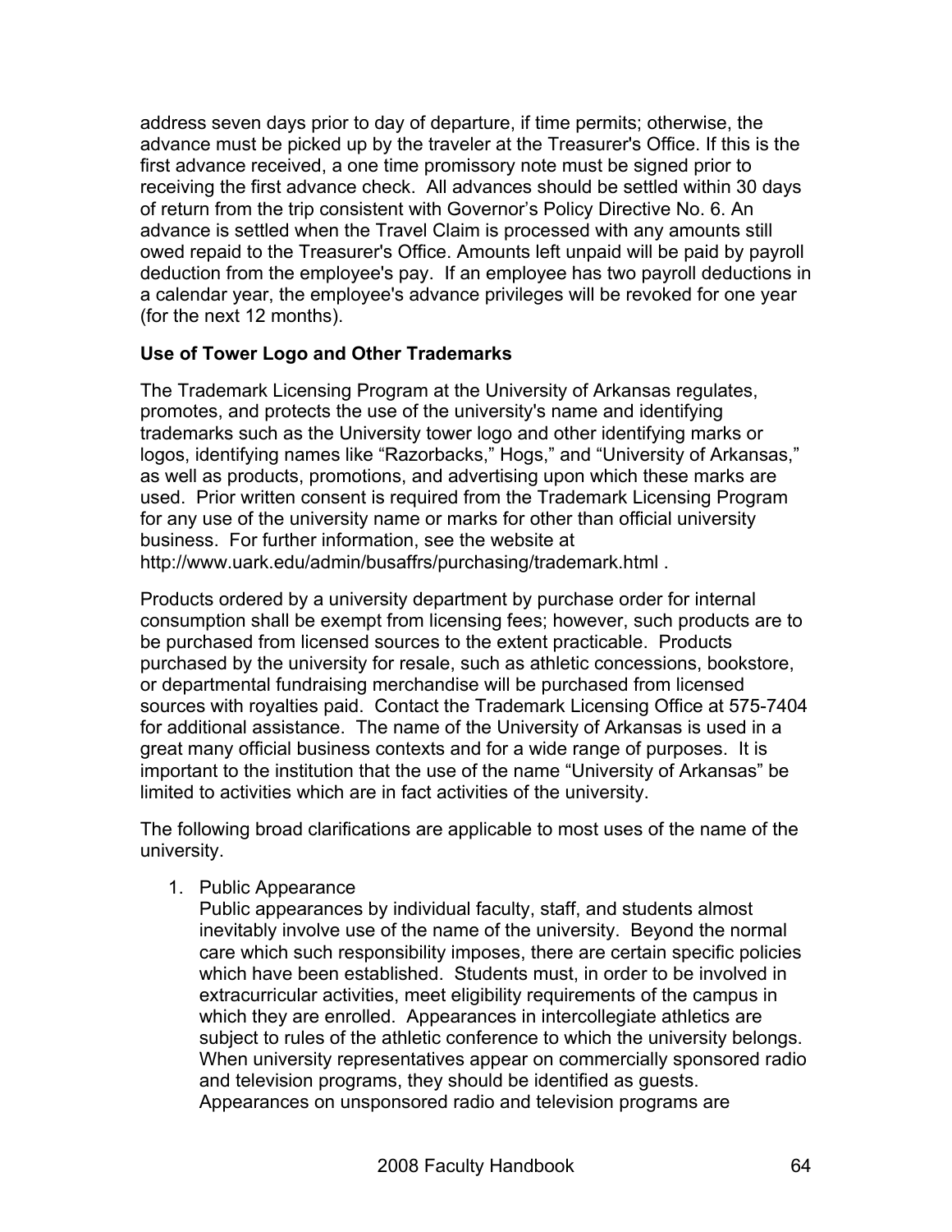address seven days prior to day of departure, if time permits; otherwise, the advance must be picked up by the traveler at the Treasurer's Office. If this is the first advance received, a one time promissory note must be signed prior to receiving the first advance check. All advances should be settled within 30 days of return from the trip consistent with Governor's Policy Directive No. 6. An advance is settled when the Travel Claim is processed with any amounts still owed repaid to the Treasurer's Office. Amounts left unpaid will be paid by payroll deduction from the employee's pay. If an employee has two payroll deductions in a calendar year, the employee's advance privileges will be revoked for one year (for the next 12 months).

**Use of Tower Logo and Other Trademarks**

The Trademark Licensing Program at the University of Arkansas regulates, promotes, and protects the use of the university's name and identifying trademarks such as the University tower logo and other identifying marks or logos, identifying names like "Razorbacks," Hogs," and "University of Arkansas," as well as products, promotions, and advertising upon which these marks are used. Prior written consent is required from the Trademark Licensing Program for any use of the university name or marks for other than official university business. For further information, see the website at http://www.uark.edu/admin/busaffrs/purchasing/trademark.html .

Products ordered by a university department by purchase order for internal consumption shall be exempt from licensing fees; however, such products are to be purchased from licensed sources to the extent practicable. Products purchased by the university for resale, such as athletic concessions, bookstore, or departmental fundraising merchandise will be purchased from licensed sources with royalties paid. Contact the Trademark Licensing Office at 575-7404 for additional assistance. The name of the University of Arkansas is used in a great many official business contexts and for a wide range of purposes. It is important to the institution that the use of the name "University of Arkansas" be limited to activities which are in fact activities of the university.

The following broad clarifications are applicable to most uses of the name of the university.

1. Public Appearance
   Public appearances by individual faculty, staff, and students almost inevitably involve use of the name of the university. Beyond the normal care which such responsibility imposes, there are certain specific policies which have been established. Students must, in order to be involved in extracurricular activities, meet eligibility requirements of the campus in which they are enrolled. Appearances in intercollegiate athletics are subject to rules of the athletic conference to which the university belongs. When university representatives appear on commercially sponsored radio and television programs, they should be identified as guests. Appearances on unsponsored radio and television programs are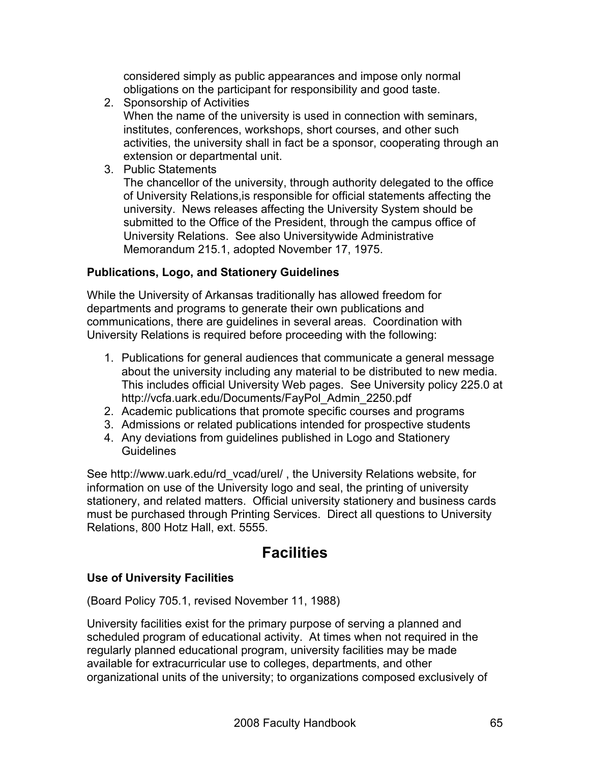considered simply as public appearances and impose only normal obligations on the participant for responsibility and good taste.

2. Sponsorship of Activities
   When the name of the university is used in connection with seminars, institutes, conferences, workshops, short courses, and other such activities, the university shall in fact be a sponsor, cooperating through an extension or departmental unit.
3. Public Statements
   The chancellor of the university, through authority delegated to the office of University Relations,is responsible for official statements affecting the university. News releases affecting the University System should be submitted to the Office of the President, through the campus office of University Relations. See also Universitywide Administrative Memorandum 215.1, adopted November 17, 1975.

**Publications, Logo, and Stationery Guidelines**

While the University of Arkansas traditionally has allowed freedom for departments and programs to generate their own publications and communications, there are guidelines in several areas. Coordination with University Relations is required before proceeding with the following:

1. Publications for general audiences that communicate a general message about the university including any material to be distributed to new media. This includes official University Web pages. See University policy 225.0 at http://vcfa.uark.edu/Documents/FayPol_Admin_2250.pdf
2. Academic publications that promote specific courses and programs
3. Admissions or related publications intended for prospective students
4. Any deviations from guidelines published in Logo and Stationery Guidelines

See http://www.uark.edu/rd_vcad/urel/ , the University Relations website, for information on use of the University logo and seal, the printing of university stationery, and related matters. Official university stationery and business cards must be purchased through Printing Services. Direct all questions to University Relations, 800 Hotz Hall, ext. 5555.

## Facilities

**Use of University Facilities**

(Board Policy 705.1, revised November 11, 1988)

University facilities exist for the primary purpose of serving a planned and scheduled program of educational activity. At times when not required in the regularly planned educational program, university facilities may be made available for extracurricular use to colleges, departments, and other organizational units of the university; to organizations composed exclusively of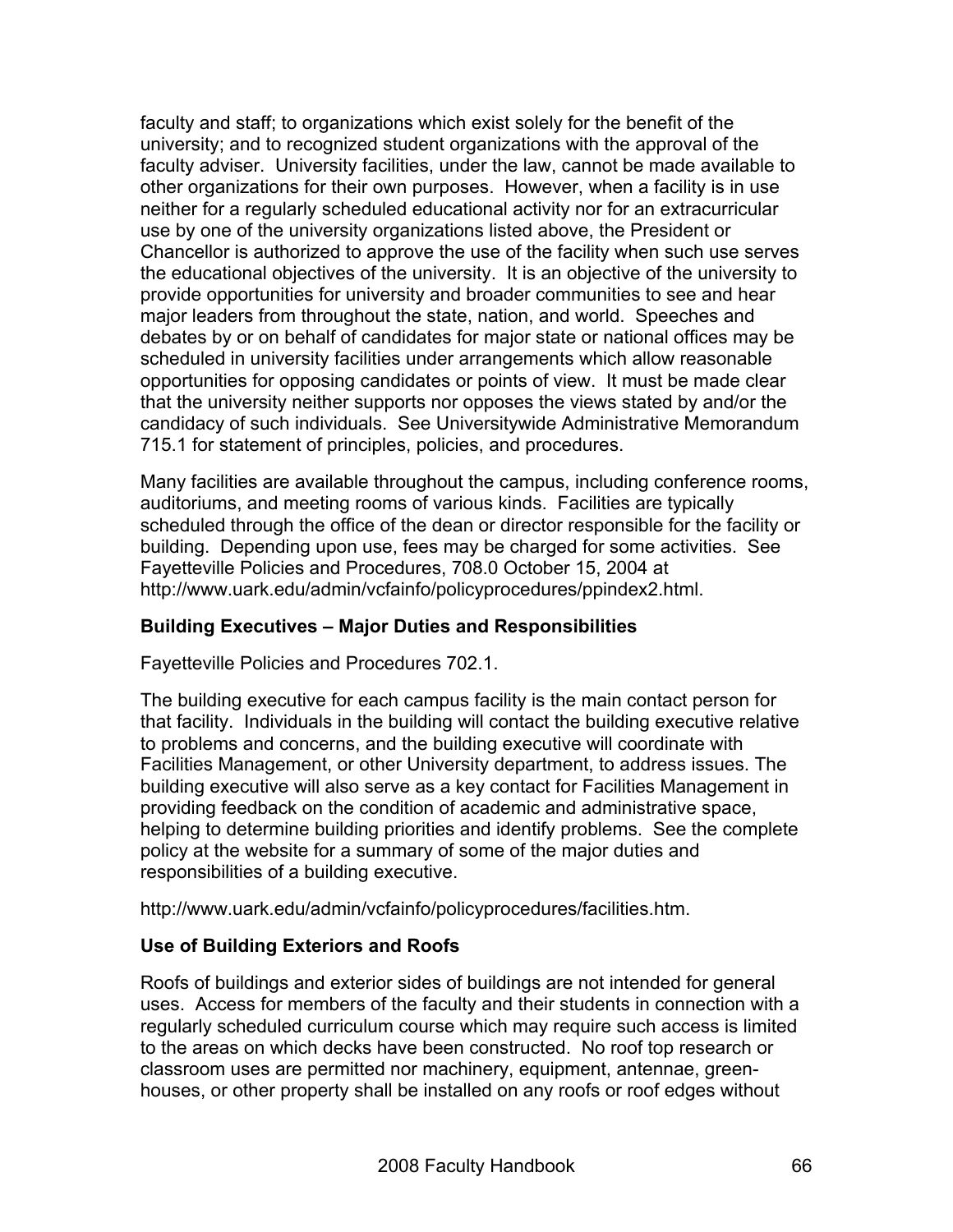faculty and staff; to organizations which exist solely for the benefit of the university; and to recognized student organizations with the approval of the faculty adviser. University facilities, under the law, cannot be made available to other organizations for their own purposes. However, when a facility is in use neither for a regularly scheduled educational activity nor for an extracurricular use by one of the university organizations listed above, the President or Chancellor is authorized to approve the use of the facility when such use serves the educational objectives of the university. It is an objective of the university to provide opportunities for university and broader communities to see and hear major leaders from throughout the state, nation, and world. Speeches and debates by or on behalf of candidates for major state or national offices may be scheduled in university facilities under arrangements which allow reasonable opportunities for opposing candidates or points of view. It must be made clear that the university neither supports nor opposes the views stated by and/or the candidacy of such individuals. See Universitywide Administrative Memorandum 715.1 for statement of principles, policies, and procedures.

Many facilities are available throughout the campus, including conference rooms, auditoriums, and meeting rooms of various kinds. Facilities are typically scheduled through the office of the dean or director responsible for the facility or building. Depending upon use, fees may be charged for some activities. See Fayetteville Policies and Procedures, 708.0 October 15, 2004 at http://www.uark.edu/admin/vcfainfo/policyprocedures/ppindex2.html.

**Building Executives – Major Duties and Responsibilities**

Fayetteville Policies and Procedures 702.1.

The building executive for each campus facility is the main contact person for that facility. Individuals in the building will contact the building executive relative to problems and concerns, and the building executive will coordinate with Facilities Management, or other University department, to address issues. The building executive will also serve as a key contact for Facilities Management in providing feedback on the condition of academic and administrative space, helping to determine building priorities and identify problems. See the complete policy at the website for a summary of some of the major duties and responsibilities of a building executive.

http://www.uark.edu/admin/vcfainfo/policyprocedures/facilities.htm.

**Use of Building Exteriors and Roofs**

Roofs of buildings and exterior sides of buildings are not intended for general uses. Access for members of the faculty and their students in connection with a regularly scheduled curriculum course which may require such access is limited to the areas on which decks have been constructed. No roof top research or classroom uses are permitted nor machinery, equipment, antennae, green-houses, or other property shall be installed on any roofs or roof edges without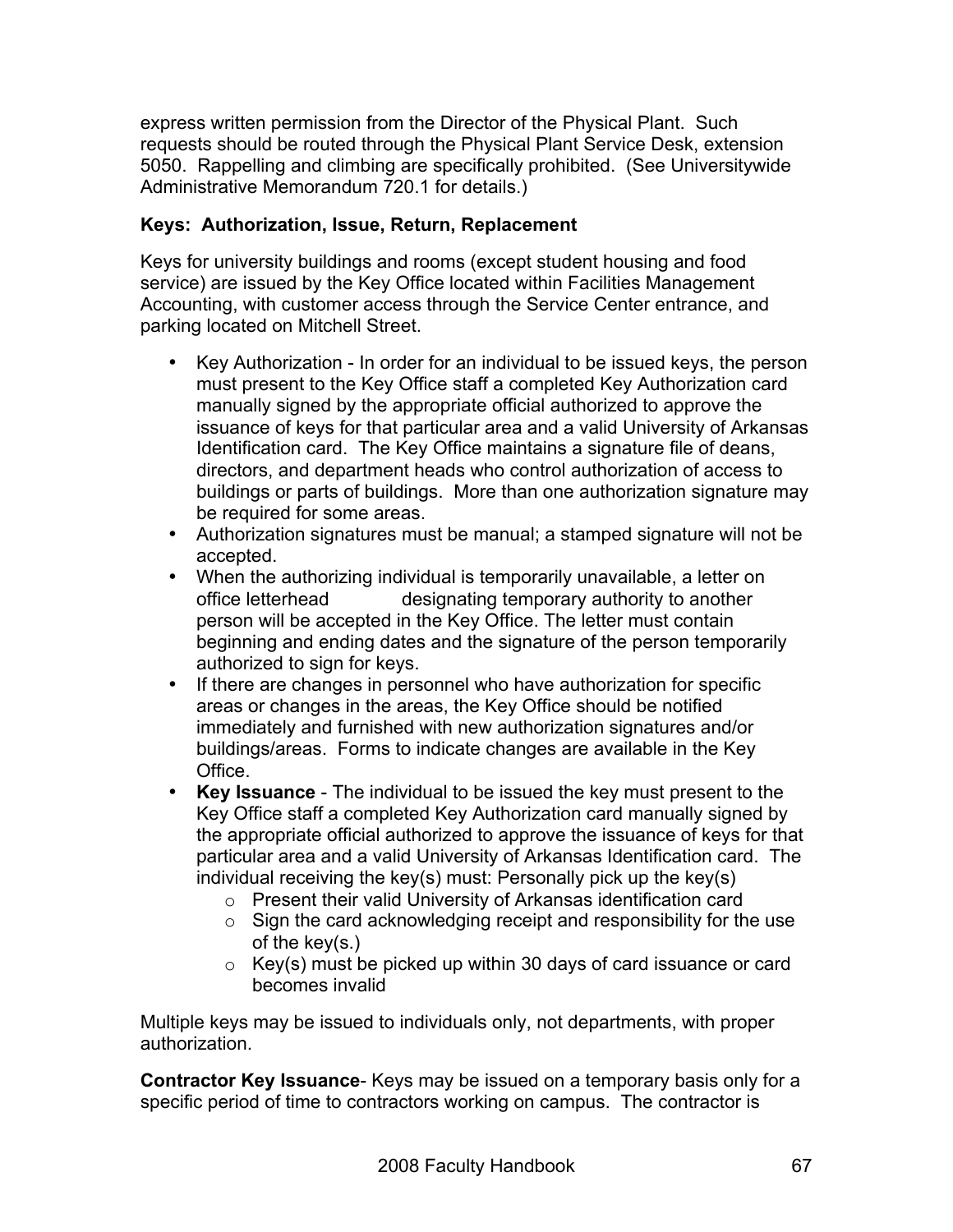express written permission from the Director of the Physical Plant. Such requests should be routed through the Physical Plant Service Desk, extension 5050. Rappelling and climbing are specifically prohibited. (See Universitywide Administrative Memorandum 720.1 for details.)

**Keys: Authorization, Issue, Return, Replacement**

Keys for university buildings and rooms (except student housing and food service) are issued by the Key Office located within Facilities Management Accounting, with customer access through the Service Center entrance, and parking located on Mitchell Street.

- Key Authorization - In order for an individual to be issued keys, the person must present to the Key Office staff a completed Key Authorization card manually signed by the appropriate official authorized to approve the issuance of keys for that particular area and a valid University of Arkansas Identification card. The Key Office maintains a signature file of deans, directors, and department heads who control authorization of access to buildings or parts of buildings. More than one authorization signature may be required for some areas.
- Authorization signatures must be manual; a stamped signature will not be accepted.
- When the authorizing individual is temporarily unavailable, a letter on office letterhead designating temporary authority to another person will be accepted in the Key Office. The letter must contain beginning and ending dates and the signature of the person temporarily authorized to sign for keys.
- If there are changes in personnel who have authorization for specific areas or changes in the areas, the Key Office should be notified immediately and furnished with new authorization signatures and/or buildings/areas. Forms to indicate changes are available in the Key Office.
- **Key Issuance** - The individual to be issued the key must present to the Key Office staff a completed Key Authorization card manually signed by the appropriate official authorized to approve the issuance of keys for that particular area and a valid University of Arkansas Identification card. The individual receiving the key(s) must: Personally pick up the key(s)
  - Present their valid University of Arkansas identification card
  - Sign the card acknowledging receipt and responsibility for the use of the key(s.)
  - Key(s) must be picked up within 30 days of card issuance or card becomes invalid

Multiple keys may be issued to individuals only, not departments, with proper authorization.

**Contractor Key Issuance**- Keys may be issued on a temporary basis only for a specific period of time to contractors working on campus. The contractor is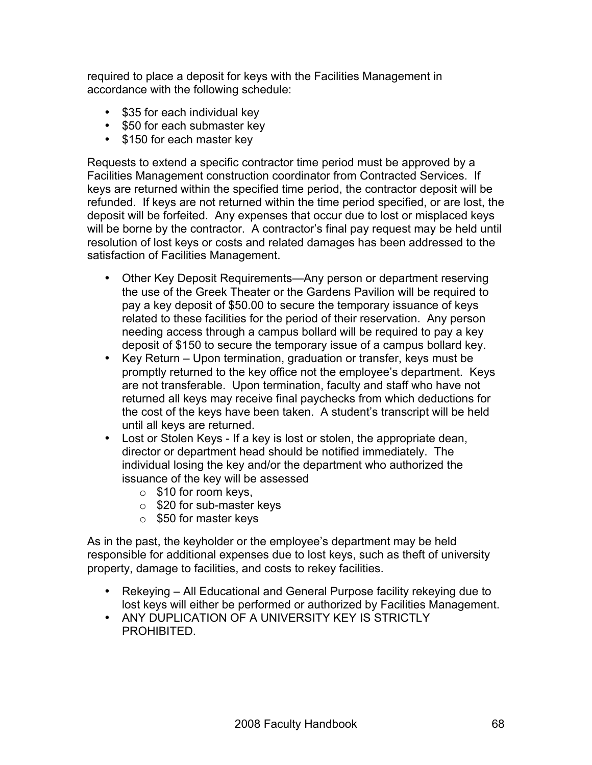required to place a deposit for keys with the Facilities Management in accordance with the following schedule:

- $35 for each individual key
- $50 for each submaster key
- $150 for each master key

Requests to extend a specific contractor time period must be approved by a Facilities Management construction coordinator from Contracted Services. If keys are returned within the specified time period, the contractor deposit will be refunded. If keys are not returned within the time period specified, or are lost, the deposit will be forfeited. Any expenses that occur due to lost or misplaced keys will be borne by the contractor. A contractor's final pay request may be held until resolution of lost keys or costs and related damages has been addressed to the satisfaction of Facilities Management.

- Other Key Deposit Requirements—Any person or department reserving the use of the Greek Theater or the Gardens Pavilion will be required to pay a key deposit of $50.00 to secure the temporary issuance of keys related to these facilities for the period of their reservation. Any person needing access through a campus bollard will be required to pay a key deposit of $150 to secure the temporary issue of a campus bollard key.
- Key Return – Upon termination, graduation or transfer, keys must be promptly returned to the key office not the employee's department. Keys are not transferable. Upon termination, faculty and staff who have not returned all keys may receive final paychecks from which deductions for the cost of the keys have been taken. A student's transcript will be held until all keys are returned.
- Lost or Stolen Keys - If a key is lost or stolen, the appropriate dean, director or department head should be notified immediately. The individual losing the key and/or the department who authorized the issuance of the key will be assessed
  - $10 for room keys,
  - $20 for sub-master keys
  - $50 for master keys

As in the past, the keyholder or the employee's department may be held responsible for additional expenses due to lost keys, such as theft of university property, damage to facilities, and costs to rekey facilities.

- Rekeying – All Educational and General Purpose facility rekeying due to lost keys will either be performed or authorized by Facilities Management.
- ANY DUPLICATION OF A UNIVERSITY KEY IS STRICTLY PROHIBITED.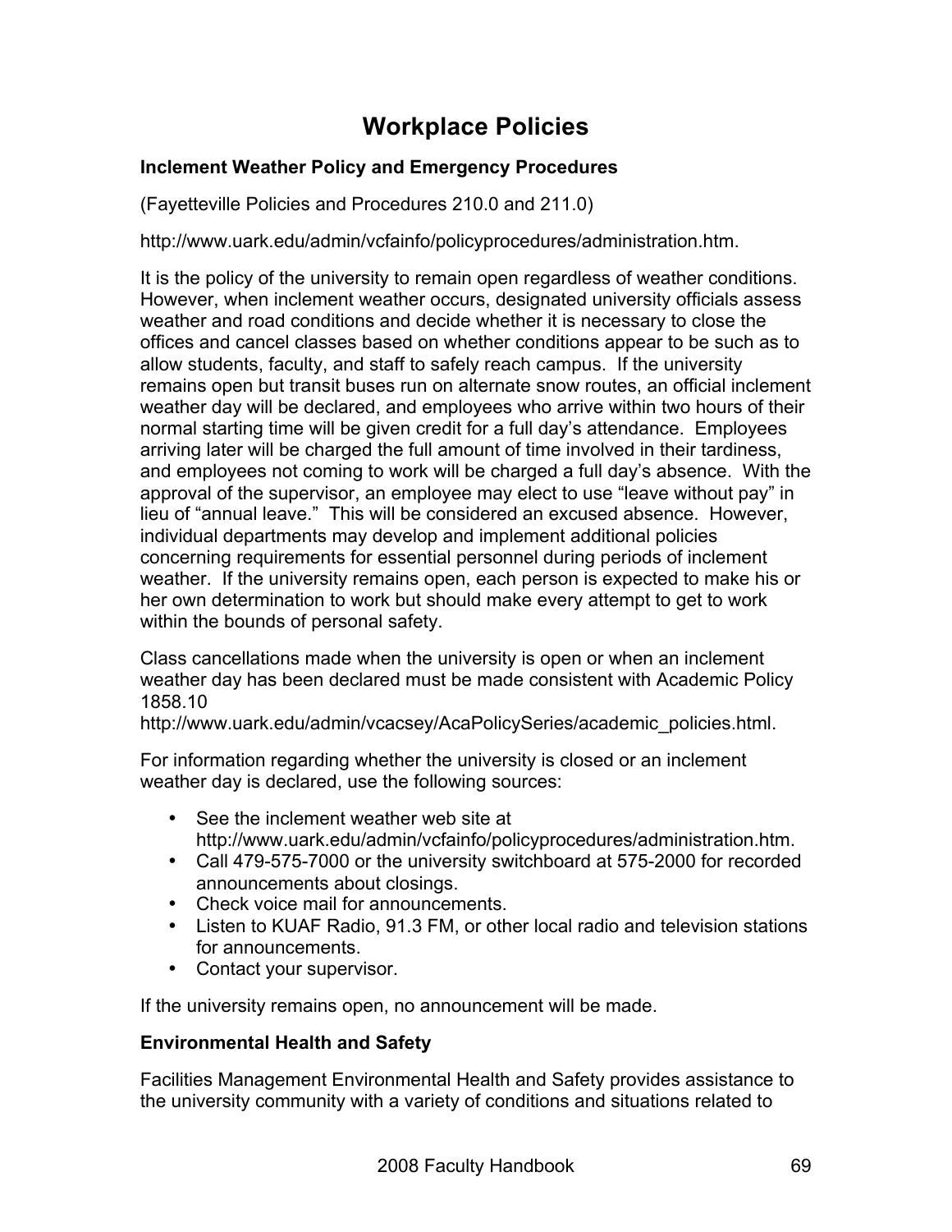# Workplace Policies

### Inclement Weather Policy and Emergency Procedures

(Fayetteville Policies and Procedures 210.0 and 211.0)

http://www.uark.edu/admin/vcfainfo/policyprocedures/administration.htm.

It is the policy of the university to remain open regardless of weather conditions. However, when inclement weather occurs, designated university officials assess weather and road conditions and decide whether it is necessary to close the offices and cancel classes based on whether conditions appear to be such as to allow students, faculty, and staff to safely reach campus. If the university remains open but transit buses run on alternate snow routes, an official inclement weather day will be declared, and employees who arrive within two hours of their normal starting time will be given credit for a full day's attendance. Employees arriving later will be charged the full amount of time involved in their tardiness, and employees not coming to work will be charged a full day's absence. With the approval of the supervisor, an employee may elect to use "leave without pay" in lieu of "annual leave." This will be considered an excused absence. However, individual departments may develop and implement additional policies concerning requirements for essential personnel during periods of inclement weather. If the university remains open, each person is expected to make his or her own determination to work but should make every attempt to get to work within the bounds of personal safety.

Class cancellations made when the university is open or when an inclement weather day has been declared must be made consistent with Academic Policy 1858.10 http://www.uark.edu/admin/vcacsey/AcaPolicySeries/academic_policies.html.

For information regarding whether the university is closed or an inclement weather day is declared, use the following sources:

- See the inclement weather web site at http://www.uark.edu/admin/vcfainfo/policyprocedures/administration.htm.
- Call 479-575-7000 or the university switchboard at 575-2000 for recorded announcements about closings.
- Check voice mail for announcements.
- Listen to KUAF Radio, 91.3 FM, or other local radio and television stations for announcements.
- Contact your supervisor.

If the university remains open, no announcement will be made.

### Environmental Health and Safety

Facilities Management Environmental Health and Safety provides assistance to the university community with a variety of conditions and situations related to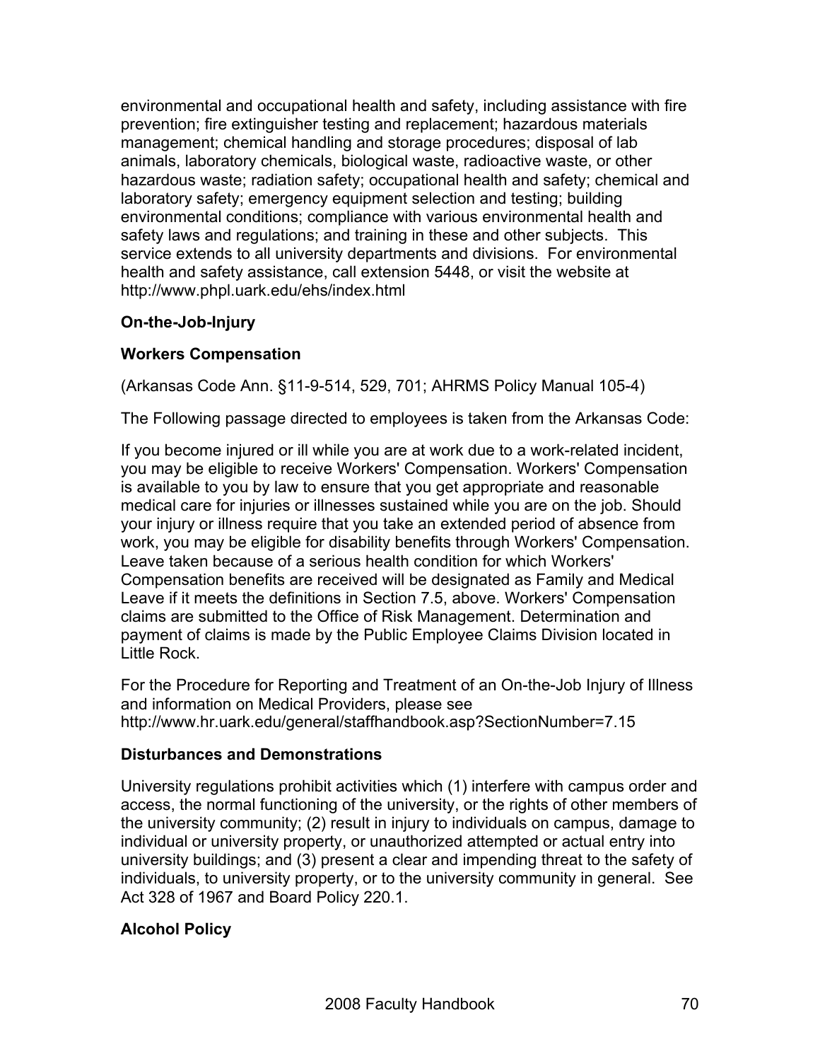environmental and occupational health and safety, including assistance with fire prevention; fire extinguisher testing and replacement; hazardous materials management; chemical handling and storage procedures; disposal of lab animals, laboratory chemicals, biological waste, radioactive waste, or other hazardous waste; radiation safety; occupational health and safety; chemical and laboratory safety; emergency equipment selection and testing; building environmental conditions; compliance with various environmental health and safety laws and regulations; and training in these and other subjects. This service extends to all university departments and divisions. For environmental health and safety assistance, call extension 5448, or visit the website at http://www.phpl.uark.edu/ehs/index.html

**On-the-Job-Injury**

**Workers Compensation**

(Arkansas Code Ann. §11-9-514, 529, 701; AHRMS Policy Manual 105-4)

The Following passage directed to employees is taken from the Arkansas Code:

If you become injured or ill while you are at work due to a work-related incident, you may be eligible to receive Workers' Compensation. Workers' Compensation is available to you by law to ensure that you get appropriate and reasonable medical care for injuries or illnesses sustained while you are on the job. Should your injury or illness require that you take an extended period of absence from work, you may be eligible for disability benefits through Workers' Compensation. Leave taken because of a serious health condition for which Workers' Compensation benefits are received will be designated as Family and Medical Leave if it meets the definitions in Section 7.5, above. Workers' Compensation claims are submitted to the Office of Risk Management. Determination and payment of claims is made by the Public Employee Claims Division located in Little Rock.

For the Procedure for Reporting and Treatment of an On-the-Job Injury of Illness and information on Medical Providers, please see http://www.hr.uark.edu/general/staffhandbook.asp?SectionNumber=7.15

**Disturbances and Demonstrations**

University regulations prohibit activities which (1) interfere with campus order and access, the normal functioning of the university, or the rights of other members of the university community; (2) result in injury to individuals on campus, damage to individual or university property, or unauthorized attempted or actual entry into university buildings; and (3) present a clear and impending threat to the safety of individuals, to university property, or to the university community in general. See Act 328 of 1967 and Board Policy 220.1.

**Alcohol Policy**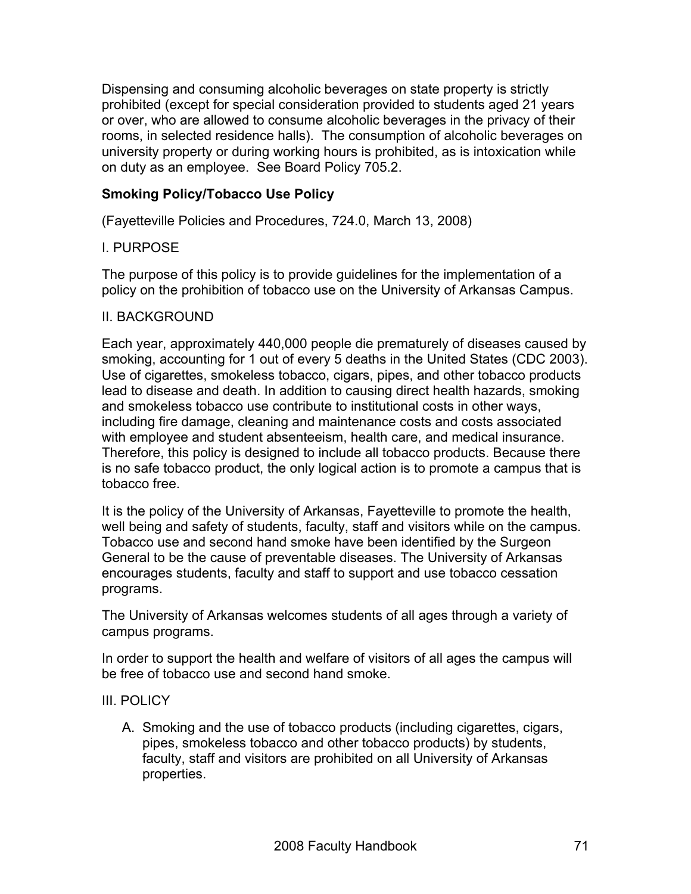Dispensing and consuming alcoholic beverages on state property is strictly prohibited (except for special consideration provided to students aged 21 years or over, who are allowed to consume alcoholic beverages in the privacy of their rooms, in selected residence halls). The consumption of alcoholic beverages on university property or during working hours is prohibited, as is intoxication while on duty as an employee. See Board Policy 705.2.

**Smoking Policy/Tobacco Use Policy**

(Fayetteville Policies and Procedures, 724.0, March 13, 2008)

I. PURPOSE

The purpose of this policy is to provide guidelines for the implementation of a policy on the prohibition of tobacco use on the University of Arkansas Campus.

II. BACKGROUND

Each year, approximately 440,000 people die prematurely of diseases caused by smoking, accounting for 1 out of every 5 deaths in the United States (CDC 2003). Use of cigarettes, smokeless tobacco, cigars, pipes, and other tobacco products lead to disease and death. In addition to causing direct health hazards, smoking and smokeless tobacco use contribute to institutional costs in other ways, including fire damage, cleaning and maintenance costs and costs associated with employee and student absenteeism, health care, and medical insurance. Therefore, this policy is designed to include all tobacco products. Because there is no safe tobacco product, the only logical action is to promote a campus that is tobacco free.

It is the policy of the University of Arkansas, Fayetteville to promote the health, well being and safety of students, faculty, staff and visitors while on the campus. Tobacco use and second hand smoke have been identified by the Surgeon General to be the cause of preventable diseases. The University of Arkansas encourages students, faculty and staff to support and use tobacco cessation programs.

The University of Arkansas welcomes students of all ages through a variety of campus programs.

In order to support the health and welfare of visitors of all ages the campus will be free of tobacco use and second hand smoke.

III. POLICY

A. Smoking and the use of tobacco products (including cigarettes, cigars, pipes, smokeless tobacco and other tobacco products) by students, faculty, staff and visitors are prohibited on all University of Arkansas properties.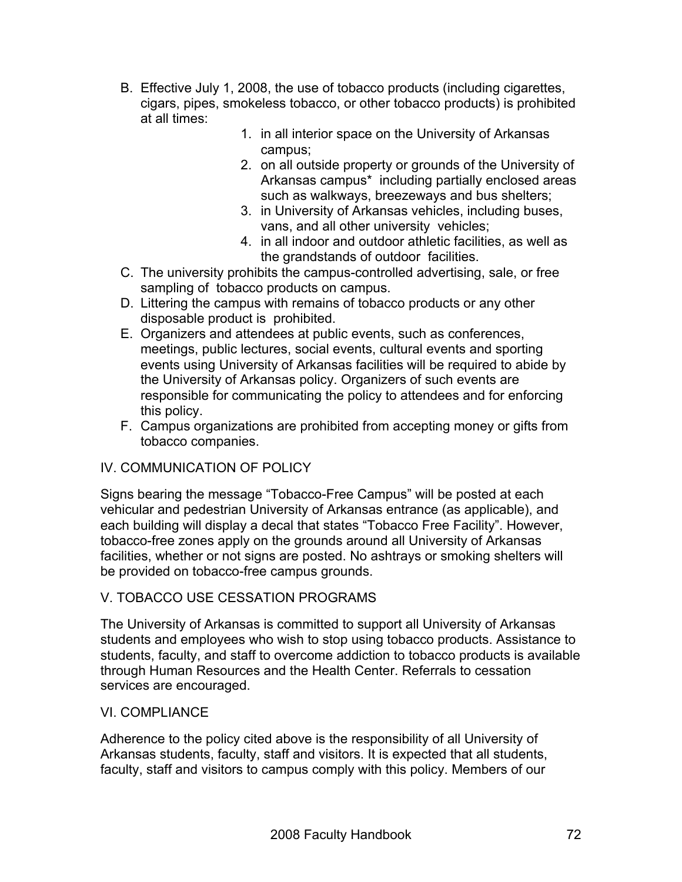B. Effective July 1, 2008, the use of tobacco products (including cigarettes, cigars, pipes, smokeless tobacco, or other tobacco products) is prohibited at all times:
   1. in all interior space on the University of Arkansas campus;
   2. on all outside property or grounds of the University of Arkansas campus* including partially enclosed areas such as walkways, breezeways and bus shelters;
   3. in University of Arkansas vehicles, including buses, vans, and all other university vehicles;
   4. in all indoor and outdoor athletic facilities, as well as the grandstands of outdoor facilities.
C. The university prohibits the campus-controlled advertising, sale, or free sampling of tobacco products on campus.
D. Littering the campus with remains of tobacco products or any other disposable product is prohibited.
E. Organizers and attendees at public events, such as conferences, meetings, public lectures, social events, cultural events and sporting events using University of Arkansas facilities will be required to abide by the University of Arkansas policy. Organizers of such events are responsible for communicating the policy to attendees and for enforcing this policy.
F. Campus organizations are prohibited from accepting money or gifts from tobacco companies.

## IV. COMMUNICATION OF POLICY

Signs bearing the message “Tobacco-Free Campus” will be posted at each vehicular and pedestrian University of Arkansas entrance (as applicable), and each building will display a decal that states “Tobacco Free Facility”. However, tobacco-free zones apply on the grounds around all University of Arkansas facilities, whether or not signs are posted. No ashtrays or smoking shelters will be provided on tobacco-free campus grounds.

## V. TOBACCO USE CESSATION PROGRAMS

The University of Arkansas is committed to support all University of Arkansas students and employees who wish to stop using tobacco products. Assistance to students, faculty, and staff to overcome addiction to tobacco products is available through Human Resources and the Health Center. Referrals to cessation services are encouraged.

## VI. COMPLIANCE

Adherence to the policy cited above is the responsibility of all University of Arkansas students, faculty, staff and visitors. It is expected that all students, faculty, staff and visitors to campus comply with this policy. Members of our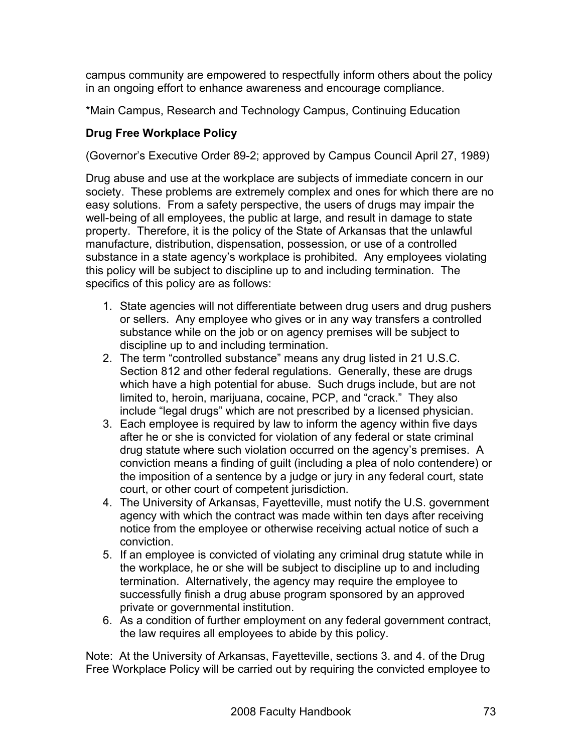campus community are empowered to respectfully inform others about the policy in an ongoing effort to enhance awareness and encourage compliance.

*Main Campus, Research and Technology Campus, Continuing Education

**Drug Free Workplace Policy**

(Governor's Executive Order 89-2; approved by Campus Council April 27, 1989)

Drug abuse and use at the workplace are subjects of immediate concern in our society. These problems are extremely complex and ones for which there are no easy solutions. From a safety perspective, the users of drugs may impair the well-being of all employees, the public at large, and result in damage to state property. Therefore, it is the policy of the State of Arkansas that the unlawful manufacture, distribution, dispensation, possession, or use of a controlled substance in a state agency's workplace is prohibited. Any employees violating this policy will be subject to discipline up to and including termination. The specifics of this policy are as follows:

1. State agencies will not differentiate between drug users and drug pushers or sellers. Any employee who gives or in any way transfers a controlled substance while on the job or on agency premises will be subject to discipline up to and including termination.
2. The term "controlled substance" means any drug listed in 21 U.S.C. Section 812 and other federal regulations. Generally, these are drugs which have a high potential for abuse. Such drugs include, but are not limited to, heroin, marijuana, cocaine, PCP, and "crack." They also include "legal drugs" which are not prescribed by a licensed physician.
3. Each employee is required by law to inform the agency within five days after he or she is convicted for violation of any federal or state criminal drug statute where such violation occurred on the agency's premises. A conviction means a finding of guilt (including a plea of nolo contendere) or the imposition of a sentence by a judge or jury in any federal court, state court, or other court of competent jurisdiction.
4. The University of Arkansas, Fayetteville, must notify the U.S. government agency with which the contract was made within ten days after receiving notice from the employee or otherwise receiving actual notice of such a conviction.
5. If an employee is convicted of violating any criminal drug statute while in the workplace, he or she will be subject to discipline up to and including termination. Alternatively, the agency may require the employee to successfully finish a drug abuse program sponsored by an approved private or governmental institution.
6. As a condition of further employment on any federal government contract, the law requires all employees to abide by this policy.

Note: At the University of Arkansas, Fayetteville, sections 3. and 4. of the Drug Free Workplace Policy will be carried out by requiring the convicted employee to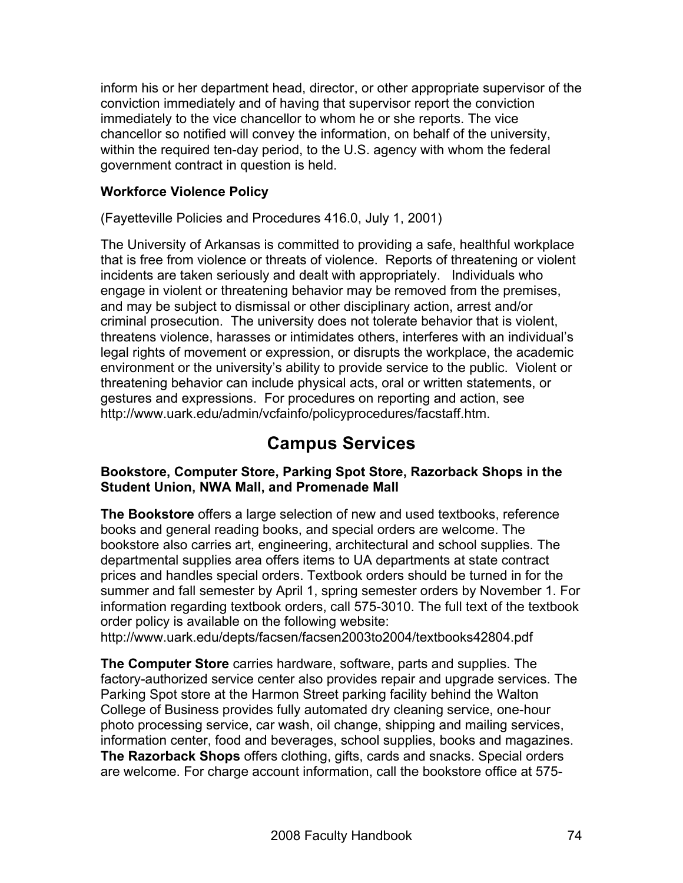inform his or her department head, director, or other appropriate supervisor of the conviction immediately and of having that supervisor report the conviction immediately to the vice chancellor to whom he or she reports. The vice chancellor so notified will convey the information, on behalf of the university, within the required ten-day period, to the U.S. agency with whom the federal government contract in question is held.

### Workforce Violence Policy

(Fayetteville Policies and Procedures 416.0, July 1, 2001)

The University of Arkansas is committed to providing a safe, healthful workplace that is free from violence or threats of violence. Reports of threatening or violent incidents are taken seriously and dealt with appropriately. Individuals who engage in violent or threatening behavior may be removed from the premises, and may be subject to dismissal or other disciplinary action, arrest and/or criminal prosecution. The university does not tolerate behavior that is violent, threatens violence, harasses or intimidates others, interferes with an individual's legal rights of movement or expression, or disrupts the workplace, the academic environment or the university's ability to provide service to the public. Violent or threatening behavior can include physical acts, oral or written statements, or gestures and expressions. For procedures on reporting and action, see http://www.uark.edu/admin/vcfainfo/policyprocedures/facstaff.htm.

## Campus Services

### Bookstore, Computer Store, Parking Spot Store, Razorback Shops in the Student Union, NWA Mall, and Promenade Mall

**The Bookstore** offers a large selection of new and used textbooks, reference books and general reading books, and special orders are welcome. The bookstore also carries art, engineering, architectural and school supplies. The departmental supplies area offers items to UA departments at state contract prices and handles special orders. Textbook orders should be turned in for the summer and fall semester by April 1, spring semester orders by November 1. For information regarding textbook orders, call 575-3010. The full text of the textbook order policy is available on the following website: http://www.uark.edu/depts/facsen/facsen2003to2004/textbooks42804.pdf

**The Computer Store** carries hardware, software, parts and supplies. The factory-authorized service center also provides repair and upgrade services. The Parking Spot store at the Harmon Street parking facility behind the Walton College of Business provides fully automated dry cleaning service, one-hour photo processing service, car wash, oil change, shipping and mailing services, information center, food and beverages, school supplies, books and magazines. **The Razorback Shops** offers clothing, gifts, cards and snacks. Special orders are welcome. For charge account information, call the bookstore office at 575-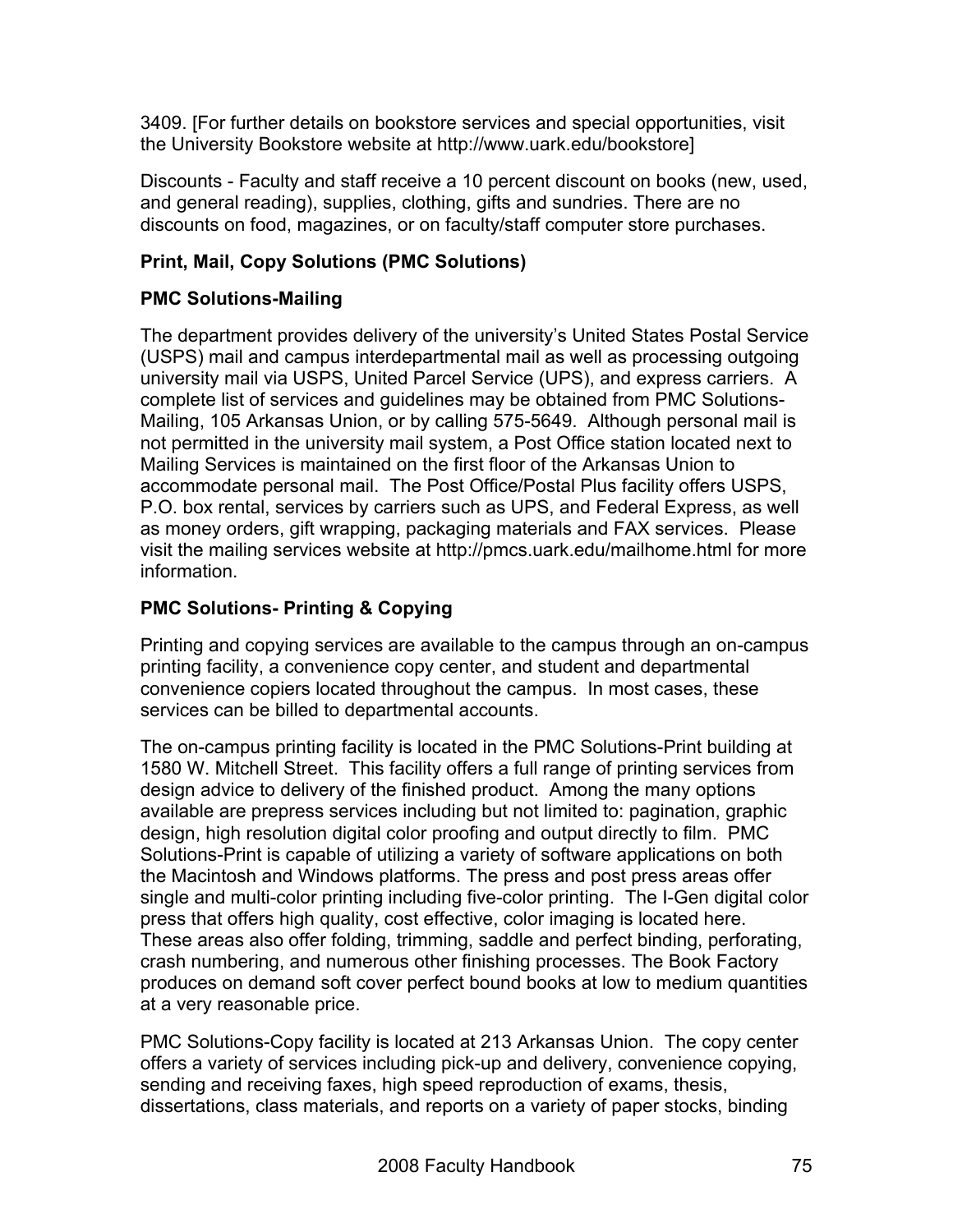3409. [For further details on bookstore services and special opportunities, visit the University Bookstore website at http://www.uark.edu/bookstore]

Discounts - Faculty and staff receive a 10 percent discount on books (new, used, and general reading), supplies, clothing, gifts and sundries. There are no discounts on food, magazines, or on faculty/staff computer store purchases.

**Print, Mail, Copy Solutions (PMC Solutions)**

**PMC Solutions-Mailing**

The department provides delivery of the university's United States Postal Service (USPS) mail and campus interdepartmental mail as well as processing outgoing university mail via USPS, United Parcel Service (UPS), and express carriers. A complete list of services and guidelines may be obtained from PMC Solutions-Mailing, 105 Arkansas Union, or by calling 575-5649. Although personal mail is not permitted in the university mail system, a Post Office station located next to Mailing Services is maintained on the first floor of the Arkansas Union to accommodate personal mail. The Post Office/Postal Plus facility offers USPS, P.O. box rental, services by carriers such as UPS, and Federal Express, as well as money orders, gift wrapping, packaging materials and FAX services. Please visit the mailing services website at http://pmcs.uark.edu/mailhome.html for more information.

**PMC Solutions- Printing & Copying**

Printing and copying services are available to the campus through an on-campus printing facility, a convenience copy center, and student and departmental convenience copiers located throughout the campus. In most cases, these services can be billed to departmental accounts.

The on-campus printing facility is located in the PMC Solutions-Print building at 1580 W. Mitchell Street. This facility offers a full range of printing services from design advice to delivery of the finished product. Among the many options available are prepress services including but not limited to: pagination, graphic design, high resolution digital color proofing and output directly to film. PMC Solutions-Print is capable of utilizing a variety of software applications on both the Macintosh and Windows platforms. The press and post press areas offer single and multi-color printing including five-color printing. The I-Gen digital color press that offers high quality, cost effective, color imaging is located here. These areas also offer folding, trimming, saddle and perfect binding, perforating, crash numbering, and numerous other finishing processes. The Book Factory produces on demand soft cover perfect bound books at low to medium quantities at a very reasonable price.

PMC Solutions-Copy facility is located at 213 Arkansas Union. The copy center offers a variety of services including pick-up and delivery, convenience copying, sending and receiving faxes, high speed reproduction of exams, thesis, dissertations, class materials, and reports on a variety of paper stocks, binding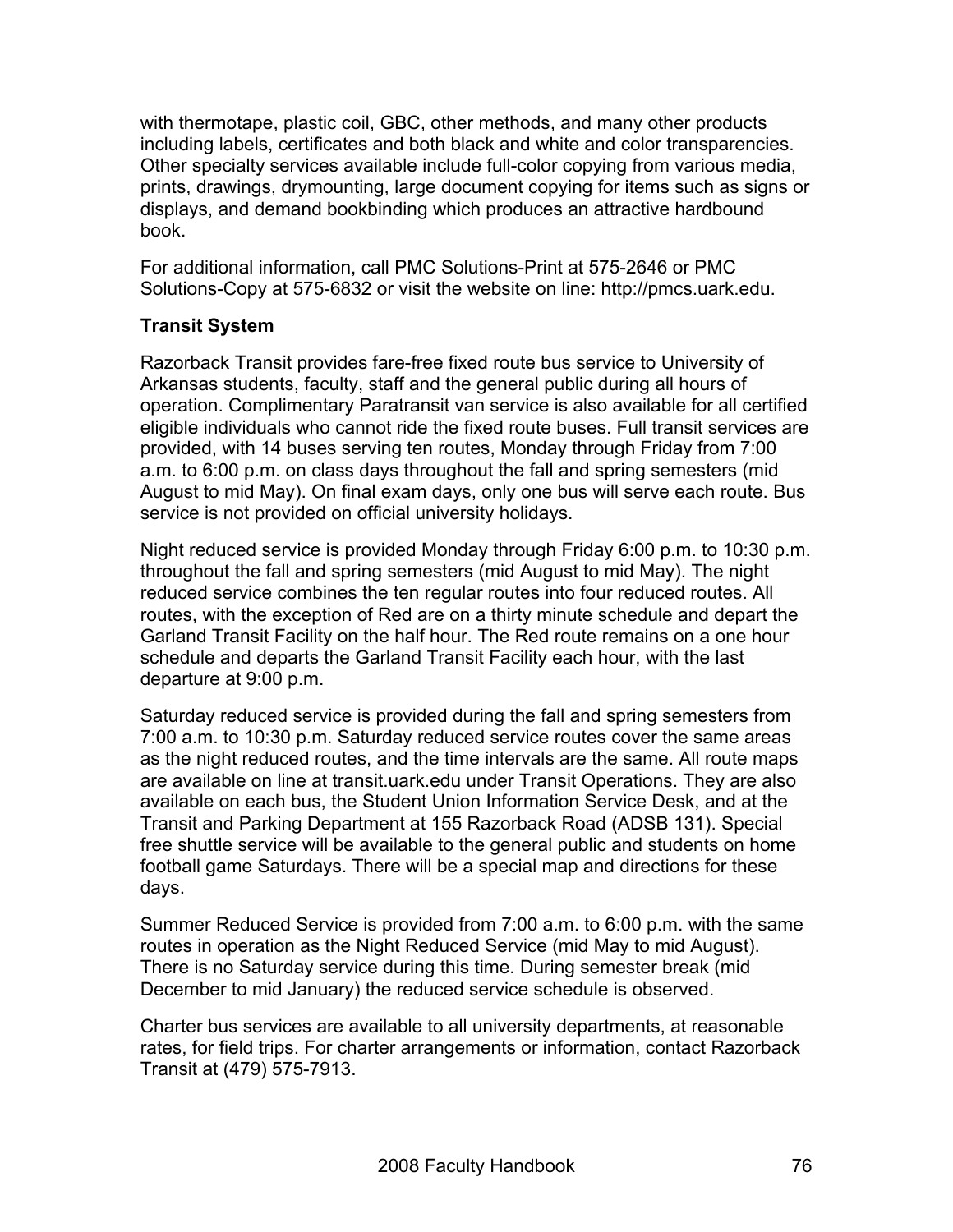with thermotape, plastic coil, GBC, other methods, and many other products including labels, certificates and both black and white and color transparencies. Other specialty services available include full-color copying from various media, prints, drawings, drymounting, large document copying for items such as signs or displays, and demand bookbinding which produces an attractive hardbound book.

For additional information, call PMC Solutions-Print at 575-2646 or PMC Solutions-Copy at 575-6832 or visit the website on line: http://pmcs.uark.edu.

**Transit System**

Razorback Transit provides fare-free fixed route bus service to University of Arkansas students, faculty, staff and the general public during all hours of operation. Complimentary Paratransit van service is also available for all certified eligible individuals who cannot ride the fixed route buses. Full transit services are provided, with 14 buses serving ten routes, Monday through Friday from 7:00 a.m. to 6:00 p.m. on class days throughout the fall and spring semesters (mid August to mid May). On final exam days, only one bus will serve each route. Bus service is not provided on official university holidays.

Night reduced service is provided Monday through Friday 6:00 p.m. to 10:30 p.m. throughout the fall and spring semesters (mid August to mid May). The night reduced service combines the ten regular routes into four reduced routes. All routes, with the exception of Red are on a thirty minute schedule and depart the Garland Transit Facility on the half hour. The Red route remains on a one hour schedule and departs the Garland Transit Facility each hour, with the last departure at 9:00 p.m.

Saturday reduced service is provided during the fall and spring semesters from 7:00 a.m. to 10:30 p.m. Saturday reduced service routes cover the same areas as the night reduced routes, and the time intervals are the same. All route maps are available on line at transit.uark.edu under Transit Operations. They are also available on each bus, the Student Union Information Service Desk, and at the Transit and Parking Department at 155 Razorback Road (ADSB 131). Special free shuttle service will be available to the general public and students on home football game Saturdays. There will be a special map and directions for these days.

Summer Reduced Service is provided from 7:00 a.m. to 6:00 p.m. with the same routes in operation as the Night Reduced Service (mid May to mid August). There is no Saturday service during this time. During semester break (mid December to mid January) the reduced service schedule is observed.

Charter bus services are available to all university departments, at reasonable rates, for field trips. For charter arrangements or information, contact Razorback Transit at (479) 575-7913.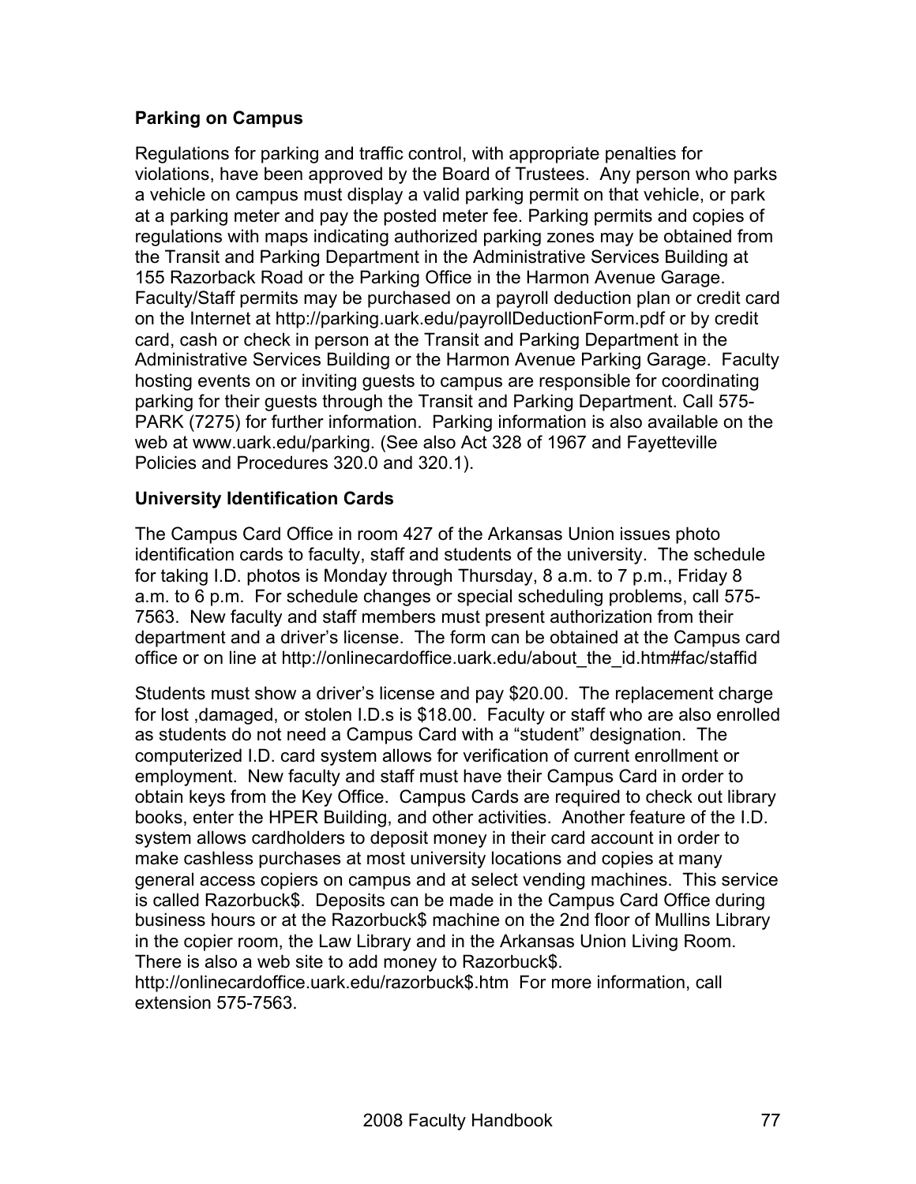### Parking on Campus

Regulations for parking and traffic control, with appropriate penalties for violations, have been approved by the Board of Trustees. Any person who parks a vehicle on campus must display a valid parking permit on that vehicle, or park at a parking meter and pay the posted meter fee. Parking permits and copies of regulations with maps indicating authorized parking zones may be obtained from the Transit and Parking Department in the Administrative Services Building at 155 Razorback Road or the Parking Office in the Harmon Avenue Garage. Faculty/Staff permits may be purchased on a payroll deduction plan or credit card on the Internet at http://parking.uark.edu/payrollDeductionForm.pdf or by credit card, cash or check in person at the Transit and Parking Department in the Administrative Services Building or the Harmon Avenue Parking Garage. Faculty hosting events on or inviting guests to campus are responsible for coordinating parking for their guests through the Transit and Parking Department. Call 575-PARK (7275) for further information. Parking information is also available on the web at www.uark.edu/parking. (See also Act 328 of 1967 and Fayetteville Policies and Procedures 320.0 and 320.1).

### University Identification Cards

The Campus Card Office in room 427 of the Arkansas Union issues photo identification cards to faculty, staff and students of the university. The schedule for taking I.D. photos is Monday through Thursday, 8 a.m. to 7 p.m., Friday 8 a.m. to 6 p.m. For schedule changes or special scheduling problems, call 575-7563. New faculty and staff members must present authorization from their department and a driver's license. The form can be obtained at the Campus card office or on line at http://onlinecardoffice.uark.edu/about_the_id.htm#fac/staffid

Students must show a driver's license and pay $20.00. The replacement charge for lost ,damaged, or stolen I.D.s is $18.00. Faculty or staff who are also enrolled as students do not need a Campus Card with a "student" designation. The computerized I.D. card system allows for verification of current enrollment or employment. New faculty and staff must have their Campus Card in order to obtain keys from the Key Office. Campus Cards are required to check out library books, enter the HPER Building, and other activities. Another feature of the I.D. system allows cardholders to deposit money in their card account in order to make cashless purchases at most university locations and copies at many general access copiers on campus and at select vending machines. This service is called Razorbuck$. Deposits can be made in the Campus Card Office during business hours or at the Razorbuck$ machine on the 2nd floor of Mullins Library in the copier room, the Law Library and in the Arkansas Union Living Room. There is also a web site to add money to Razorbuck$. http://onlinecardoffice.uark.edu/razorbuck$.htm For more information, call extension 575-7563.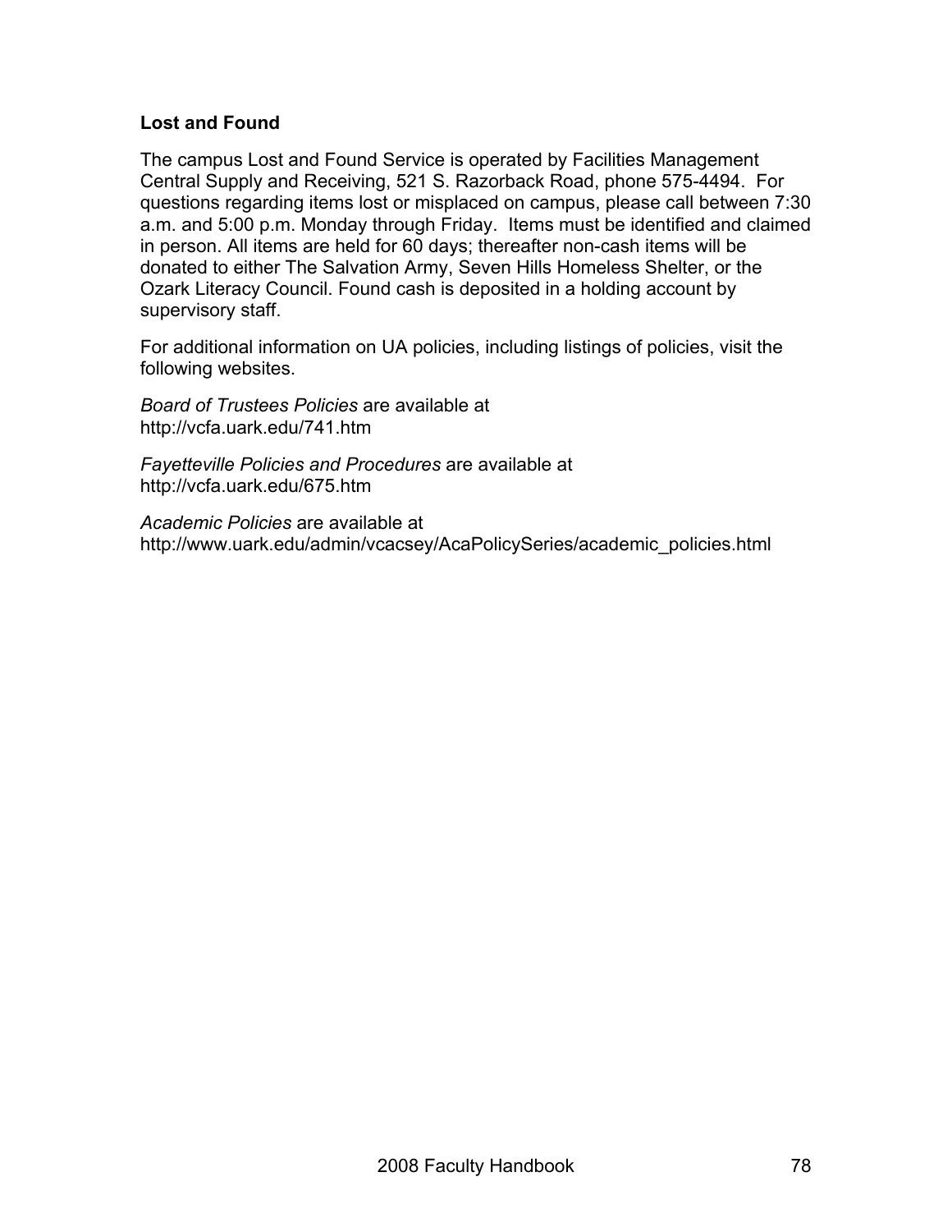### Lost and Found

The campus Lost and Found Service is operated by Facilities Management Central Supply and Receiving, 521 S. Razorback Road, phone 575-4494. For questions regarding items lost or misplaced on campus, please call between 7:30 a.m. and 5:00 p.m. Monday through Friday. Items must be identified and claimed in person. All items are held for 60 days; thereafter non-cash items will be donated to either The Salvation Army, Seven Hills Homeless Shelter, or the Ozark Literacy Council. Found cash is deposited in a holding account by supervisory staff.

For additional information on UA policies, including listings of policies, visit the following websites.

*Board of Trustees Policies* are available at
http://vcfa.uark.edu/741.htm

*Fayetteville Policies and Procedures* are available at
http://vcfa.uark.edu/675.htm

*Academic Policies* are available at
http://www.uark.edu/admin/vcacsey/AcaPolicySeries/academic_policies.html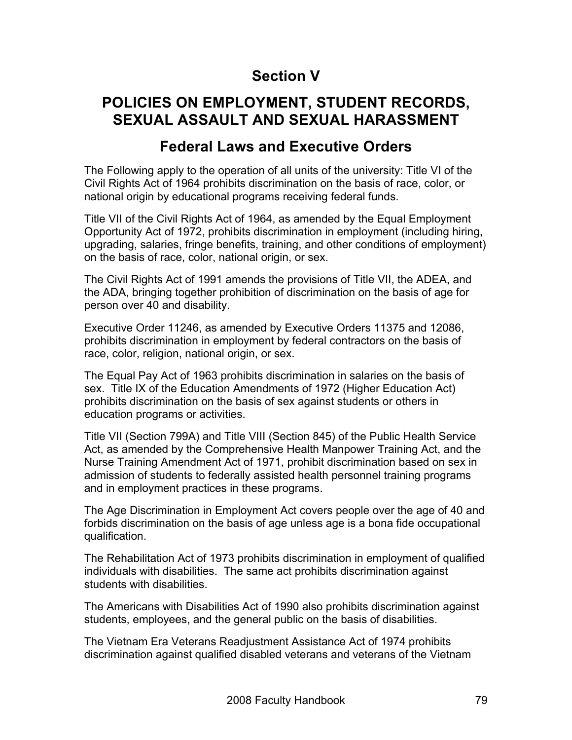# Section V

# POLICIES ON EMPLOYMENT, STUDENT RECORDS, SEXUAL ASSAULT AND SEXUAL HARASSMENT

## Federal Laws and Executive Orders

The Following apply to the operation of all units of the university: Title VI of the Civil Rights Act of 1964 prohibits discrimination on the basis of race, color, or national origin by educational programs receiving federal funds.

Title VII of the Civil Rights Act of 1964, as amended by the Equal Employment Opportunity Act of 1972, prohibits discrimination in employment (including hiring, upgrading, salaries, fringe benefits, training, and other conditions of employment) on the basis of race, color, national origin, or sex.

The Civil Rights Act of 1991 amends the provisions of Title VII, the ADEA, and the ADA, bringing together prohibition of discrimination on the basis of age for person over 40 and disability.

Executive Order 11246, as amended by Executive Orders 11375 and 12086, prohibits discrimination in employment by federal contractors on the basis of race, color, religion, national origin, or sex.

The Equal Pay Act of 1963 prohibits discrimination in salaries on the basis of sex. Title IX of the Education Amendments of 1972 (Higher Education Act) prohibits discrimination on the basis of sex against students or others in education programs or activities.

Title VII (Section 799A) and Title VIII (Section 845) of the Public Health Service Act, as amended by the Comprehensive Health Manpower Training Act, and the Nurse Training Amendment Act of 1971, prohibit discrimination based on sex in admission of students to federally assisted health personnel training programs and in employment practices in these programs.

The Age Discrimination in Employment Act covers people over the age of 40 and forbids discrimination on the basis of age unless age is a bona fide occupational qualification.

The Rehabilitation Act of 1973 prohibits discrimination in employment of qualified individuals with disabilities. The same act prohibits discrimination against students with disabilities.

The Americans with Disabilities Act of 1990 also prohibits discrimination against students, employees, and the general public on the basis of disabilities.

The Vietnam Era Veterans Readjustment Assistance Act of 1974 prohibits discrimination against qualified disabled veterans and veterans of the Vietnam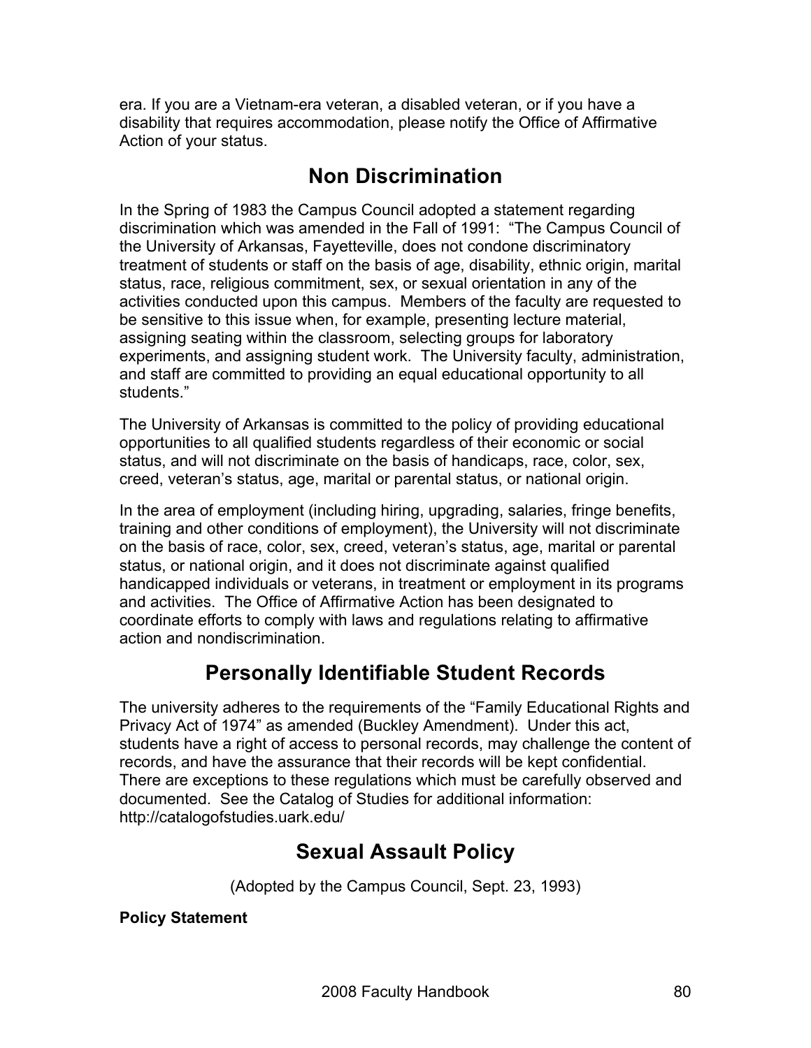era. If you are a Vietnam-era veteran, a disabled veteran, or if you have a disability that requires accommodation, please notify the Office of Affirmative Action of your status.

## Non Discrimination

In the Spring of 1983 the Campus Council adopted a statement regarding discrimination which was amended in the Fall of 1991: "The Campus Council of the University of Arkansas, Fayetteville, does not condone discriminatory treatment of students or staff on the basis of age, disability, ethnic origin, marital status, race, religious commitment, sex, or sexual orientation in any of the activities conducted upon this campus. Members of the faculty are requested to be sensitive to this issue when, for example, presenting lecture material, assigning seating within the classroom, selecting groups for laboratory experiments, and assigning student work. The University faculty, administration, and staff are committed to providing an equal educational opportunity to all students."

The University of Arkansas is committed to the policy of providing educational opportunities to all qualified students regardless of their economic or social status, and will not discriminate on the basis of handicaps, race, color, sex, creed, veteran's status, age, marital or parental status, or national origin.

In the area of employment (including hiring, upgrading, salaries, fringe benefits, training and other conditions of employment), the University will not discriminate on the basis of race, color, sex, creed, veteran's status, age, marital or parental status, or national origin, and it does not discriminate against qualified handicapped individuals or veterans, in treatment or employment in its programs and activities. The Office of Affirmative Action has been designated to coordinate efforts to comply with laws and regulations relating to affirmative action and nondiscrimination.

## Personally Identifiable Student Records

The university adheres to the requirements of the "Family Educational Rights and Privacy Act of 1974" as amended (Buckley Amendment). Under this act, students have a right of access to personal records, may challenge the content of records, and have the assurance that their records will be kept confidential. There are exceptions to these regulations which must be carefully observed and documented. See the Catalog of Studies for additional information: http://catalogofstudies.uark.edu/

## Sexual Assault Policy

(Adopted by the Campus Council, Sept. 23, 1993)

**Policy Statement**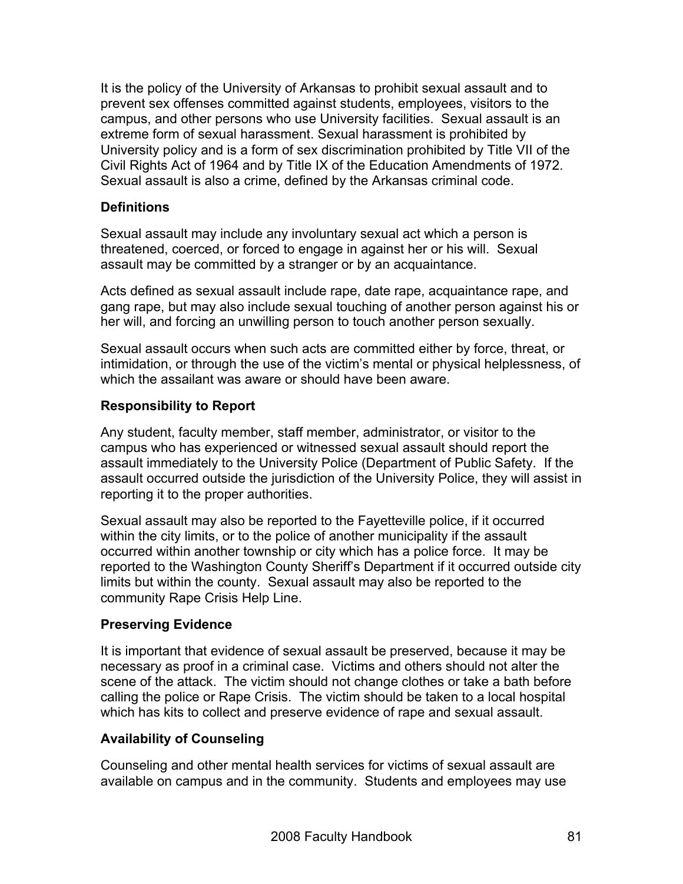It is the policy of the University of Arkansas to prohibit sexual assault and to prevent sex offenses committed against students, employees, visitors to the campus, and other persons who use University facilities. Sexual assault is an extreme form of sexual harassment. Sexual harassment is prohibited by University policy and is a form of sex discrimination prohibited by Title VII of the Civil Rights Act of 1964 and by Title IX of the Education Amendments of 1972. Sexual assault is also a crime, defined by the Arkansas criminal code.

**Definitions**

Sexual assault may include any involuntary sexual act which a person is threatened, coerced, or forced to engage in against her or his will. Sexual assault may be committed by a stranger or by an acquaintance.

Acts defined as sexual assault include rape, date rape, acquaintance rape, and gang rape, but may also include sexual touching of another person against his or her will, and forcing an unwilling person to touch another person sexually.

Sexual assault occurs when such acts are committed either by force, threat, or intimidation, or through the use of the victim's mental or physical helplessness, of which the assailant was aware or should have been aware.

**Responsibility to Report**

Any student, faculty member, staff member, administrator, or visitor to the campus who has experienced or witnessed sexual assault should report the assault immediately to the University Police (Department of Public Safety. If the assault occurred outside the jurisdiction of the University Police, they will assist in reporting it to the proper authorities.

Sexual assault may also be reported to the Fayetteville police, if it occurred within the city limits, or to the police of another municipality if the assault occurred within another township or city which has a police force. It may be reported to the Washington County Sheriff's Department if it occurred outside city limits but within the county. Sexual assault may also be reported to the community Rape Crisis Help Line.

**Preserving Evidence**

It is important that evidence of sexual assault be preserved, because it may be necessary as proof in a criminal case. Victims and others should not alter the scene of the attack. The victim should not change clothes or take a bath before calling the police or Rape Crisis. The victim should be taken to a local hospital which has kits to collect and preserve evidence of rape and sexual assault.

**Availability of Counseling**

Counseling and other mental health services for victims of sexual assault are available on campus and in the community. Students and employees may use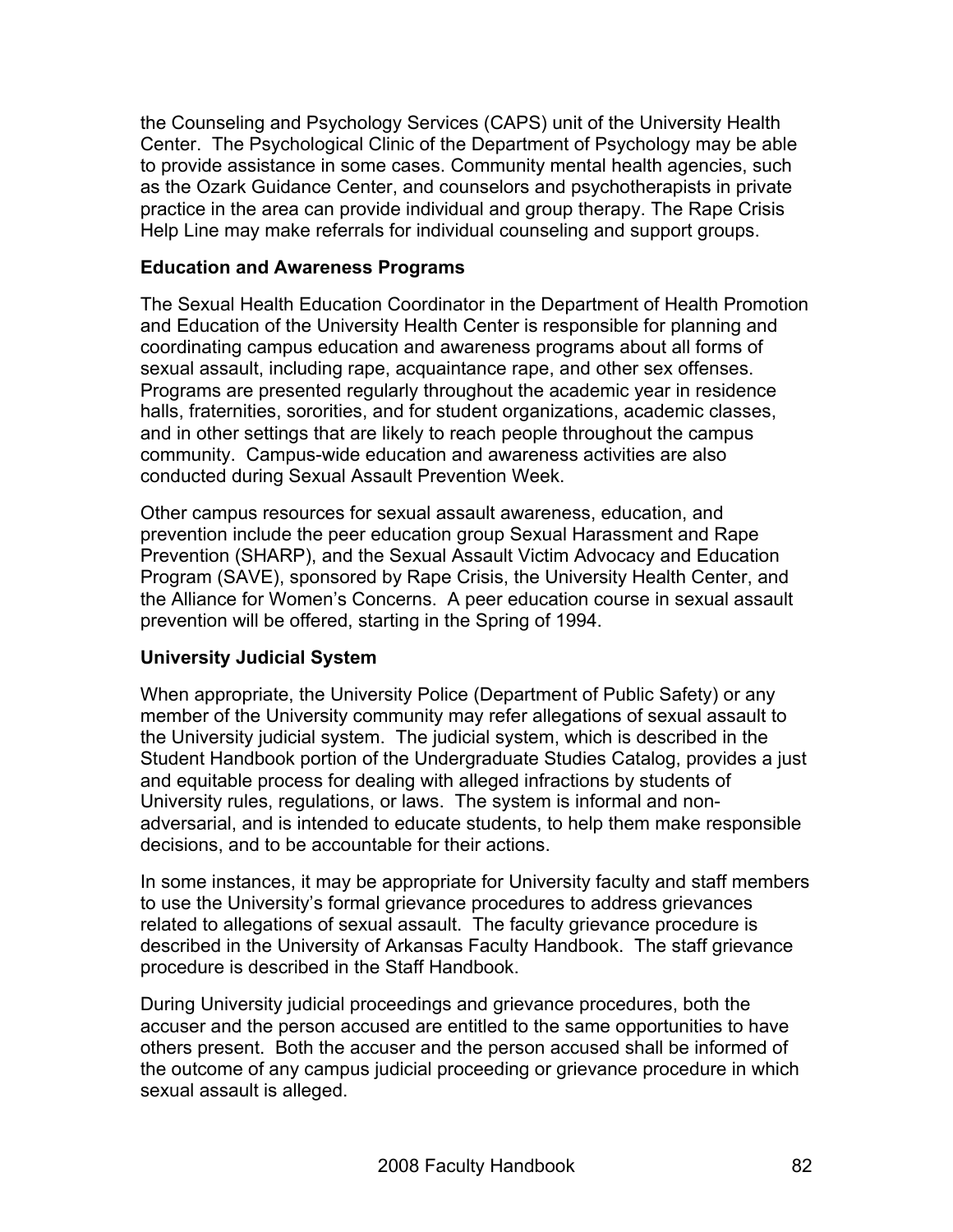the Counseling and Psychology Services (CAPS) unit of the University Health Center. The Psychological Clinic of the Department of Psychology may be able to provide assistance in some cases. Community mental health agencies, such as the Ozark Guidance Center, and counselors and psychotherapists in private practice in the area can provide individual and group therapy. The Rape Crisis Help Line may make referrals for individual counseling and support groups.

**Education and Awareness Programs**

The Sexual Health Education Coordinator in the Department of Health Promotion and Education of the University Health Center is responsible for planning and coordinating campus education and awareness programs about all forms of sexual assault, including rape, acquaintance rape, and other sex offenses. Programs are presented regularly throughout the academic year in residence halls, fraternities, sororities, and for student organizations, academic classes, and in other settings that are likely to reach people throughout the campus community. Campus-wide education and awareness activities are also conducted during Sexual Assault Prevention Week.

Other campus resources for sexual assault awareness, education, and prevention include the peer education group Sexual Harassment and Rape Prevention (SHARP), and the Sexual Assault Victim Advocacy and Education Program (SAVE), sponsored by Rape Crisis, the University Health Center, and the Alliance for Women's Concerns. A peer education course in sexual assault prevention will be offered, starting in the Spring of 1994.

**University Judicial System**

When appropriate, the University Police (Department of Public Safety) or any member of the University community may refer allegations of sexual assault to the University judicial system. The judicial system, which is described in the Student Handbook portion of the Undergraduate Studies Catalog, provides a just and equitable process for dealing with alleged infractions by students of University rules, regulations, or laws. The system is informal and non-adversarial, and is intended to educate students, to help them make responsible decisions, and to be accountable for their actions.

In some instances, it may be appropriate for University faculty and staff members to use the University's formal grievance procedures to address grievances related to allegations of sexual assault. The faculty grievance procedure is described in the University of Arkansas Faculty Handbook. The staff grievance procedure is described in the Staff Handbook.

During University judicial proceedings and grievance procedures, both the accuser and the person accused are entitled to the same opportunities to have others present. Both the accuser and the person accused shall be informed of the outcome of any campus judicial proceeding or grievance procedure in which sexual assault is alleged.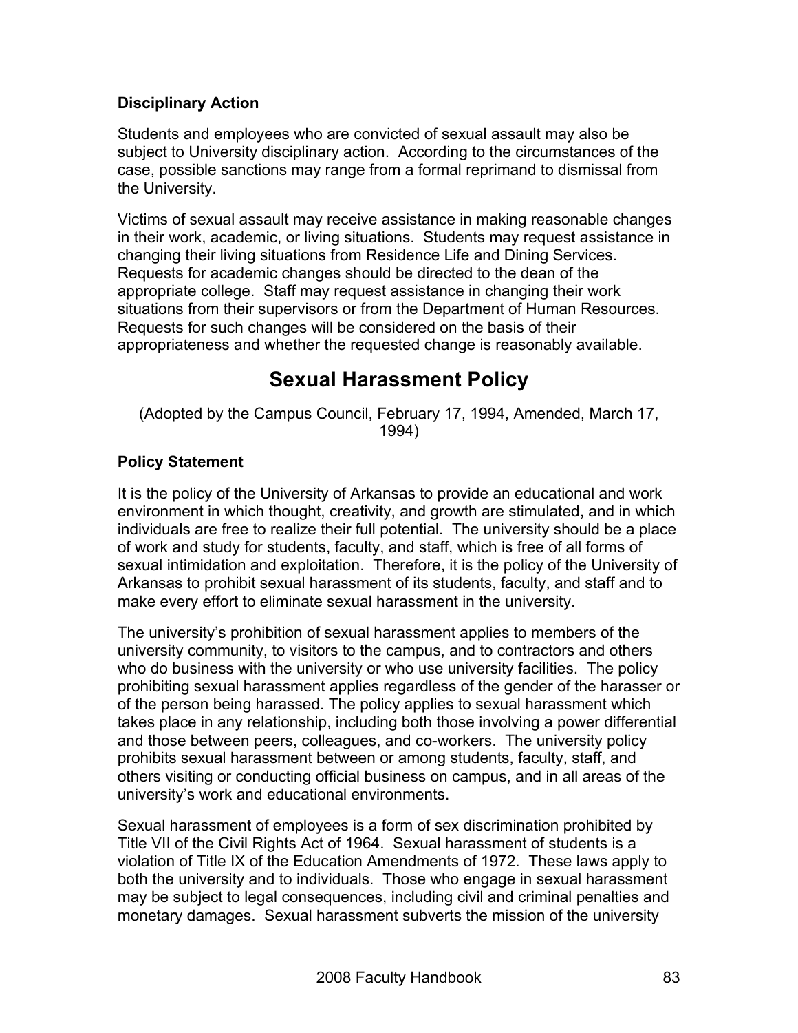### Disciplinary Action

Students and employees who are convicted of sexual assault may also be subject to University disciplinary action. According to the circumstances of the case, possible sanctions may range from a formal reprimand to dismissal from the University.

Victims of sexual assault may receive assistance in making reasonable changes in their work, academic, or living situations. Students may request assistance in changing their living situations from Residence Life and Dining Services. Requests for academic changes should be directed to the dean of the appropriate college. Staff may request assistance in changing their work situations from their supervisors or from the Department of Human Resources. Requests for such changes will be considered on the basis of their appropriateness and whether the requested change is reasonably available.

## Sexual Harassment Policy

(Adopted by the Campus Council, February 17, 1994, Amended, March 17, 1994)

### Policy Statement

It is the policy of the University of Arkansas to provide an educational and work environment in which thought, creativity, and growth are stimulated, and in which individuals are free to realize their full potential. The university should be a place of work and study for students, faculty, and staff, which is free of all forms of sexual intimidation and exploitation. Therefore, it is the policy of the University of Arkansas to prohibit sexual harassment of its students, faculty, and staff and to make every effort to eliminate sexual harassment in the university.

The university's prohibition of sexual harassment applies to members of the university community, to visitors to the campus, and to contractors and others who do business with the university or who use university facilities. The policy prohibiting sexual harassment applies regardless of the gender of the harasser or of the person being harassed. The policy applies to sexual harassment which takes place in any relationship, including both those involving a power differential and those between peers, colleagues, and co-workers. The university policy prohibits sexual harassment between or among students, faculty, staff, and others visiting or conducting official business on campus, and in all areas of the university's work and educational environments.

Sexual harassment of employees is a form of sex discrimination prohibited by Title VII of the Civil Rights Act of 1964. Sexual harassment of students is a violation of Title IX of the Education Amendments of 1972. These laws apply to both the university and to individuals. Those who engage in sexual harassment may be subject to legal consequences, including civil and criminal penalties and monetary damages. Sexual harassment subverts the mission of the university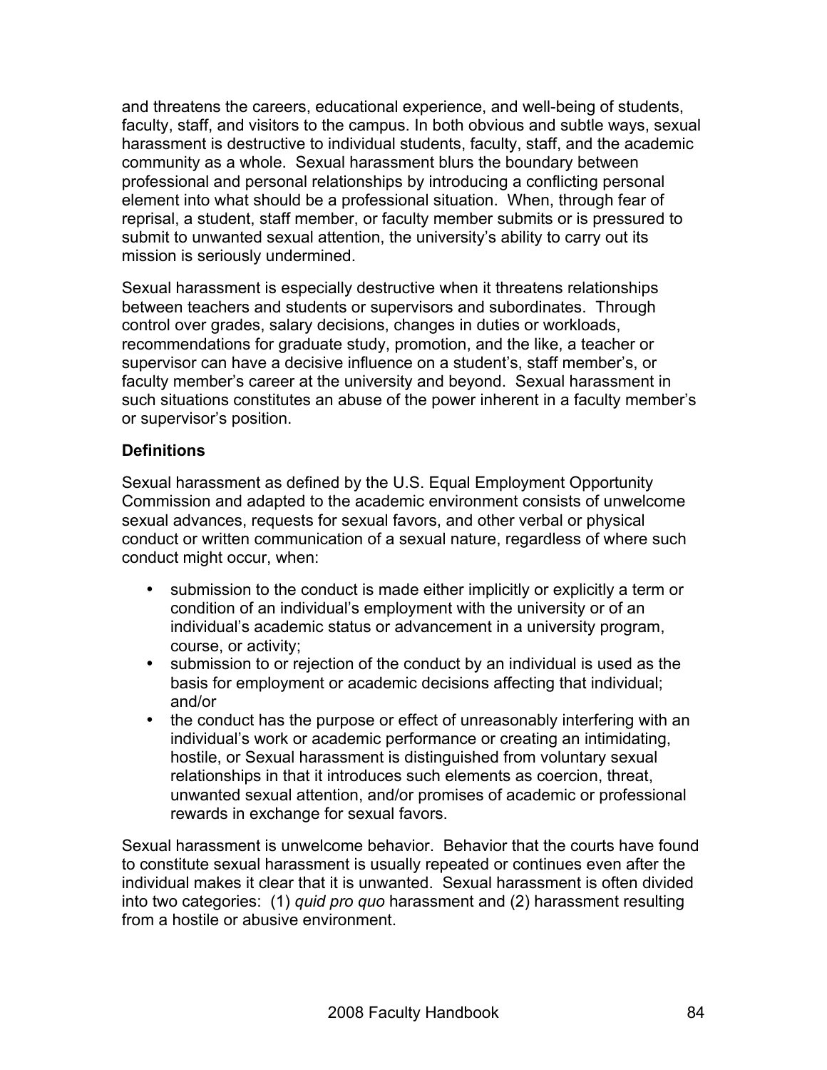and threatens the careers, educational experience, and well-being of students, faculty, staff, and visitors to the campus. In both obvious and subtle ways, sexual harassment is destructive to individual students, faculty, staff, and the academic community as a whole. Sexual harassment blurs the boundary between professional and personal relationships by introducing a conflicting personal element into what should be a professional situation. When, through fear of reprisal, a student, staff member, or faculty member submits or is pressured to submit to unwanted sexual attention, the university's ability to carry out its mission is seriously undermined.

Sexual harassment is especially destructive when it threatens relationships between teachers and students or supervisors and subordinates. Through control over grades, salary decisions, changes in duties or workloads, recommendations for graduate study, promotion, and the like, a teacher or supervisor can have a decisive influence on a student's, staff member's, or faculty member's career at the university and beyond. Sexual harassment in such situations constitutes an abuse of the power inherent in a faculty member's or supervisor's position.

**Definitions**

Sexual harassment as defined by the U.S. Equal Employment Opportunity Commission and adapted to the academic environment consists of unwelcome sexual advances, requests for sexual favors, and other verbal or physical conduct or written communication of a sexual nature, regardless of where such conduct might occur, when:

- submission to the conduct is made either implicitly or explicitly a term or condition of an individual's employment with the university or of an individual's academic status or advancement in a university program, course, or activity;
- submission to or rejection of the conduct by an individual is used as the basis for employment or academic decisions affecting that individual; and/or
- the conduct has the purpose or effect of unreasonably interfering with an individual's work or academic performance or creating an intimidating, hostile, or Sexual harassment is distinguished from voluntary sexual relationships in that it introduces such elements as coercion, threat, unwanted sexual attention, and/or promises of academic or professional rewards in exchange for sexual favors.

Sexual harassment is unwelcome behavior. Behavior that the courts have found to constitute sexual harassment is usually repeated or continues even after the individual makes it clear that it is unwanted. Sexual harassment is often divided into two categories: (1) *quid pro quo* harassment and (2) harassment resulting from a hostile or abusive environment.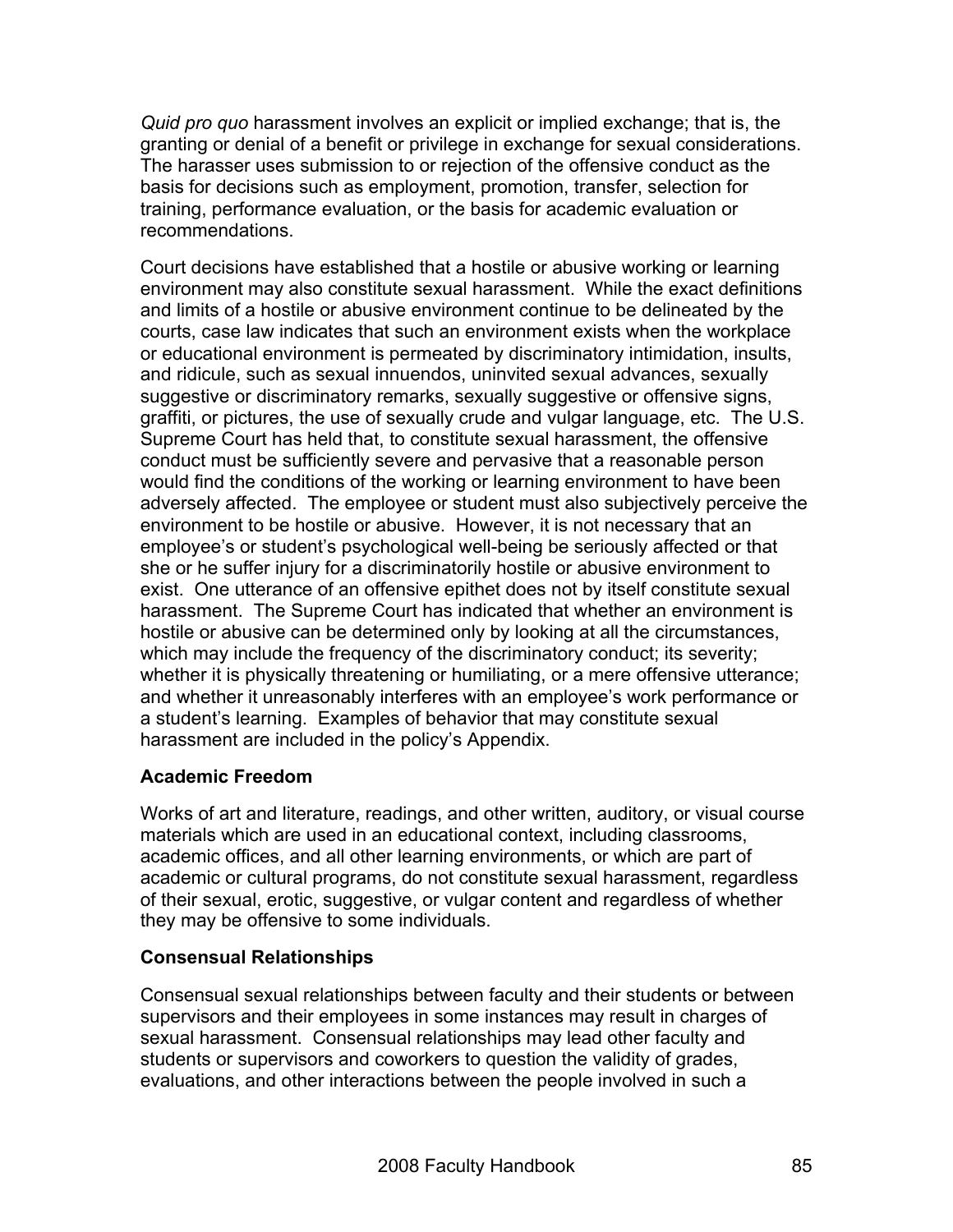*Quid pro quo* harassment involves an explicit or implied exchange; that is, the granting or denial of a benefit or privilege in exchange for sexual considerations. The harasser uses submission to or rejection of the offensive conduct as the basis for decisions such as employment, promotion, transfer, selection for training, performance evaluation, or the basis for academic evaluation or recommendations.

Court decisions have established that a hostile or abusive working or learning environment may also constitute sexual harassment. While the exact definitions and limits of a hostile or abusive environment continue to be delineated by the courts, case law indicates that such an environment exists when the workplace or educational environment is permeated by discriminatory intimidation, insults, and ridicule, such as sexual innuendos, uninvited sexual advances, sexually suggestive or discriminatory remarks, sexually suggestive or offensive signs, graffiti, or pictures, the use of sexually crude and vulgar language, etc. The U.S. Supreme Court has held that, to constitute sexual harassment, the offensive conduct must be sufficiently severe and pervasive that a reasonable person would find the conditions of the working or learning environment to have been adversely affected. The employee or student must also subjectively perceive the environment to be hostile or abusive. However, it is not necessary that an employee's or student's psychological well-being be seriously affected or that she or he suffer injury for a discriminatorily hostile or abusive environment to exist. One utterance of an offensive epithet does not by itself constitute sexual harassment. The Supreme Court has indicated that whether an environment is hostile or abusive can be determined only by looking at all the circumstances, which may include the frequency of the discriminatory conduct; its severity; whether it is physically threatening or humiliating, or a mere offensive utterance; and whether it unreasonably interferes with an employee's work performance or a student's learning. Examples of behavior that may constitute sexual harassment are included in the policy's Appendix.

**Academic Freedom**

Works of art and literature, readings, and other written, auditory, or visual course materials which are used in an educational context, including classrooms, academic offices, and all other learning environments, or which are part of academic or cultural programs, do not constitute sexual harassment, regardless of their sexual, erotic, suggestive, or vulgar content and regardless of whether they may be offensive to some individuals.

**Consensual Relationships**

Consensual sexual relationships between faculty and their students or between supervisors and their employees in some instances may result in charges of sexual harassment. Consensual relationships may lead other faculty and students or supervisors and coworkers to question the validity of grades, evaluations, and other interactions between the people involved in such a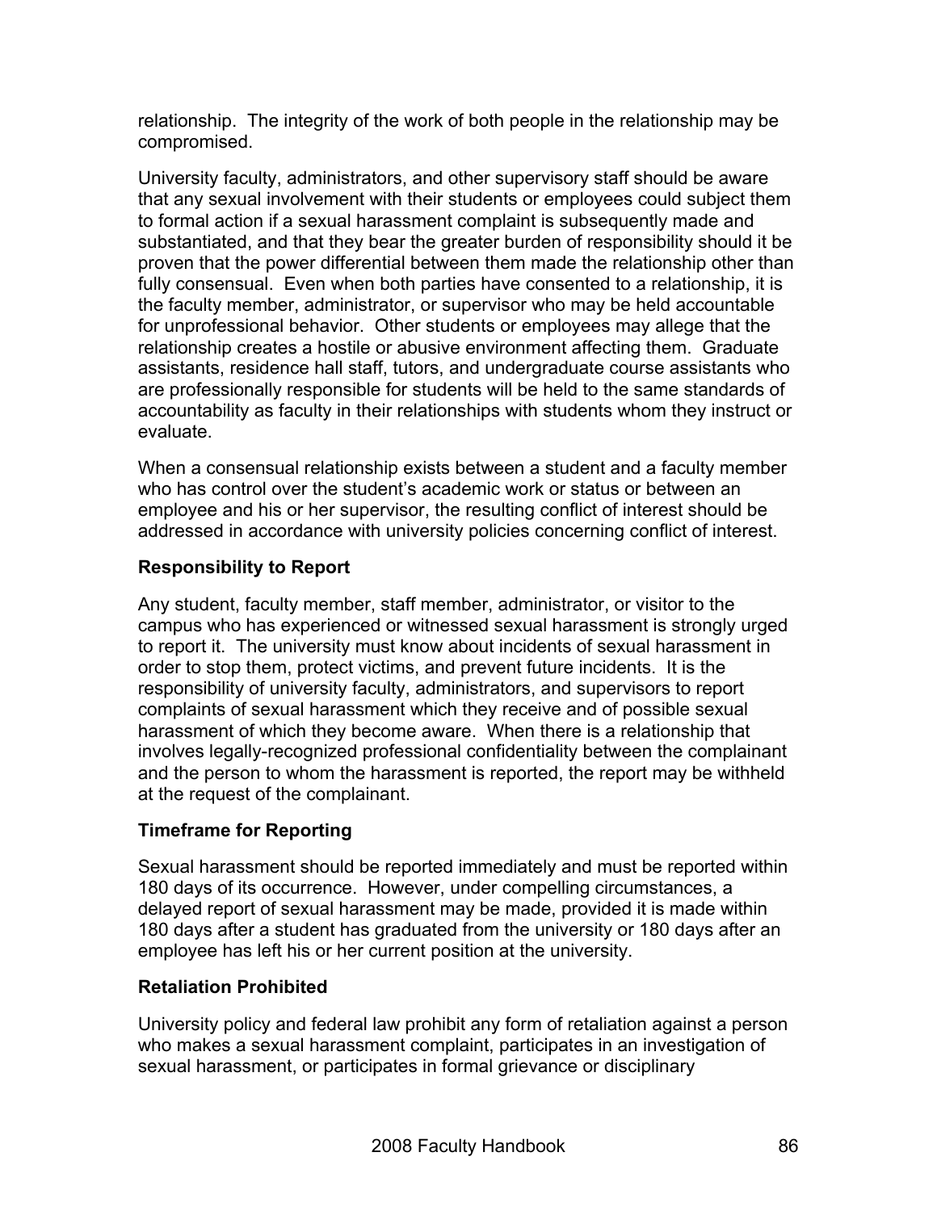relationship. The integrity of the work of both people in the relationship may be compromised.

University faculty, administrators, and other supervisory staff should be aware that any sexual involvement with their students or employees could subject them to formal action if a sexual harassment complaint is subsequently made and substantiated, and that they bear the greater burden of responsibility should it be proven that the power differential between them made the relationship other than fully consensual. Even when both parties have consented to a relationship, it is the faculty member, administrator, or supervisor who may be held accountable for unprofessional behavior. Other students or employees may allege that the relationship creates a hostile or abusive environment affecting them. Graduate assistants, residence hall staff, tutors, and undergraduate course assistants who are professionally responsible for students will be held to the same standards of accountability as faculty in their relationships with students whom they instruct or evaluate.

When a consensual relationship exists between a student and a faculty member who has control over the student's academic work or status or between an employee and his or her supervisor, the resulting conflict of interest should be addressed in accordance with university policies concerning conflict of interest.

**Responsibility to Report**

Any student, faculty member, staff member, administrator, or visitor to the campus who has experienced or witnessed sexual harassment is strongly urged to report it. The university must know about incidents of sexual harassment in order to stop them, protect victims, and prevent future incidents. It is the responsibility of university faculty, administrators, and supervisors to report complaints of sexual harassment which they receive and of possible sexual harassment of which they become aware. When there is a relationship that involves legally-recognized professional confidentiality between the complainant and the person to whom the harassment is reported, the report may be withheld at the request of the complainant.

**Timeframe for Reporting**

Sexual harassment should be reported immediately and must be reported within 180 days of its occurrence. However, under compelling circumstances, a delayed report of sexual harassment may be made, provided it is made within 180 days after a student has graduated from the university or 180 days after an employee has left his or her current position at the university.

**Retaliation Prohibited**

University policy and federal law prohibit any form of retaliation against a person who makes a sexual harassment complaint, participates in an investigation of sexual harassment, or participates in formal grievance or disciplinary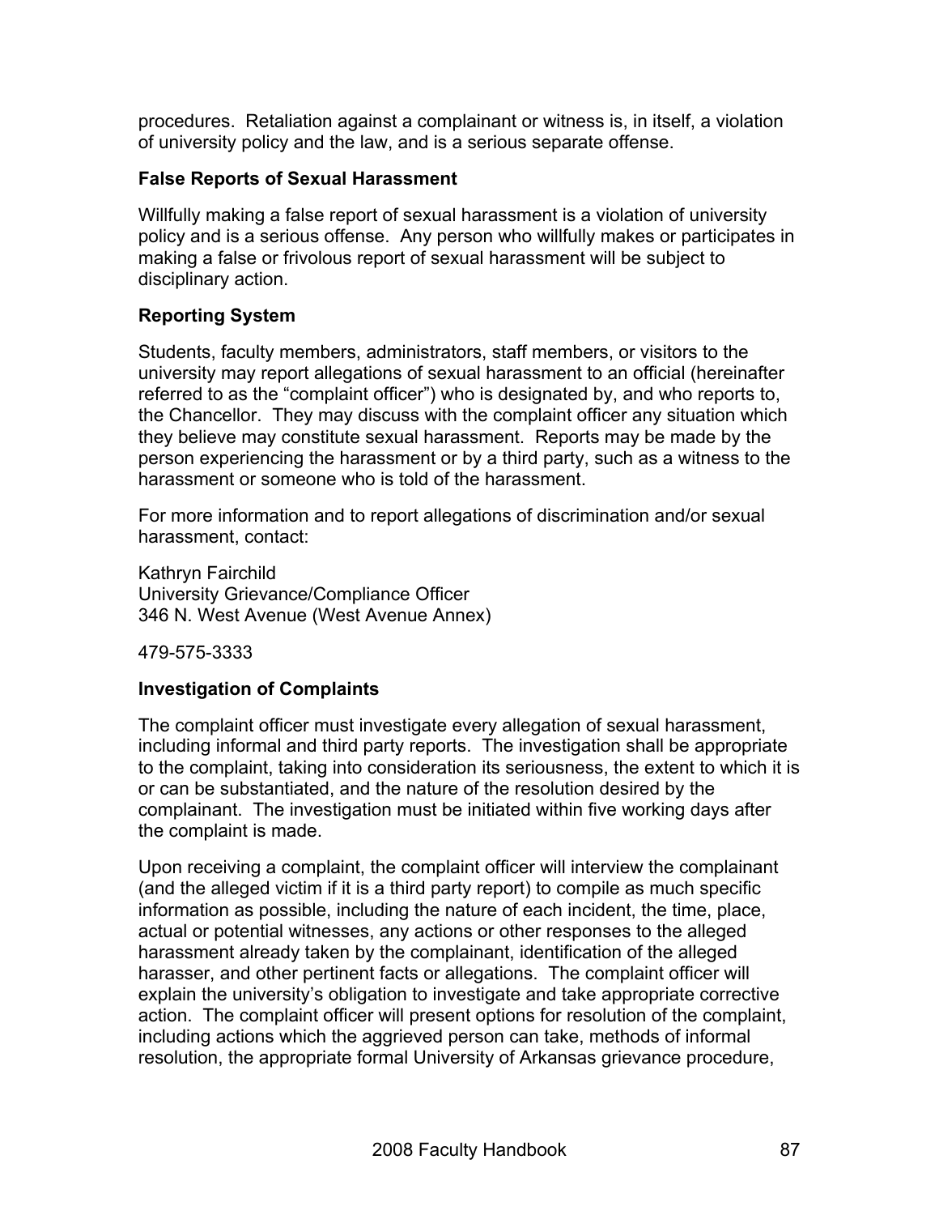procedures. Retaliation against a complainant or witness is, in itself, a violation of university policy and the law, and is a serious separate offense.

### False Reports of Sexual Harassment

Willfully making a false report of sexual harassment is a violation of university policy and is a serious offense. Any person who willfully makes or participates in making a false or frivolous report of sexual harassment will be subject to disciplinary action.

### Reporting System

Students, faculty members, administrators, staff members, or visitors to the university may report allegations of sexual harassment to an official (hereinafter referred to as the "complaint officer") who is designated by, and who reports to, the Chancellor. They may discuss with the complaint officer any situation which they believe may constitute sexual harassment. Reports may be made by the person experiencing the harassment or by a third party, such as a witness to the harassment or someone who is told of the harassment.

For more information and to report allegations of discrimination and/or sexual harassment, contact:

Kathryn Fairchild
University Grievance/Compliance Officer
346 N. West Avenue (West Avenue Annex)

479-575-3333

### Investigation of Complaints

The complaint officer must investigate every allegation of sexual harassment, including informal and third party reports. The investigation shall be appropriate to the complaint, taking into consideration its seriousness, the extent to which it is or can be substantiated, and the nature of the resolution desired by the complainant. The investigation must be initiated within five working days after the complaint is made.

Upon receiving a complaint, the complaint officer will interview the complainant (and the alleged victim if it is a third party report) to compile as much specific information as possible, including the nature of each incident, the time, place, actual or potential witnesses, any actions or other responses to the alleged harassment already taken by the complainant, identification of the alleged harasser, and other pertinent facts or allegations. The complaint officer will explain the university's obligation to investigate and take appropriate corrective action. The complaint officer will present options for resolution of the complaint, including actions which the aggrieved person can take, methods of informal resolution, the appropriate formal University of Arkansas grievance procedure,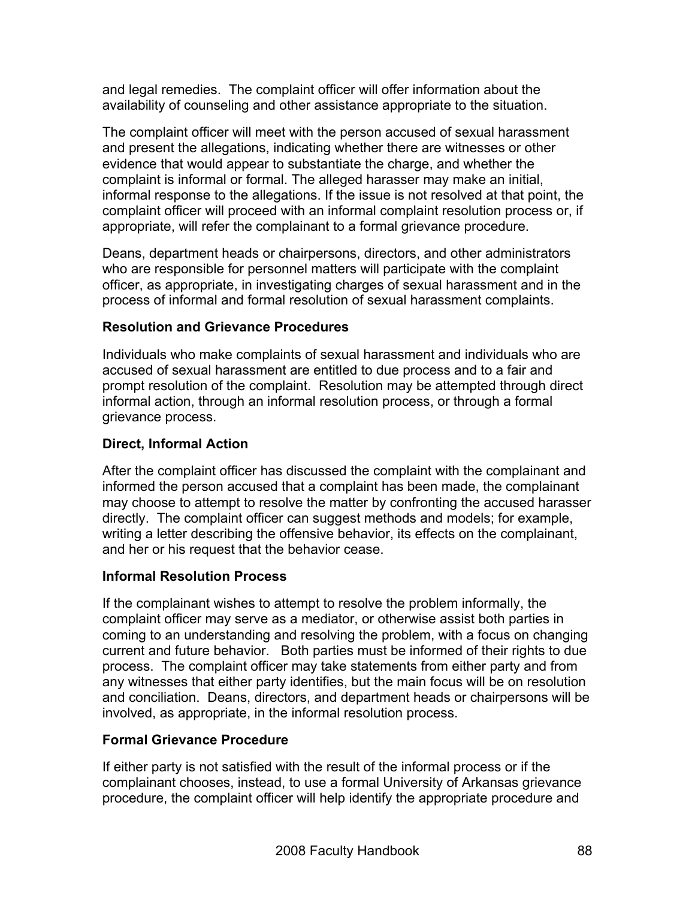and legal remedies. The complaint officer will offer information about the availability of counseling and other assistance appropriate to the situation.

The complaint officer will meet with the person accused of sexual harassment and present the allegations, indicating whether there are witnesses or other evidence that would appear to substantiate the charge, and whether the complaint is informal or formal. The alleged harasser may make an initial, informal response to the allegations. If the issue is not resolved at that point, the complaint officer will proceed with an informal complaint resolution process or, if appropriate, will refer the complainant to a formal grievance procedure.

Deans, department heads or chairpersons, directors, and other administrators who are responsible for personnel matters will participate with the complaint officer, as appropriate, in investigating charges of sexual harassment and in the process of informal and formal resolution of sexual harassment complaints.

**Resolution and Grievance Procedures**

Individuals who make complaints of sexual harassment and individuals who are accused of sexual harassment are entitled to due process and to a fair and prompt resolution of the complaint. Resolution may be attempted through direct informal action, through an informal resolution process, or through a formal grievance process.

**Direct, Informal Action**

After the complaint officer has discussed the complaint with the complainant and informed the person accused that a complaint has been made, the complainant may choose to attempt to resolve the matter by confronting the accused harasser directly. The complaint officer can suggest methods and models; for example, writing a letter describing the offensive behavior, its effects on the complainant, and her or his request that the behavior cease.

**Informal Resolution Process**

If the complainant wishes to attempt to resolve the problem informally, the complaint officer may serve as a mediator, or otherwise assist both parties in coming to an understanding and resolving the problem, with a focus on changing current and future behavior. Both parties must be informed of their rights to due process. The complaint officer may take statements from either party and from any witnesses that either party identifies, but the main focus will be on resolution and conciliation. Deans, directors, and department heads or chairpersons will be involved, as appropriate, in the informal resolution process.

**Formal Grievance Procedure**

If either party is not satisfied with the result of the informal process or if the complainant chooses, instead, to use a formal University of Arkansas grievance procedure, the complaint officer will help identify the appropriate procedure and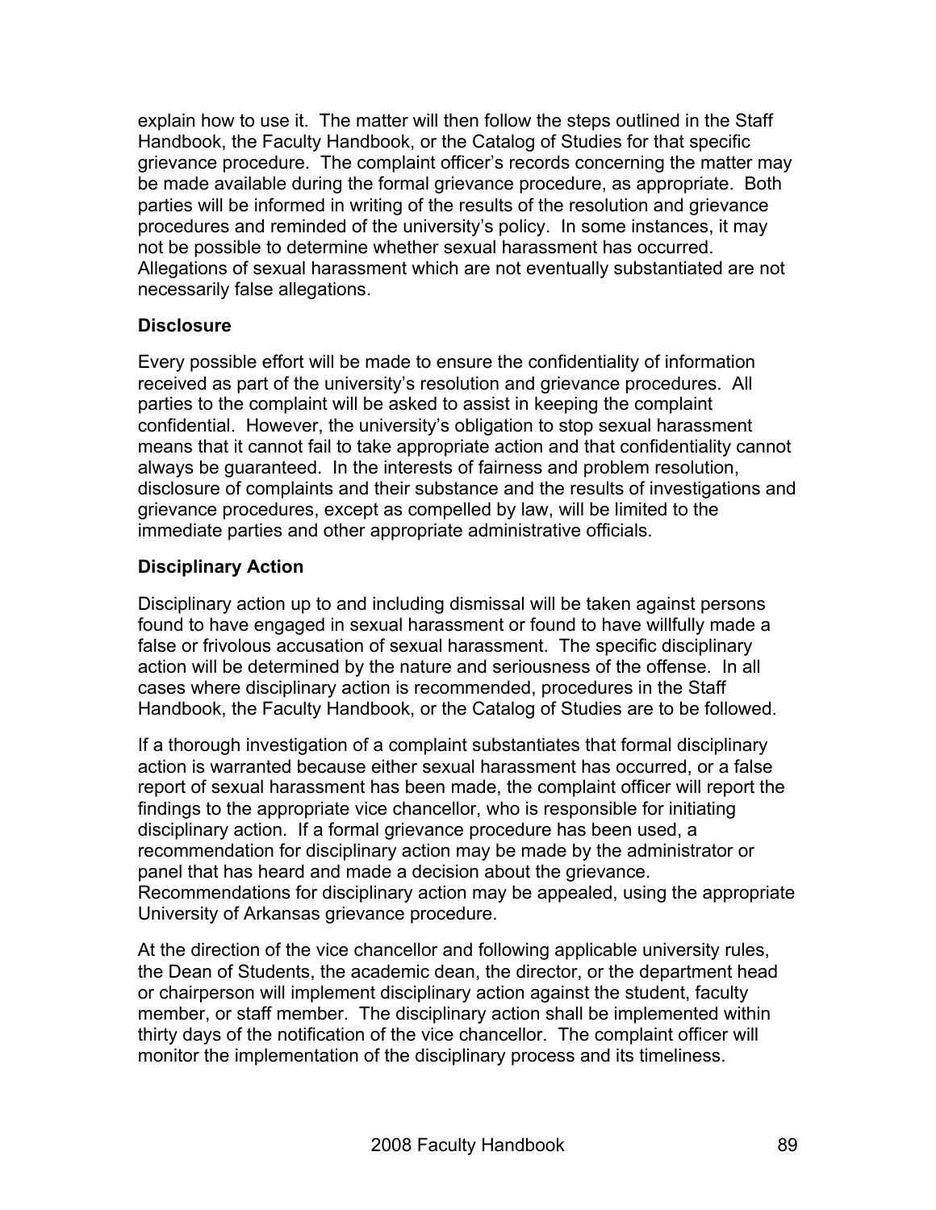explain how to use it. The matter will then follow the steps outlined in the Staff Handbook, the Faculty Handbook, or the Catalog of Studies for that specific grievance procedure. The complaint officer's records concerning the matter may be made available during the formal grievance procedure, as appropriate. Both parties will be informed in writing of the results of the resolution and grievance procedures and reminded of the university's policy. In some instances, it may not be possible to determine whether sexual harassment has occurred. Allegations of sexual harassment which are not eventually substantiated are not necessarily false allegations.

**Disclosure**

Every possible effort will be made to ensure the confidentiality of information received as part of the university's resolution and grievance procedures. All parties to the complaint will be asked to assist in keeping the complaint confidential. However, the university's obligation to stop sexual harassment means that it cannot fail to take appropriate action and that confidentiality cannot always be guaranteed. In the interests of fairness and problem resolution, disclosure of complaints and their substance and the results of investigations and grievance procedures, except as compelled by law, will be limited to the immediate parties and other appropriate administrative officials.

**Disciplinary Action**

Disciplinary action up to and including dismissal will be taken against persons found to have engaged in sexual harassment or found to have willfully made a false or frivolous accusation of sexual harassment. The specific disciplinary action will be determined by the nature and seriousness of the offense. In all cases where disciplinary action is recommended, procedures in the Staff Handbook, the Faculty Handbook, or the Catalog of Studies are to be followed.

If a thorough investigation of a complaint substantiates that formal disciplinary action is warranted because either sexual harassment has occurred, or a false report of sexual harassment has been made, the complaint officer will report the findings to the appropriate vice chancellor, who is responsible for initiating disciplinary action. If a formal grievance procedure has been used, a recommendation for disciplinary action may be made by the administrator or panel that has heard and made a decision about the grievance. Recommendations for disciplinary action may be appealed, using the appropriate University of Arkansas grievance procedure.

At the direction of the vice chancellor and following applicable university rules, the Dean of Students, the academic dean, the director, or the department head or chairperson will implement disciplinary action against the student, faculty member, or staff member. The disciplinary action shall be implemented within thirty days of the notification of the vice chancellor. The complaint officer will monitor the implementation of the disciplinary process and its timeliness.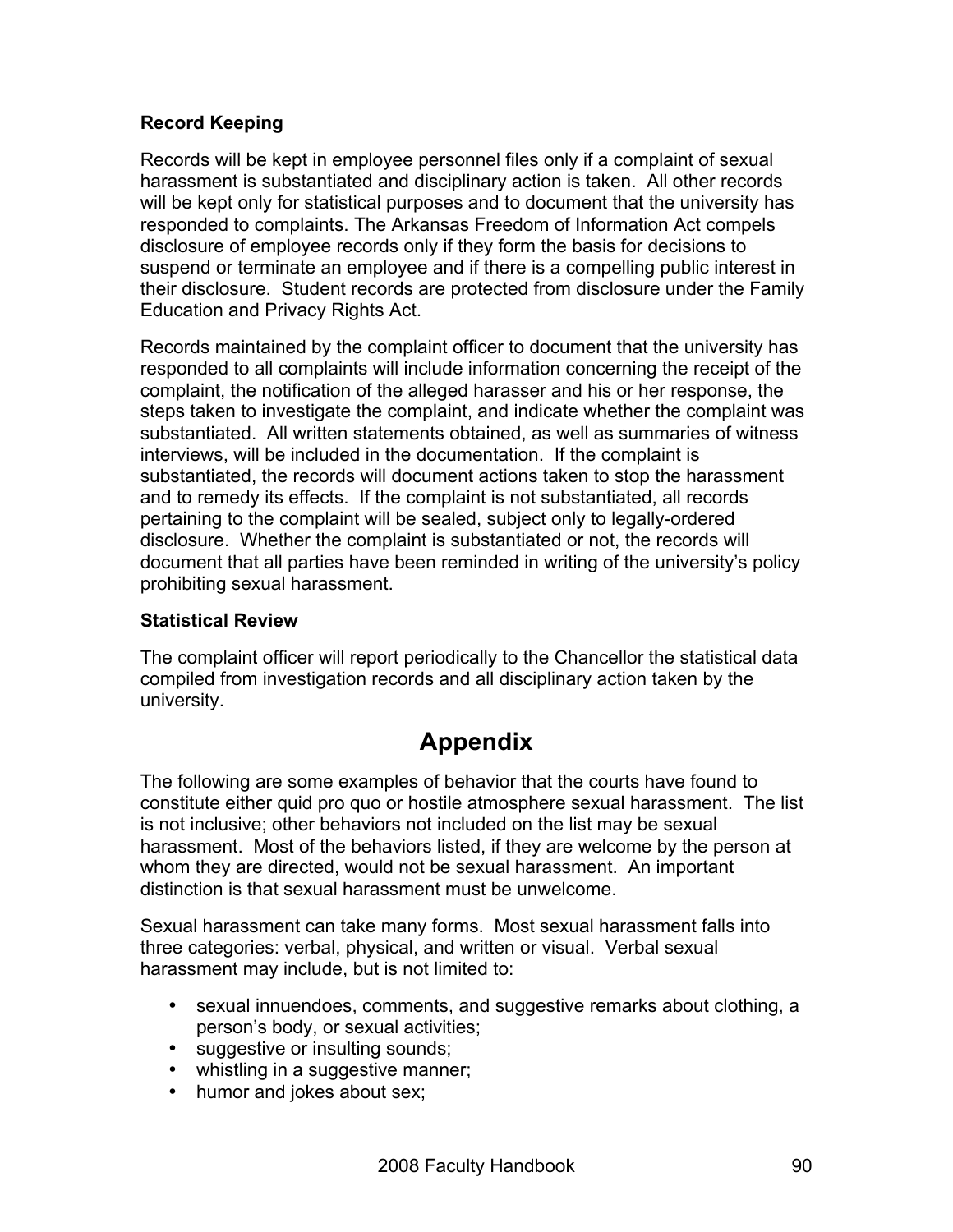### Record Keeping

Records will be kept in employee personnel files only if a complaint of sexual harassment is substantiated and disciplinary action is taken. All other records will be kept only for statistical purposes and to document that the university has responded to complaints. The Arkansas Freedom of Information Act compels disclosure of employee records only if they form the basis for decisions to suspend or terminate an employee and if there is a compelling public interest in their disclosure. Student records are protected from disclosure under the Family Education and Privacy Rights Act.

Records maintained by the complaint officer to document that the university has responded to all complaints will include information concerning the receipt of the complaint, the notification of the alleged harasser and his or her response, the steps taken to investigate the complaint, and indicate whether the complaint was substantiated. All written statements obtained, as well as summaries of witness interviews, will be included in the documentation. If the complaint is substantiated, the records will document actions taken to stop the harassment and to remedy its effects. If the complaint is not substantiated, all records pertaining to the complaint will be sealed, subject only to legally-ordered disclosure. Whether the complaint is substantiated or not, the records will document that all parties have been reminded in writing of the university's policy prohibiting sexual harassment.

### Statistical Review

The complaint officer will report periodically to the Chancellor the statistical data compiled from investigation records and all disciplinary action taken by the university.

## Appendix

The following are some examples of behavior that the courts have found to constitute either quid pro quo or hostile atmosphere sexual harassment. The list is not inclusive; other behaviors not included on the list may be sexual harassment. Most of the behaviors listed, if they are welcome by the person at whom they are directed, would not be sexual harassment. An important distinction is that sexual harassment must be unwelcome.

Sexual harassment can take many forms. Most sexual harassment falls into three categories: verbal, physical, and written or visual. Verbal sexual harassment may include, but is not limited to:

- sexual innuendoes, comments, and suggestive remarks about clothing, a person's body, or sexual activities;
- suggestive or insulting sounds;
- whistling in a suggestive manner;
- humor and jokes about sex;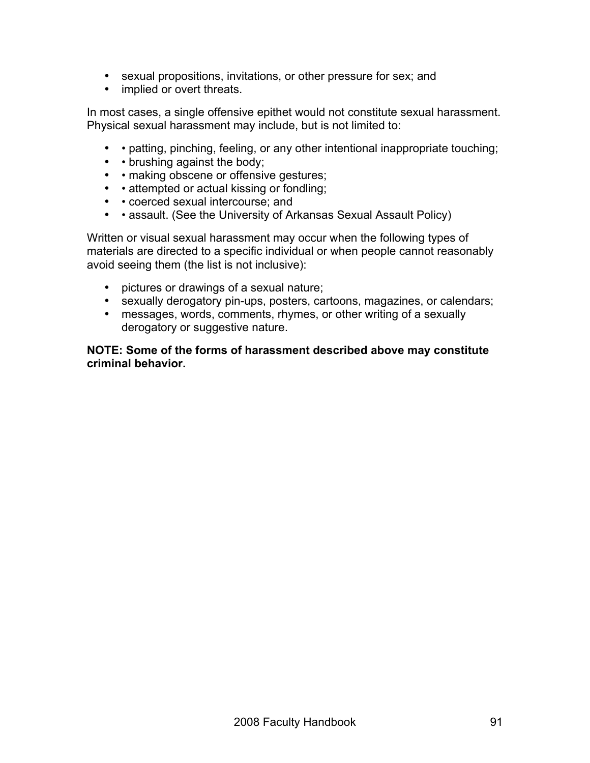- sexual propositions, invitations, or other pressure for sex; and
- implied or overt threats.

In most cases, a single offensive epithet would not constitute sexual harassment. Physical sexual harassment may include, but is not limited to:

- • patting, pinching, feeling, or any other intentional inappropriate touching;
- • brushing against the body;
- • making obscene or offensive gestures;
- • attempted or actual kissing or fondling;
- • coerced sexual intercourse; and
- • assault. (See the University of Arkansas Sexual Assault Policy)

Written or visual sexual harassment may occur when the following types of materials are directed to a specific individual or when people cannot reasonably avoid seeing them (the list is not inclusive):

- pictures or drawings of a sexual nature;
- sexually derogatory pin-ups, posters, cartoons, magazines, or calendars;
- messages, words, comments, rhymes, or other writing of a sexually derogatory or suggestive nature.

**NOTE: Some of the forms of harassment described above may constitute criminal behavior.**